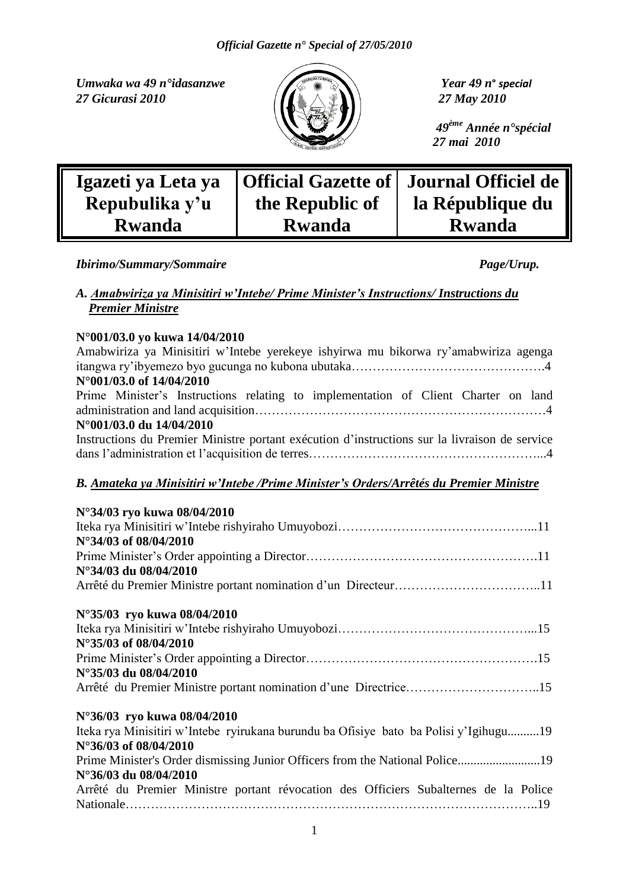*Umwaka wa 49 n°idasanzwe*
*27 Gicurasi 2010*

*Year 49 n° special*
*27 May 2010*

*49ème Année n°spécial*
*27 mai 2010*

| Igazeti ya Leta ya Repubulika y'u Rwanda | Official Gazette of the Republic of Rwanda | Journal Officiel de la République du Rwanda |
|---|---|---|

***Ibirimo/Summary/Sommaire*** ***Page/Urup.***

## *A. Amabwiriza ya Minisitiri w'Intebe/ Prime Minister's Instructions/ Instructions du Premier Ministre*

**N°001/03.0 yo kuwa 14/04/2010**
Amabwiriza ya Minisitiri w'Intebe yerekeye ishyirwa mu bikorwa ry'amabwiriza agenga itangwa ry'ibyemezo byo gucunga no kubona ubutaka……………………………………….4
**N°001/03.0 of 14/04/2010**
Prime Minister's Instructions relating to implementation of Client Charter on land administration and land acquisition……………………………………………………………4
**N°001/03.0 du 14/04/2010**
Instructions du Premier Ministre portant exécution d'instructions sur la livraison de service dans l'administration et l'acquisition de terres………………………………………………...4

## *B. Amateka ya Minisitiri w'Intebe /Prime Minister's Orders/Arrêtés du Premier Ministre*

**N°34/03 ryo kuwa 08/04/2010**
Iteka rya Minisitiri w'Intebe rishyiraho Umuyobozi………………………………………...11
**N°34/03 of 08/04/2010**
Prime Minister's Order appointing a Director……………………………………………….11
**N°34/03 du 08/04/2010**
Arrêté du Premier Ministre portant nomination d'un Directeur……………………………..11

**N°35/03 ryo kuwa 08/04/2010**
Iteka rya Minisitiri w'Intebe rishyiraho Umuyobozi………………………………………...15
**N°35/03 of 08/04/2010**
Prime Minister's Order appointing a Director……………………………………………….15
**N°35/03 du 08/04/2010**
Arrêté du Premier Ministre portant nomination d'une Directrice…………………………..15

**N°36/03 ryo kuwa 08/04/2010**
Iteka rya Minisitiri w'Intebe ryirukana burundu ba Ofisiye bato ba Polisi y'Igihugu..........19
**N°36/03 of 08/04/2010**
Prime Minister's Order dismissing Junior Officers from the National Police.........................19
**N°36/03 du 08/04/2010**
Arrêté du Premier Ministre portant révocation des Officiers Subalternes de la Police Nationale…………………………………………………………………………………..19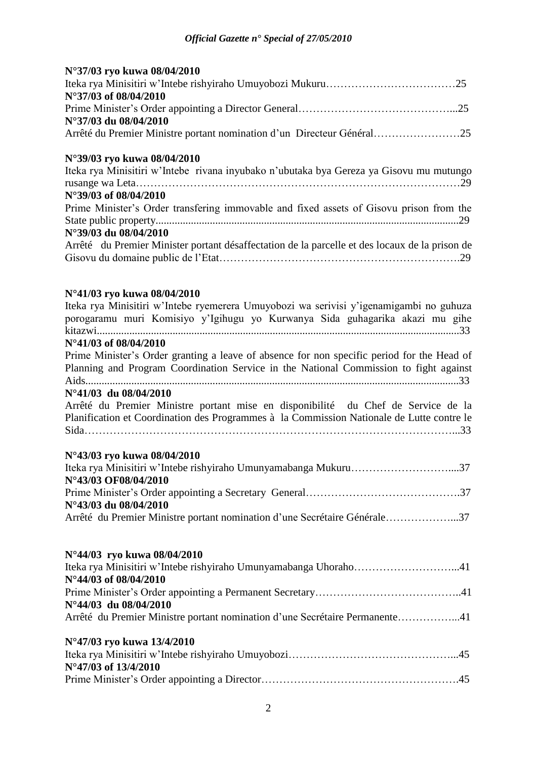**N°37/03 ryo kuwa 08/04/2010**

Iteka rya Minisitiri w'Intebe rishyiraho Umuyobozi Mukuru……………………………….25

**N°37/03 of 08/04/2010**

Prime Minister's Order appointing a Director General……………………………………...25

**N°37/03 du 08/04/2010**

Arrêté du Premier Ministre portant nomination d'un Directeur Général……………………25

**N°39/03 ryo kuwa 08/04/2010**

Iteka rya Minisitiri w'Intebe rivana inyubako n'ubutaka bya Gereza ya Gisovu mu mutungo rusange wa Leta…………………………………………………………………………….29

**N°39/03 of 08/04/2010**

Prime Minister's Order transfering immovable and fixed assets of Gisovu prison from the State public property..............................................................................................................29

**N°39/03 du 08/04/2010**

Arrêté du Premier Minister portant désaffectation de la parcelle et des locaux de la prison de Gisovu du domaine public de l'Etat……………………………………………………….29

**N°41/03 ryo kuwa 08/04/2010**

Iteka rya Minisitiri w'Intebe ryemerera Umuyobozi wa serivisi y'igenamigambi no guhuza porogaramu muri Komisiyo y'Igihugu yo Kurwanya Sida guhagarika akazi mu gihe kitazwi.....................................................................................................................................33

**N°41/03 of 08/04/2010**

Prime Minister's Order granting a leave of absence for non specific period for the Head of Planning and Program Coordination Service in the National Commission to fight against Aids.........................................................................................................................................33

**N°41/03 du 08/04/2010**

Arrêté du Premier Ministre portant mise en disponibilité du Chef de Service de la Planification et Coordination des Programmes à la Commission Nationale de Lutte contre le Sida………………………………………………………………………………………...33

**N°43/03 ryo kuwa 08/04/2010**

Iteka rya Minisitiri w'Intebe rishyiraho Umunyamabanga Mukuru………………………...37

**N°43/03 OF08/04/2010**

Prime Minister's Order appointing a Secretary General…………………………………….37

**N°43/03 du 08/04/2010**

Arrêté du Premier Ministre portant nomination d'une Secrétaire Générale………………...37

**N°44/03 ryo kuwa 08/04/2010**

Iteka rya Minisitiri w'Intebe rishyiraho Umunyamabanga Uhoraho………………………...41

**N°44/03 of 08/04/2010**

Prime Minister's Order appointing a Permanent Secretary…………………………………..41

**N°44/03 du 08/04/2010**

Arrêté du Premier Ministre portant nomination d'une Secrétaire Permanente……………...41

**N°47/03 ryo kuwa 13/4/2010**

Iteka rya Minisitiri w'Intebe rishyiraho Umuyobozi………………………………………...45

**N°47/03 of 13/4/2010**

Prime Minister's Order appointing a Director……………………………………………….45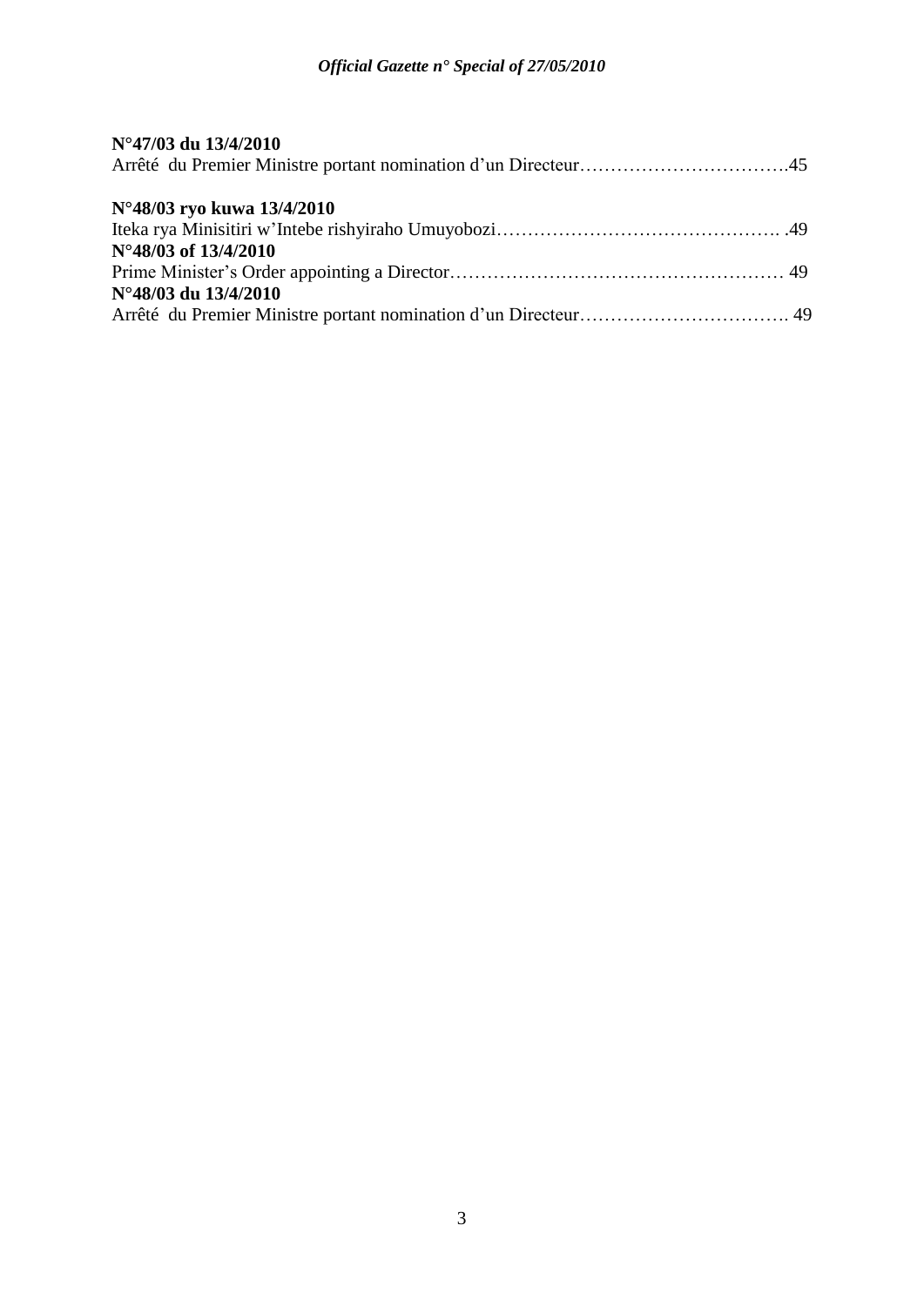**N°47/03 du 13/4/2010**
Arrêté du Premier Ministre portant nomination d'un Directeur…………………………….45

**N°48/03 ryo kuwa 13/4/2010**
Iteka rya Minisitiri w'Intebe rishyiraho Umuyobozi………………………………………. .49
**N°48/03 of 13/4/2010**
Prime Minister's Order appointing a Director……………………………………………… 49
**N°48/03 du 13/4/2010**
Arrêté du Premier Ministre portant nomination d'un Directeur……………………………. 49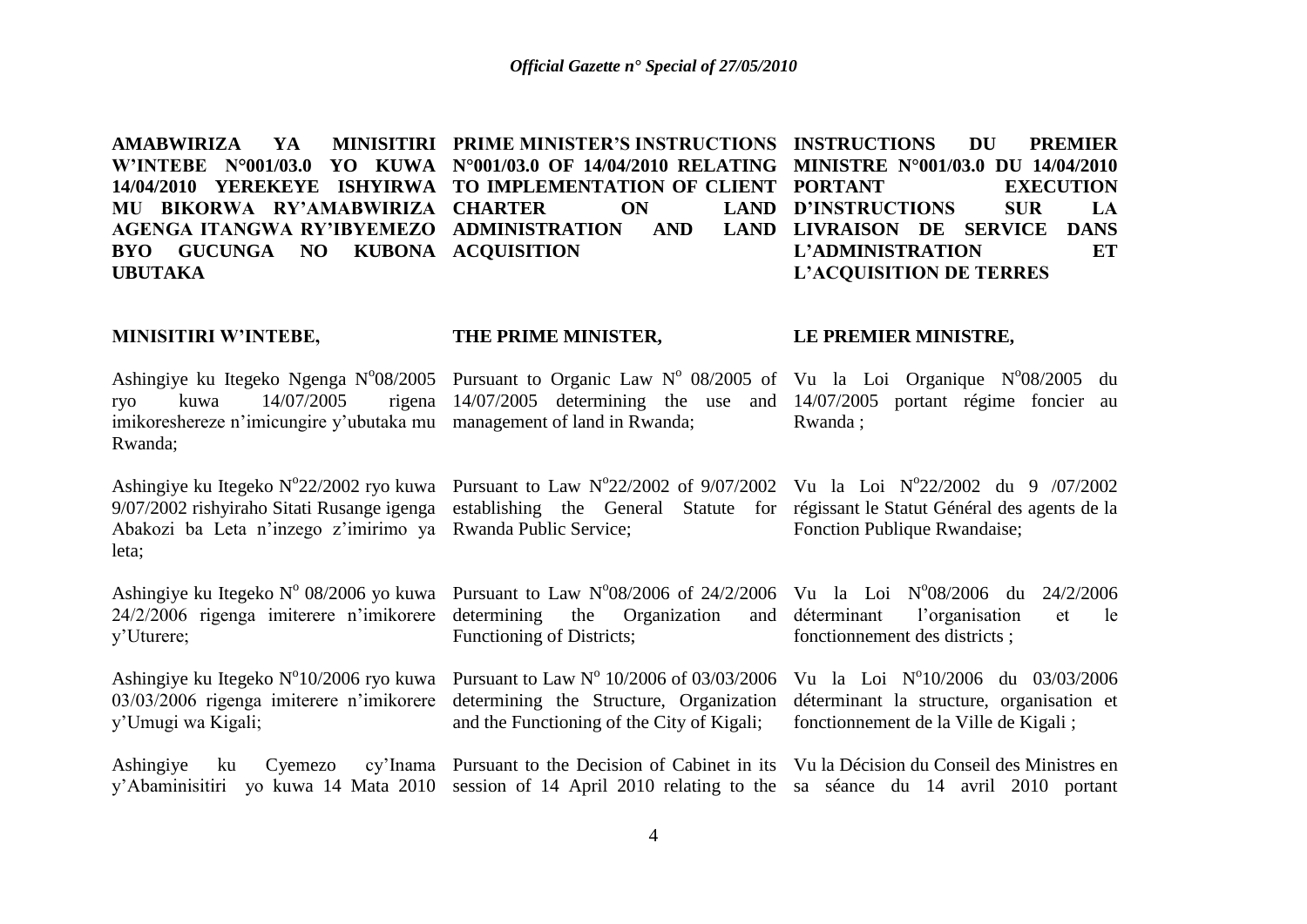**AMABWIRIZA YA MINISITIRI W'INTEBE N°001/03.0 YO KUWA 14/04/2010 YEREKEYE ISHYIRWA MU BIKORWA RY'AMABWIRIZA AGENGA ITANGWA RY'IBYEMEZO BYO GUCUNGA NO KUBONA UBUTAKA**

**MINISITIRI W'INTEBE,**

Ashingiye ku Itegeko Ngenga N°08/2005 ryo kuwa 14/07/2005 rigena imikoreshereze n'imicungire y'ubutaka mu Rwanda;

Ashingiye ku Itegeko N°22/2002 ryo kuwa 9/07/2002 rishyiraho Sitati Rusange igenga Abakozi ba Leta n'inzego z'imirimo ya leta;

Ashingiye ku Itegeko N° 08/2006 yo kuwa 24/2/2006 rigenga imiterere n'imikorere y'Uturere;

Ashingiye ku Itegeko N°10/2006 ryo kuwa 03/03/2006 rigenga imiterere n'imikorere y'Umugi wa Kigali;

Ashingiye ku Cyemezo cy'Inama y'Abaminisitiri yo kuwa 14 Mata 2010

**PRIME MINISTER'S INSTRUCTIONS N°001/03.0 OF 14/04/2010 RELATING TO IMPLEMENTATION OF CLIENT CHARTER ON LAND ADMINISTRATION AND LAND ACQUISITION**

**THE PRIME MINISTER,**

Pursuant to Organic Law N° 08/2005 of 14/07/2005 determining the use and management of land in Rwanda;

Pursuant to Law N°22/2002 of 9/07/2002 establishing the General Statute for Rwanda Public Service;

Pursuant to Law N°08/2006 of 24/2/2006 determining the Organization and Functioning of Districts;

Pursuant to Law N° 10/2006 of 03/03/2006 determining the Structure, Organization and the Functioning of the City of Kigali;

Pursuant to the Decision of Cabinet in its session of 14 April 2010 relating to the

**INSTRUCTIONS DU PREMIER MINISTRE N°001/03.0 DU 14/04/2010 PORTANT EXECUTION D'INSTRUCTIONS SUR LA LIVRAISON DE SERVICE DANS L'ADMINISTRATION ET L'ACQUISITION DE TERRES**

**LE PREMIER MINISTRE,**

Vu la Loi Organique N°08/2005 du 14/07/2005 portant régime foncier au Rwanda ;

Vu la Loi N°22/2002 du 9 /07/2002 régissant le Statut Général des agents de la Fonction Publique Rwandaise;

Vu la Loi N°08/2006 du 24/2/2006 déterminant l'organisation et le fonctionnement des districts ;

Vu la Loi N°10/2006 du 03/03/2006 déterminant la structure, organisation et fonctionnement de la Ville de Kigali ;

Vu la Décision du Conseil des Ministres en sa séance du 14 avril 2010 portant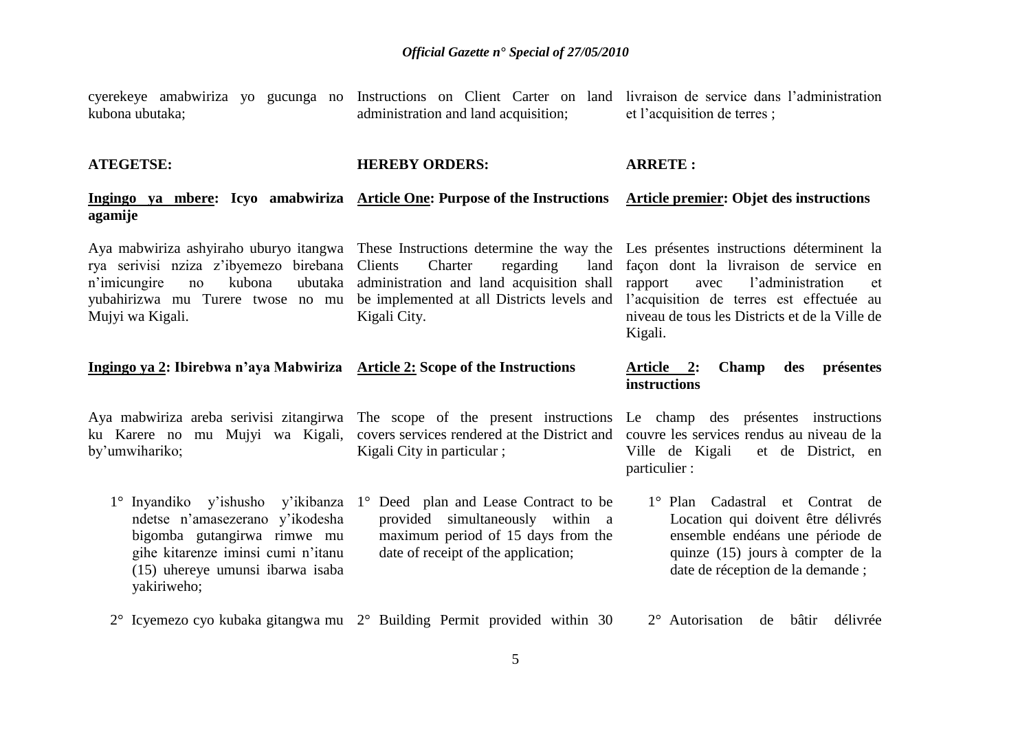cyerekeye amabwiriza yo gucunga no kubona ubutaka;

Instructions on Client Carter on land administration and land acquisition;

livraison de service dans l'administration et l'acquisition de terres ;

**ATEGETSE:**

**HEREBY ORDERS:**

**ARRETE :**

**Ingingo ya mbere: Icyo amabwiriza agamije**

Aya mabwiriza ashyiraho uburyo itangwa rya serivisi nziza z'ibyemezo birebana n'imicungire no kubona ubutaka yubahirizwa mu Turere twose no mu Mujyi wa Kigali.

**Article One: Purpose of the Instructions**

These Instructions determine the way the Clients Charter regarding land administration and land acquisition shall be implemented at all Districts levels and Kigali City.

**Article premier: Objet des instructions**

Les présentes instructions déterminent la façon dont la livraison de service en rapport avec l'administration et l'acquisition de terres est effectuée au niveau de tous les Districts et de la Ville de Kigali.

**Ingingo ya 2: Ibirebwa n'aya Mabwiriza**

Aya mabwiriza areba serivisi zitangirwa ku Karere no mu Mujyi wa Kigali, by'umwihariko;

1° Inyandiko y'ishusho y'ikibanza ndetse n'amasezerano y'ikodesha bigomba gutangirwa rimwe mu gihe kitarenze iminsi cumi n'itanu (15) uhereye umunsi ibarwa isaba yakiriweho;

2° Icyemezo cyo kubaka gitangwa mu

**Article 2: Scope of the Instructions**

The scope of the present instructions covers services rendered at the District and Kigali City in particular ;

1° Deed plan and Lease Contract to be provided simultaneously within a maximum period of 15 days from the date of receipt of the application;

2° Building Permit provided within 30

**Article 2: Champ des présentes instructions**

Le champ des présentes instructions couvre les services rendus au niveau de la Ville de Kigali et de District, en particulier :

1° Plan Cadastral et Contrat de Location qui doivent être délivrés ensemble endéans une période de quinze (15) jours à compter de la date de réception de la demande ;

2° Autorisation de bâtir délivrée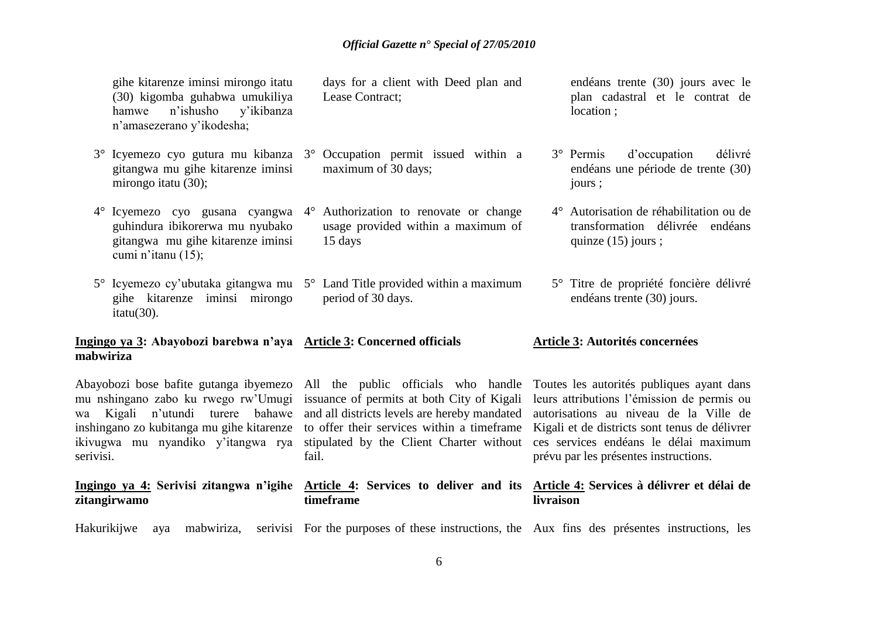gihe kitarenze iminsi mirongo itatu (30) kigomba guhabwa umukiliya hamwe n'ishusho y'ikibanza n'amasezerano y'ikodesha;

3° Icyemezo cyo gutura mu kibanza gitangwa mu gihe kitarenze iminsi mirongo itatu (30);

4° Icyemezo cyo gusana cyangwa guhindura ibikorerwa mu nyubako gitangwa mu gihe kitarenze iminsi cumi n'itanu (15);

5° Icyemezo cy'ubutaka gitangwa mu gihe kitarenze iminsi mirongo itatu(30).

**Ingingo ya 3: Abayobozi barebwa n'aya mabwiriza**

Abayobozi bose bafite gutanga ibyemezo mu nshingano zabo ku rwego rw'Umugi wa Kigali n'utundi turere bahawe inshingano zo kubitanga mu gihe kitarenze ikivugwa mu nyandiko y'itangwa rya serivisi.

**Ingingo ya 4: Serivisi zitangwa n'igihe zitangirwamo**

Hakurikijwe aya mabwiriza, serivisi

days for a client with Deed plan and Lease Contract;

3° Occupation permit issued within a maximum of 30 days;

4° Authorization to renovate or change usage provided within a maximum of 15 days

5° Land Title provided within a maximum period of 30 days.

**Article 3: Concerned officials**

All the public officials who handle issuance of permits at both City of Kigali and all districts levels are hereby mandated to offer their services within a timeframe stipulated by the Client Charter without fail.

**Article 4: Services to deliver and its timeframe**

For the purposes of these instructions, the

endéans trente (30) jours avec le plan cadastral et le contrat de location ;

3° Permis d'occupation délivré endéans une période de trente (30) jours ;

4° Autorisation de réhabilitation ou de transformation délivrée endéans quinze (15) jours ;

5° Titre de propriété foncière délivré endéans trente (30) jours.

**Article 3: Autorités concernées**

Toutes les autorités publiques ayant dans leurs attributions l'émission de permis ou autorisations au niveau de la Ville de Kigali et de districts sont tenus de délivrer ces services endéans le délai maximum prévu par les présentes instructions.

**Article 4: Services à délivrer et délai de livraison**

Aux fins des présentes instructions, les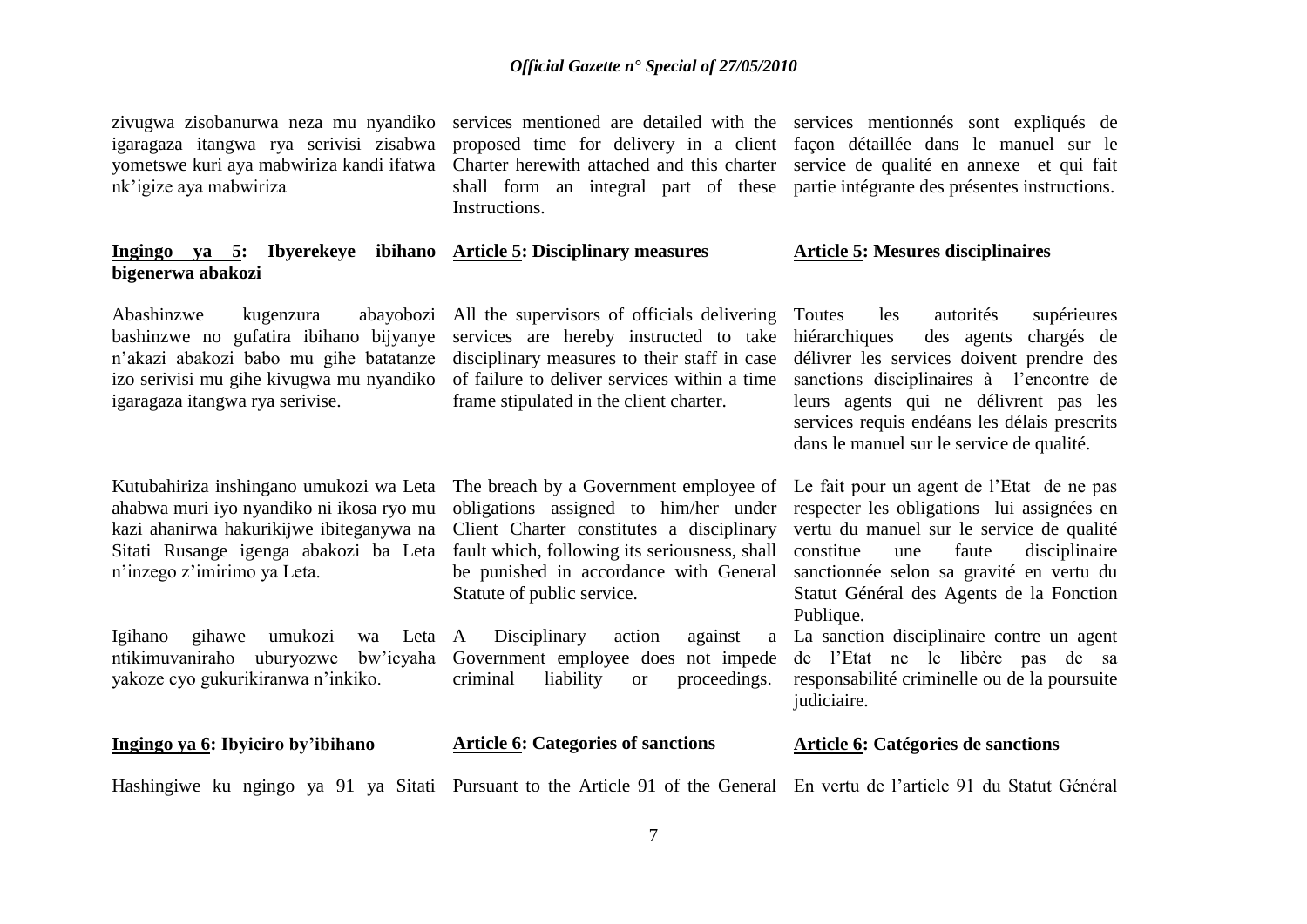zivugwa zisobanurwa neza mu nyandiko igaragaza itangwa rya serivisi zisabwa yometswe kuri aya mabwiriza kandi ifatwa nk'igize aya mabwiriza

**Ingingo ya 5: Ibyerekeye ibihano bigenerwa abakozi**

Abashinzwe kugenzura abayobozi bashinzwe no gufatira ibihano bijyanye n'akazi abakozi babo mu gihe batatanze izo serivisi mu gihe kivugwa mu nyandiko igaragaza itangwa rya serivise.

Kutubahiriza inshingano umukozi wa Leta ahabwa muri iyo nyandiko ni ikosa ryo mu kazi ahanirwa hakurikijwe ibiteganywa na Sitati Rusange igenga abakozi ba Leta n'inzego z'imirimo ya Leta.

Igihano gihawe umukozi wa Leta ntikimuvaniraho uburyozwe bw'icyaha yakoze cyo gukurikiranwa n'inkiko.

**Ingingo ya 6: Ibyiciro by'ibihano**

Hashingiwe ku ngingo ya 91 ya Sitati

services mentioned are detailed with the proposed time for delivery in a client Charter herewith attached and this charter shall form an integral part of these Instructions.

**Article 5: Disciplinary measures**

All the supervisors of officials delivering services are hereby instructed to take disciplinary measures to their staff in case of failure to deliver services within a time frame stipulated in the client charter.

The breach by a Government employee of obligations assigned to him/her under Client Charter constitutes a disciplinary fault which, following its seriousness, shall be punished in accordance with General Statute of public service.

A Disciplinary action against a Government employee does not impede criminal liability or proceedings.

**Article 6: Categories of sanctions**

Pursuant to the Article 91 of the General

services mentionnés sont expliqués de façon détaillée dans le manuel sur le service de qualité en annexe et qui fait partie intégrante des présentes instructions.

**Article 5: Mesures disciplinaires**

Toutes les autorités supérieures hiérarchiques des agents chargés de délivrer les services doivent prendre des sanctions disciplinaires à l'encontre de leurs agents qui ne délivrent pas les services requis endéans les délais prescrits dans le manuel sur le service de qualité.

Le fait pour un agent de l'Etat de ne pas respecter les obligations lui assignées en vertu du manuel sur le service de qualité constitue une faute disciplinaire sanctionnée selon sa gravité en vertu du Statut Général des Agents de la Fonction Publique.

La sanction disciplinaire contre un agent de l'Etat ne le libère pas de sa responsabilité criminelle ou de la poursuite judiciaire.

**Article 6: Catégories de sanctions**

En vertu de l'article 91 du Statut Général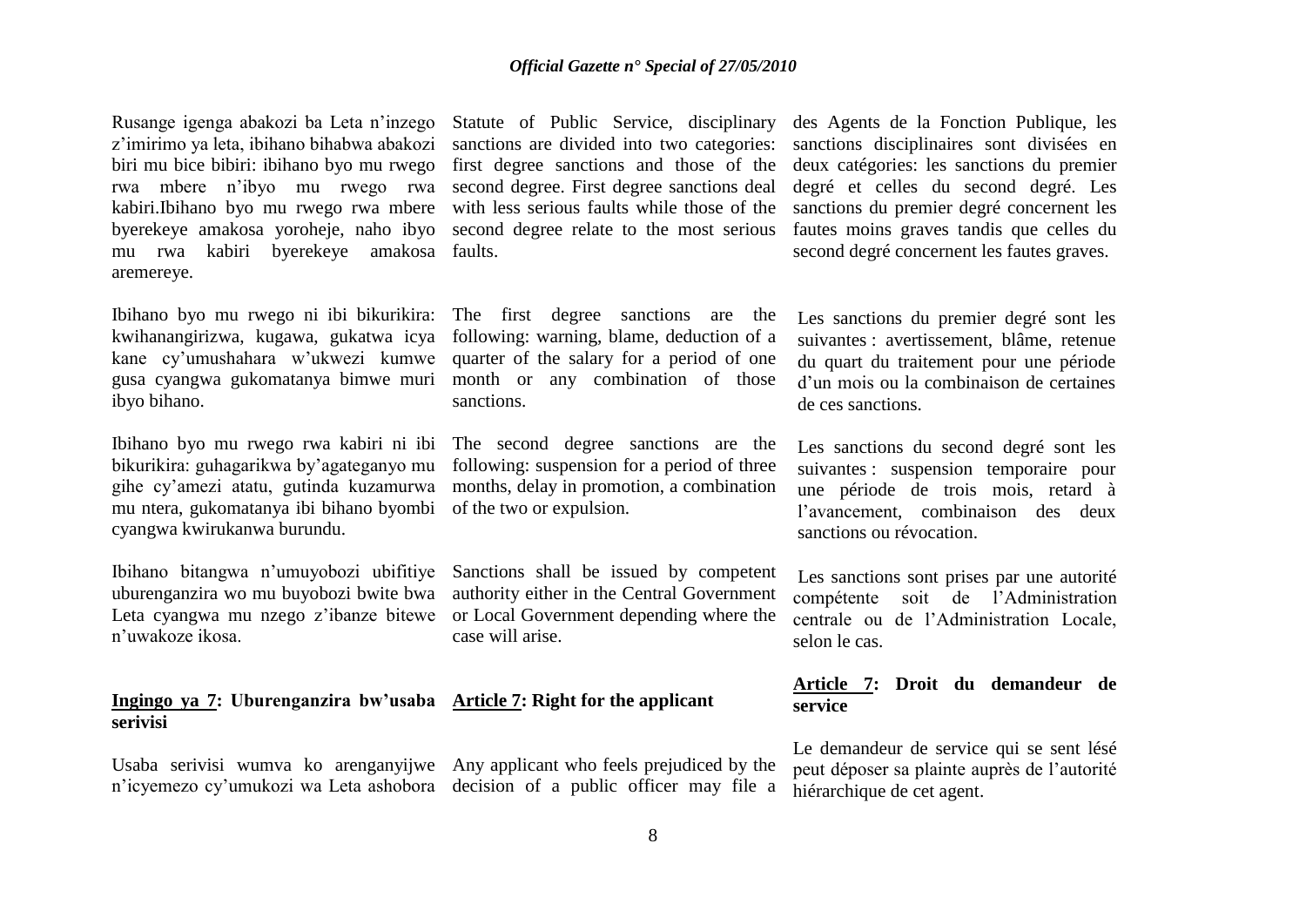Rusange igenga abakozi ba Leta n'inzego z'imirimo ya leta, ibihano bihabwa abakozi biri mu bice bibiri: ibihano byo mu rwego rwa mbere n'ibyo mu rwego rwa kabiri.Ibihano byo mu rwego rwa mbere byerekeye amakosa yoroheje, naho ibyo mu rwa kabiri byerekeye amakosa aremereye.

Ibihano byo mu rwego ni ibi bikurikira: kwihanangirizwa, kugawa, gukatwa icya kane cy'umushahara w'ukwezi kumwe gusa cyangwa gukomatanya bimwe muri ibyo bihano.

Ibihano byo mu rwego rwa kabiri ni ibi bikurikira: guhagarikwa by'agateganyo mu gihe cy'amezi atatu, gutinda kuzamurwa mu ntera, gukomatanya ibi bihano byombi cyangwa kwirukanwa burundu.

Ibihano bitangwa n'umuyobozi ubifitiye uburenganzira wo mu buyobozi bwite bwa Leta cyangwa mu nzego z'ibanze bitewe n'uwakoze ikosa.

**Ingingo ya 7: Uburenganzira bw'usaba serivisi**

Usaba serivisi wumva ko arenganyijwe n'icyemezo cy'umukozi wa Leta ashobora

Statute of Public Service, disciplinary sanctions are divided into two categories: first degree sanctions and those of the second degree. First degree sanctions deal with less serious faults while those of the second degree relate to the most serious faults.

The first degree sanctions are the following: warning, blame, deduction of a quarter of the salary for a period of one month or any combination of those sanctions.

The second degree sanctions are the following: suspension for a period of three months, delay in promotion, a combination of the two or expulsion.

Sanctions shall be issued by competent authority either in the Central Government or Local Government depending where the case will arise.

**Article 7: Right for the applicant**

Any applicant who feels prejudiced by the decision of a public officer may file a

des Agents de la Fonction Publique, les sanctions disciplinaires sont divisées en deux catégories: les sanctions du premier degré et celles du second degré. Les sanctions du premier degré concernent les fautes moins graves tandis que celles du second degré concernent les fautes graves.

Les sanctions du premier degré sont les suivantes : avertissement, blâme, retenue du quart du traitement pour une période d'un mois ou la combinaison de certaines de ces sanctions.

Les sanctions du second degré sont les suivantes : suspension temporaire pour une période de trois mois, retard à l'avancement, combinaison des deux sanctions ou révocation.

Les sanctions sont prises par une autorité compétente soit de l'Administration centrale ou de l'Administration Locale, selon le cas.

**Article 7: Droit du demandeur de service**

Le demandeur de service qui se sent lésé peut déposer sa plainte auprès de l'autorité hiérarchique de cet agent.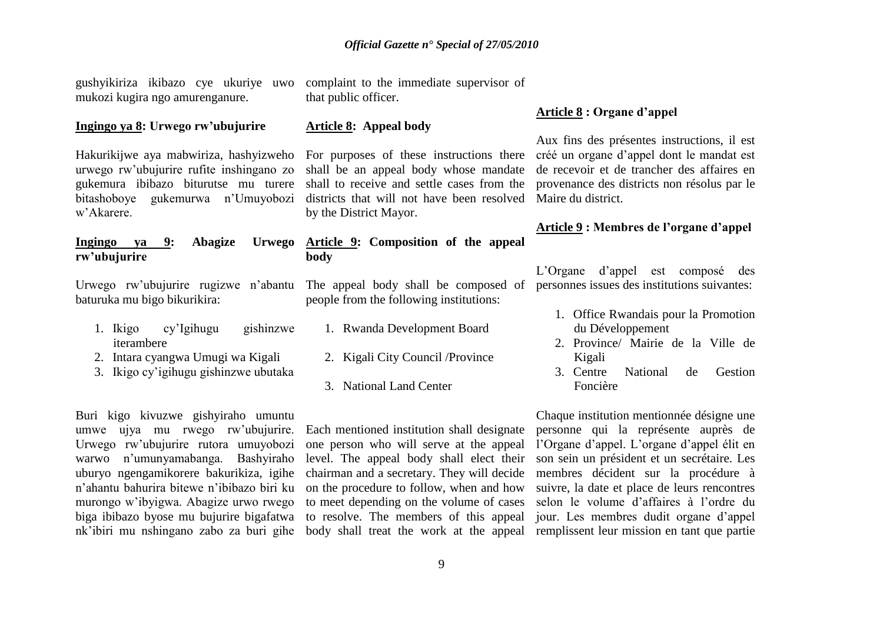gushyikiriza ikibazo cye ukuriye uwo mukozi kugira ngo amurenganure.

**Ingingo ya 8: Urwego rw'ubujurire**

Hakurikijwe aya mabwiriza, hashyizweho urwego rw'ubujurire rufite inshingano zo gukemura ibibazo biturutse mu turere bitashoboye gukemurwa n'Umuyobozi w'Akarere.

**Ingingo ya 9: Abagize Urwego rw'ubujurire**

Urwego rw'ubujurire rugizwe n'abantu baturuka mu bigo bikurikira:

1. Ikigo cy'Igihugu gishinzwe iterambere
2. Intara cyangwa Umugi wa Kigali
3. Ikigo cy'igihugu gishinzwe ubutaka

Buri kigo kivuzwe gishyiraho umuntu umwe ujya mu rwego rw'ubujurire. Urwego rw'ubujurire rutora umuyobozi warwo n'umunyamabanga. Bashyiraho uburyo ngengamikorere bakurikiza, igihe n'ahantu bahurira bitewe n'ibibazo biri ku murongo w'ibyigwa. Abagize urwo rwego biga ibibazo byose mu bujurire bigafatwa nk'ibiri mu nshingano zabo za buri gihe

complaint to the immediate supervisor of that public officer.

**Article 8: Appeal body**

For purposes of these instructions there shall be an appeal body whose mandate shall to receive and settle cases from the districts that will not have been resolved by the District Mayor.

**Article 9: Composition of the appeal body**

The appeal body shall be composed of people from the following institutions:

1. Rwanda Development Board
2. Kigali City Council /Province
3. National Land Center

Each mentioned institution shall designate one person who will serve at the appeal level. The appeal body shall elect their chairman and a secretary. They will decide on the procedure to follow, when and how to meet depending on the volume of cases to resolve. The members of this appeal body shall treat the work at the appeal

**Article 8 : Organe d'appel**

Aux fins des présentes instructions, il est créé un organe d'appel dont le mandat est de recevoir et de trancher des affaires en provenance des districts non résolus par le Maire du district.

**Article 9 : Membres de l'organe d'appel**

L'Organe d'appel est composé des personnes issues des institutions suivantes:

1. Office Rwandais pour la Promotion du Développement
2. Province/ Mairie de la Ville de Kigali
3. Centre National de Gestion Foncière

Chaque institution mentionnée désigne une personne qui la représente auprès de l'Organe d'appel. L'organe d'appel élit en son sein un président et un secrétaire. Les membres décident sur la procédure à suivre, la date et place de leurs rencontres selon le volume d'affaires à l'ordre du jour. Les membres dudit organe d'appel remplissent leur mission en tant que partie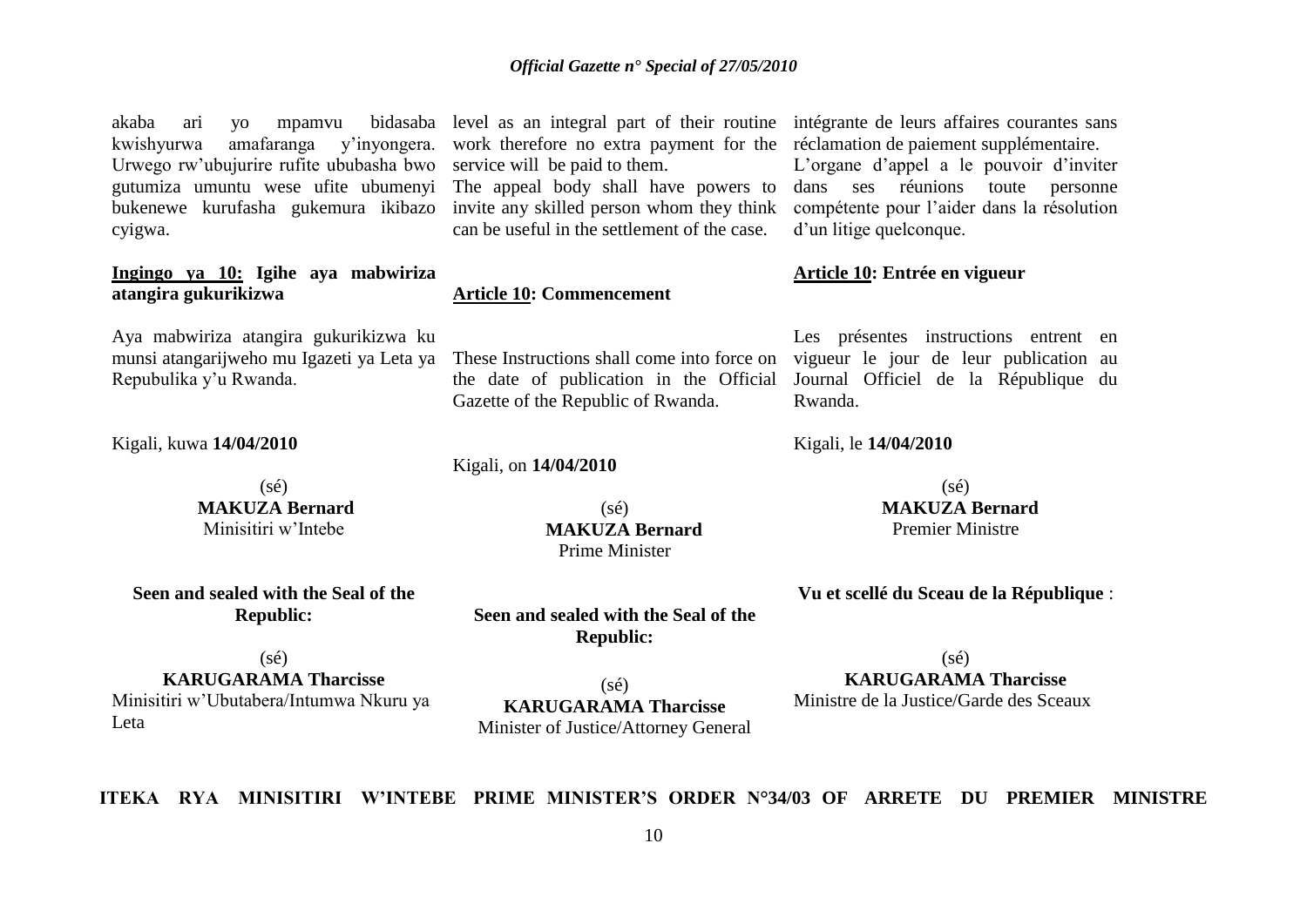akaba ari yo mpamvu bidasaba kwishyurwa amafaranga y'inyongera. Urwego rw'ubujurire rufite ububasha bwo gutumiza umuntu wese ufite ubumenyi bukenewe kurufasha gukemura ikibazo cyigwa.

**Ingingo ya 10: Igihe aya mabwiriza atangira gukurikizwa**

Aya mabwiriza atangira gukurikizwa ku munsi atangarijweho mu Igazeti ya Leta ya Repubulika y'u Rwanda.

Kigali, kuwa **14/04/2010**

(sé)
**MAKUZA Bernard**
Minisitiri w'Intebe

**Seen and sealed with the Seal of the Republic:**

(sé)
**KARUGARAMA Tharcisse**
Minisitiri w'Ubutabera/Intumwa Nkuru ya Leta

level as an integral part of their routine work therefore no extra payment for the service will be paid to them.
The appeal body shall have powers to invite any skilled person whom they think can be useful in the settlement of the case.

**Article 10: Commencement**

These Instructions shall come into force on the date of publication in the Official Gazette of the Republic of Rwanda.

Kigali, on **14/04/2010**

(sé)
**MAKUZA Bernard**
Prime Minister

**Seen and sealed with the Seal of the Republic:**

(sé)
**KARUGARAMA Tharcisse**
Minister of Justice/Attorney General

intégrante de leurs affaires courantes sans réclamation de paiement supplémentaire.
L'organe d'appel a le pouvoir d'inviter dans ses réunions toute personne compétente pour l'aider dans la résolution d'un litige quelconque.

**Article 10: Entrée en vigueur**

Les présentes instructions entrent en vigueur le jour de leur publication au Journal Officiel de la République du Rwanda.

Kigali, le **14/04/2010**

(sé)
**MAKUZA Bernard**
Premier Ministre

**Vu et scellé du Sceau de la République** :

(sé)
**KARUGARAMA Tharcisse**
Ministre de la Justice/Garde des Sceaux

**ITEKA RYA MINISITIRI W'INTEBE PRIME MINISTER'S ORDER N°34/03 OF ARRETE DU PREMIER MINISTRE**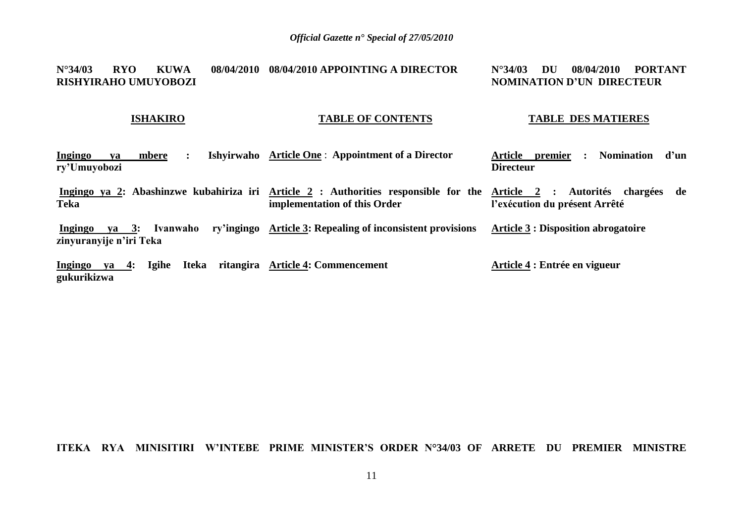**N°34/03 RYO KUWA 08/04/2010 RISHYIRAHO UMUYOBOZI**

**ISHAKIRO**

**Ingingo ya mbere : Ishyirwaho ry'Umuyobozi**

**Ingingo ya 2: Abashinzwe kubahiriza iri Teka**

**Ingingo ya 3: Ivanwaho ry'ingingo zinyuranyije n'iri Teka**

**Ingingo ya 4: Igihe Iteka ritangira gukurikizwa**

**ITEKA RYA MINISITIRI W'INTEBE**

**08/04/2010 APPOINTING A DIRECTOR**

**TABLE OF CONTENTS**

**Article One : Appointment of a Director**

**Article 2 : Authorities responsible for the implementation of this Order**

**Article 3: Repealing of inconsistent provisions**

**Article 4: Commencement**

**PRIME MINISTER'S ORDER N°34/03 OF**

**N°34/03 DU 08/04/2010 PORTANT NOMINATION D'UN DIRECTEUR**

**TABLE DES MATIERES**

**Article premier : Nomination d'un Directeur**

**Article 2 : Autorités chargées de l'exécution du présent Arrêté**

**Article 3 : Disposition abrogatoire**

**Article 4 : Entrée en vigueur**

**ARRETE DU PREMIER MINISTRE**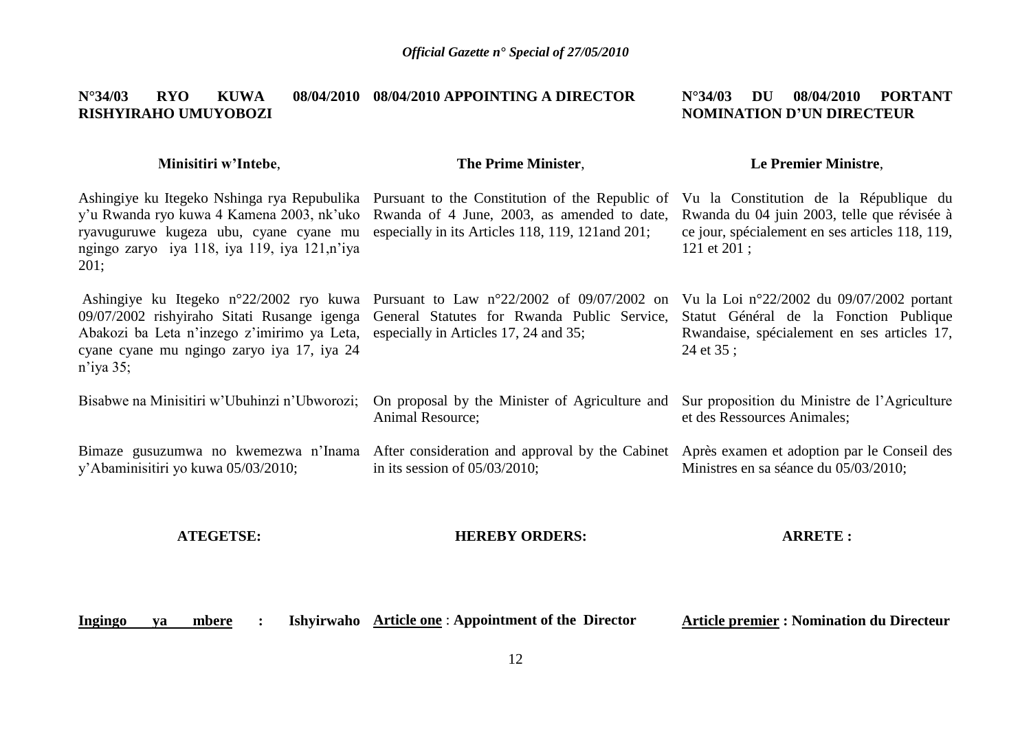**N°34/03 RYO KUWA 08/04/2010 RISHYIRAHO UMUYOBOZI**

**Minisitiri w'Intebe**,

Ashingiye ku Itegeko Nshinga rya Repubulika y'u Rwanda ryo kuwa 4 Kamena 2003, nk'uko ryavuguruwe kugeza ubu, cyane cyane mu ngingo zaryo iya 118, iya 119, iya 121,n'iya 201;

Ashingiye ku Itegeko n°22/2002 ryo kuwa 09/07/2002 rishyiraho Sitati Rusange igenga Abakozi ba Leta n'inzego z'imirimo ya Leta, cyane cyane mu ngingo zaryo iya 17, iya 24 n'iya 35;

Bisabwe na Minisitiri w'Ubuhinzi n'Ubworozi;

Bimaze gusuzumwa no kwemezwa n'Inama y'Abaminisitiri yo kuwa 05/03/2010;

**ATEGETSE:**

**Ingingo ya mbere : Ishyirwaho**

**08/04/2010 APPOINTING A DIRECTOR**

**The Prime Minister**,

Pursuant to the Constitution of the Republic of Rwanda of 4 June, 2003, as amended to date, especially in its Articles 118, 119, 121and 201;

Pursuant to Law n°22/2002 of 09/07/2002 on General Statutes for Rwanda Public Service, especially in Articles 17, 24 and 35;

On proposal by the Minister of Agriculture and Animal Resource;

After consideration and approval by the Cabinet in its session of 05/03/2010;

**HEREBY ORDERS:**

**Article one** : **Appointment of the Director**

**N°34/03 DU 08/04/2010 PORTANT NOMINATION D'UN DIRECTEUR**

**Le Premier Ministre**,

Vu la Constitution de la République du Rwanda du 04 juin 2003, telle que révisée à ce jour, spécialement en ses articles 118, 119, 121 et 201 ;

Vu la Loi n°22/2002 du 09/07/2002 portant Statut Général de la Fonction Publique Rwandaise, spécialement en ses articles 17, 24 et 35 ;

Sur proposition du Ministre de l'Agriculture et des Ressources Animales;

Après examen et adoption par le Conseil des Ministres en sa séance du 05/03/2010;

**ARRETE :**

**Article premier : Nomination du Directeur**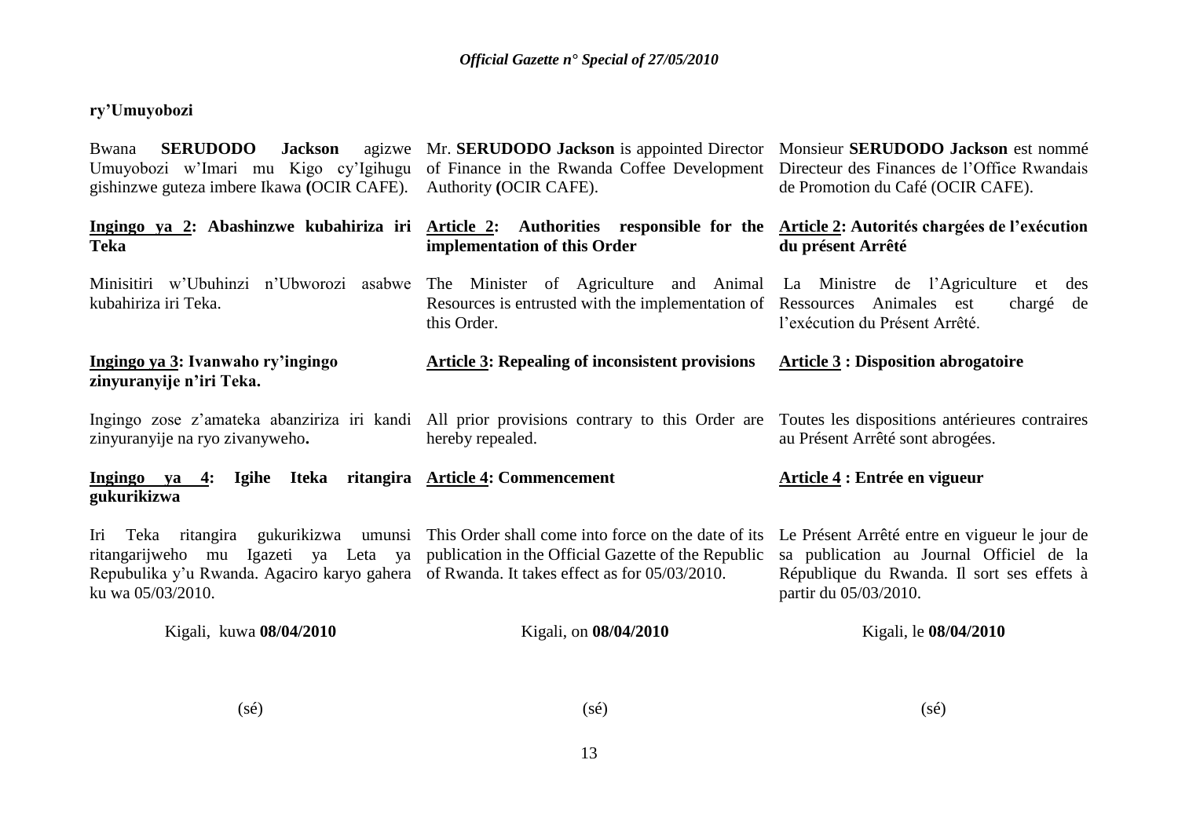**ry'Umuyobozi**

Bwana **SERUDODO Jackson** agizwe Umuyobozi w'Imari mu Kigo cy'Igihugu gishinzwe guteza imbere Ikawa **(**OCIR CAFE).

**Ingingo ya 2: Abashinzwe kubahiriza iri Teka**

Minisitiri w'Ubuhinzi n'Ubworozi asabwe kubahiriza iri Teka.

**Ingingo ya 3: Ivanwaho ry'ingingo zinyuranyije n'iri Teka.**

Ingingo zose z'amateka abanziriza iri kandi zinyuranyije na ryo zivanyweho**.**

**Ingingo ya 4: Igihe Iteka ritangira gukurikizwa**

Iri Teka ritangira gukurikizwa umunsi ritangarijweho mu Igazeti ya Leta ya Repubulika y'u Rwanda. Agaciro karyo gahera ku wa 05/03/2010.

Kigali, kuwa **08/04/2010**

(sé)

Mr. **SERUDODO Jackson** is appointed Director of Finance in the Rwanda Coffee Development Authority **(**OCIR CAFE).

**Article 2: Authorities responsible for the implementation of this Order**

The Minister of Agriculture and Animal Resources is entrusted with the implementation of this Order.

**Article 3: Repealing of inconsistent provisions**

All prior provisions contrary to this Order are hereby repealed.

**Article 4: Commencement**

This Order shall come into force on the date of its publication in the Official Gazette of the Republic of Rwanda. It takes effect as for 05/03/2010.

Kigali, on **08/04/2010**

(sé)

Monsieur **SERUDODO Jackson** est nommé Directeur des Finances de l'Office Rwandais de Promotion du Café (OCIR CAFE).

**Article 2: Autorités chargées de l'exécution du présent Arrêté**

La Ministre de l'Agriculture et des Ressources Animales est chargé de l'exécution du Présent Arrêté.

**Article 3 : Disposition abrogatoire**

Toutes les dispositions antérieures contraires au Présent Arrêté sont abrogées.

**Article 4 : Entrée en vigueur**

Le Présent Arrêté entre en vigueur le jour de sa publication au Journal Officiel de la République du Rwanda. Il sort ses effets à partir du 05/03/2010.

Kigali, le **08/04/2010**

(sé)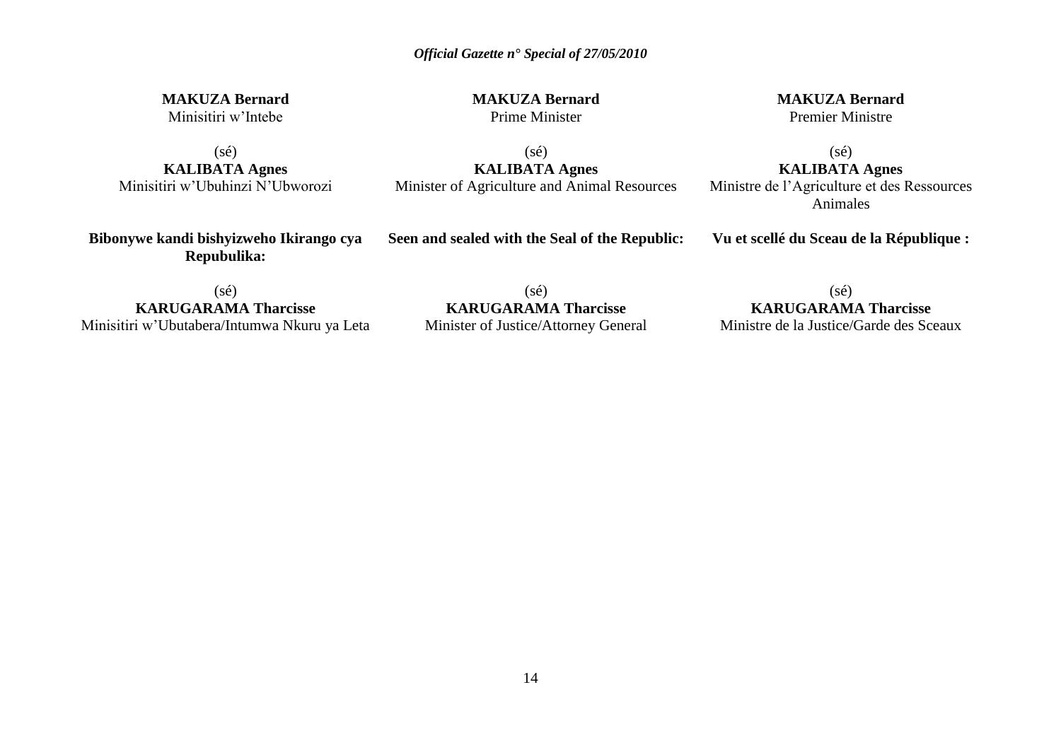**MAKUZA Bernard**
Minisitiri w'Intebe

(sé)
**KALIBATA Agnes**
Minisitiri w'Ubuhinzi N'Ubworozi

**Bibonywe kandi bishyizweho Ikirango cya Repubulika:**

(sé)
**KARUGARAMA Tharcisse**
Minisitiri w'Ubutabera/Intumwa Nkuru ya Leta

**MAKUZA Bernard**
Prime Minister

(sé)
**KALIBATA Agnes**
Minister of Agriculture and Animal Resources

**Seen and sealed with the Seal of the Republic:**

(sé)
**KARUGARAMA Tharcisse**
Minister of Justice/Attorney General

**MAKUZA Bernard**
Premier Ministre

(sé)
**KALIBATA Agnes**
Ministre de l'Agriculture et des Ressources Animales

**Vu et scellé du Sceau de la République :**

(sé)
**KARUGARAMA Tharcisse**
Ministre de la Justice/Garde des Sceaux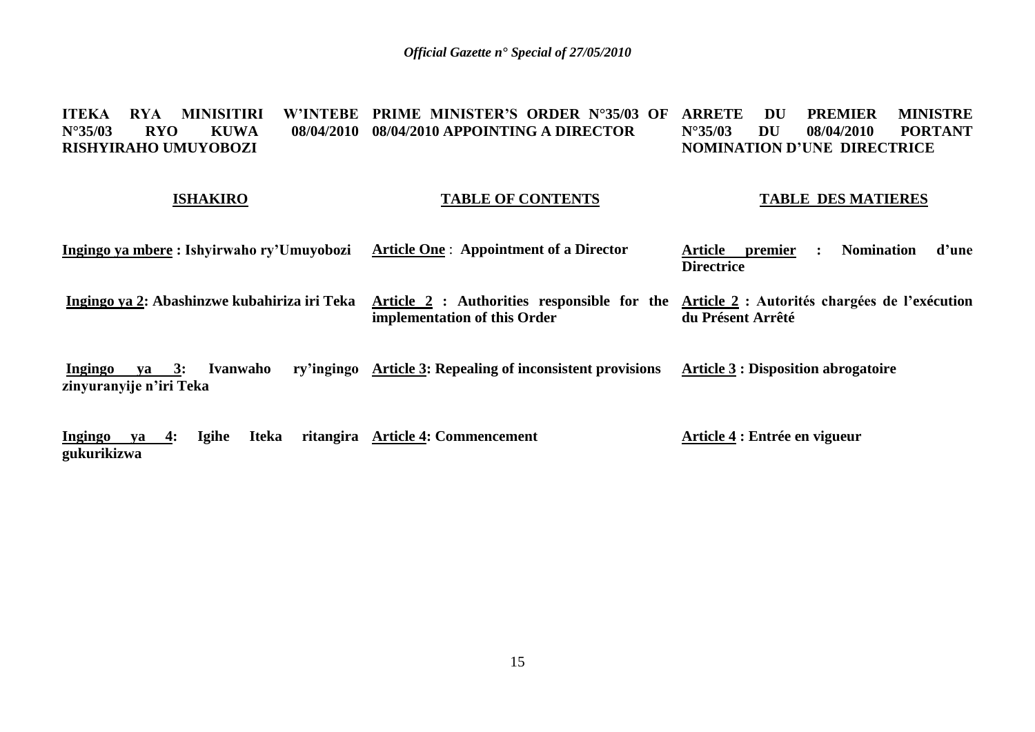**ITEKA RYA MINISITIRI W'INTEBE N°35/03 RYO KUWA 08/04/2010 RISHYIRAHO UMUYOBOZI**

**ISHAKIRO**

**Ingingo ya mbere : Ishyirwaho ry'Umuyobozi**

**Ingingo ya 2: Abashinzwe kubahiriza iri Teka**

**Ingingo ya 3: Ivanwaho ry'ingingo zinyuranyije n'iri Teka**

**Ingingo ya 4: Igihe Iteka ritangira gukurikizwa**

**PRIME MINISTER'S ORDER N°35/03 OF 08/04/2010 APPOINTING A DIRECTOR**

**TABLE OF CONTENTS**

**Article One : Appointment of a Director**

**Article 2 : Authorities responsible for the implementation of this Order**

**Article 3: Repealing of inconsistent provisions**

**Article 4: Commencement**

**ARRETE DU PREMIER MINISTRE N°35/03 DU 08/04/2010 PORTANT NOMINATION D'UNE DIRECTRICE**

**TABLE DES MATIERES**

**Article premier : Nomination d'une Directrice**

**Article 2 : Autorités chargées de l'exécution du Présent Arrêté**

**Article 3 : Disposition abrogatoire**

**Article 4 : Entrée en vigueur**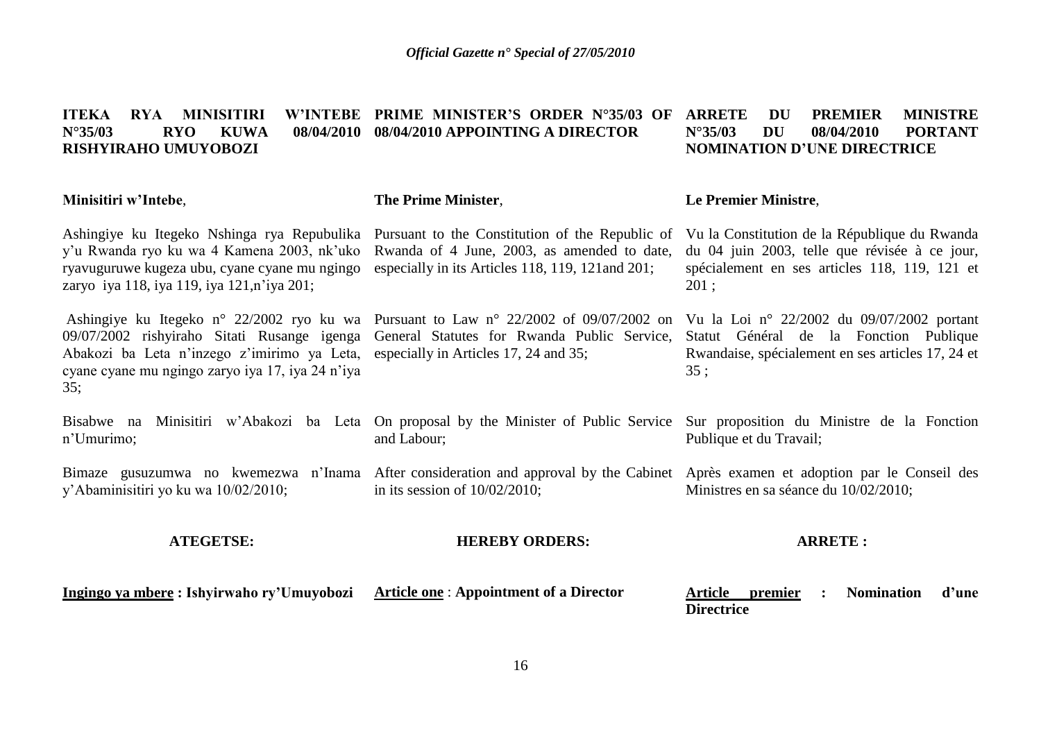**ITEKA RYA MINISITIRI W'INTEBE N°35/03 RYO KUWA 08/04/2010 RISHYIRAHO UMUYOBOZI**

**Minisitiri w'Intebe**,

Ashingiye ku Itegeko Nshinga rya Repubulika y'u Rwanda ryo ku wa 4 Kamena 2003, nk'uko ryavuguruwe kugeza ubu, cyane cyane mu ngingo zaryo iya 118, iya 119, iya 121,n'iya 201;

Ashingiye ku Itegeko n° 22/2002 ryo ku wa 09/07/2002 rishyiraho Sitati Rusange igenga Abakozi ba Leta n'inzego z'imirimo ya Leta, cyane cyane mu ngingo zaryo iya 17, iya 24 n'iya 35;

Bisabwe na Minisitiri w'Abakozi ba Leta n'Umurimo;

Bimaze gusuzumwa no kwemezwa n'Inama y'Abaminisitiri yo ku wa 10/02/2010;

**ATEGETSE:**

**Ingingo ya mbere : Ishyirwaho ry'Umuyobozi**

**PRIME MINISTER'S ORDER N°35/03 OF 08/04/2010 APPOINTING A DIRECTOR**

**The Prime Minister**,

Pursuant to the Constitution of the Republic of Rwanda of 4 June, 2003, as amended to date, especially in its Articles 118, 119, 121and 201;

Pursuant to Law n° 22/2002 of 09/07/2002 on General Statutes for Rwanda Public Service, especially in Articles 17, 24 and 35;

On proposal by the Minister of Public Service and Labour;

After consideration and approval by the Cabinet in its session of 10/02/2010;

**HEREBY ORDERS:**

**Article one** : **Appointment of a Director**

**ARRETE DU PREMIER MINISTRE N°35/03 DU 08/04/2010 PORTANT NOMINATION D'UNE DIRECTRICE**

**Le Premier Ministre**,

Vu la Constitution de la République du Rwanda du 04 juin 2003, telle que révisée à ce jour, spécialement en ses articles 118, 119, 121 et 201 ;

Vu la Loi n° 22/2002 du 09/07/2002 portant Statut Général de la Fonction Publique Rwandaise, spécialement en ses articles 17, 24 et 35 ;

Sur proposition du Ministre de la Fonction Publique et du Travail;

Après examen et adoption par le Conseil des Ministres en sa séance du 10/02/2010;

**ARRETE :**

**Article premier : Nomination d'une Directrice**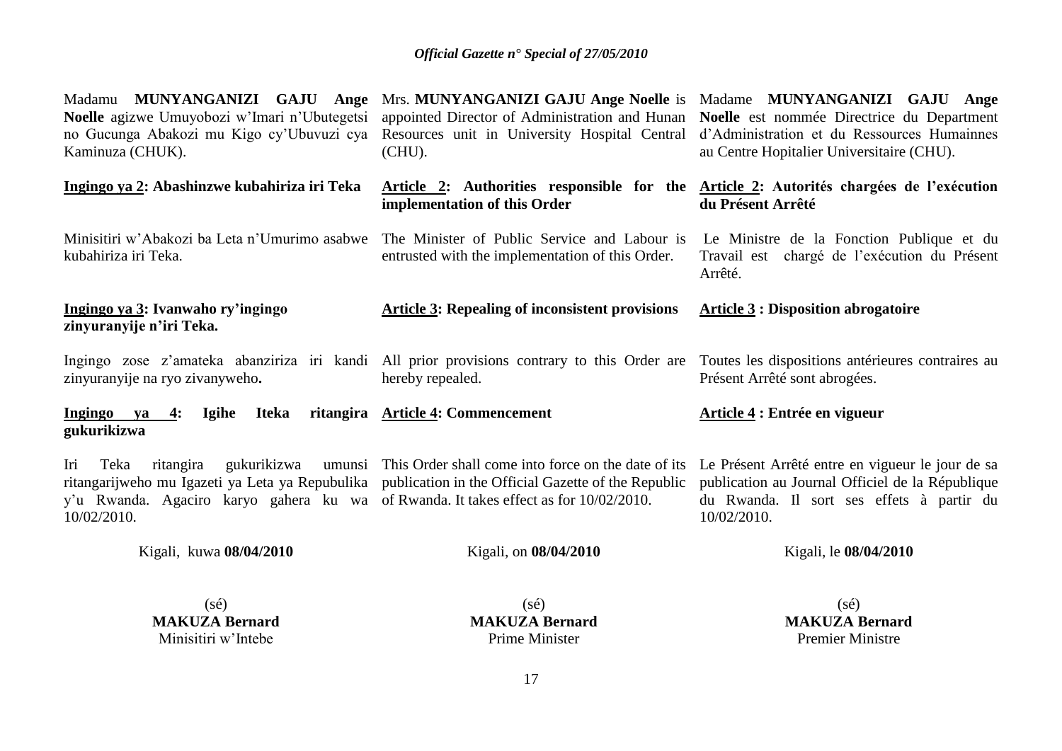Madamu **MUNYANGANIZI GAJU Ange Noelle** agizwe Umuyobozi w'Imari n'Ubutegetsi no Gucunga Abakozi mu Kigo cy'Ubuvuzi cya Kaminuza (CHUK).

**Ingingo ya 2: Abashinzwe kubahiriza iri Teka**

Minisitiri w'Abakozi ba Leta n'Umurimo asabwe kubahiriza iri Teka.

**Ingingo ya 3: Ivanwaho ry'ingingo zinyuranyije n'iri Teka.**

Ingingo zose z'amateka abanziriza iri kandi zinyuranyije na ryo zivanyweho**.**

**Ingingo ya 4: Igihe Iteka ritangira gukurikizwa**

Iri Teka ritangira gukurikizwa umunsi ritangarijweho mu Igazeti ya Leta ya Repubulika y'u Rwanda. Agaciro karyo gahera ku wa 10/02/2010.

Kigali, kuwa **08/04/2010**

(sé)
**MAKUZA Bernard**
Minisitiri w'Intebe

Mrs. **MUNYANGANIZI GAJU Ange Noelle** is appointed Director of Administration and Hunan Resources unit in University Hospital Central (CHU).

**Article 2: Authorities responsible for the implementation of this Order**

The Minister of Public Service and Labour is entrusted with the implementation of this Order.

**Article 3: Repealing of inconsistent provisions**

All prior provisions contrary to this Order are hereby repealed.

**Article 4: Commencement**

This Order shall come into force on the date of its publication in the Official Gazette of the Republic of Rwanda. It takes effect as for 10/02/2010.

Kigali, on **08/04/2010**

(sé)
**MAKUZA Bernard**
Prime Minister

Madame **MUNYANGANIZI GAJU Ange Noelle** est nommée Directrice du Department d'Administration et du Ressources Humainnes au Centre Hopitalier Universitaire (CHU).

**Article 2: Autorités chargées de l'exécution du Présent Arrêté**

Le Ministre de la Fonction Publique et du Travail est chargé de l'exécution du Présent Arrêté.

**Article 3 : Disposition abrogatoire**

Toutes les dispositions antérieures contraires au Présent Arrêté sont abrogées.

**Article 4 : Entrée en vigueur**

Le Présent Arrêté entre en vigueur le jour de sa publication au Journal Officiel de la République du Rwanda. Il sort ses effets à partir du 10/02/2010.

Kigali, le **08/04/2010**

(sé)
**MAKUZA Bernard**
Premier Ministre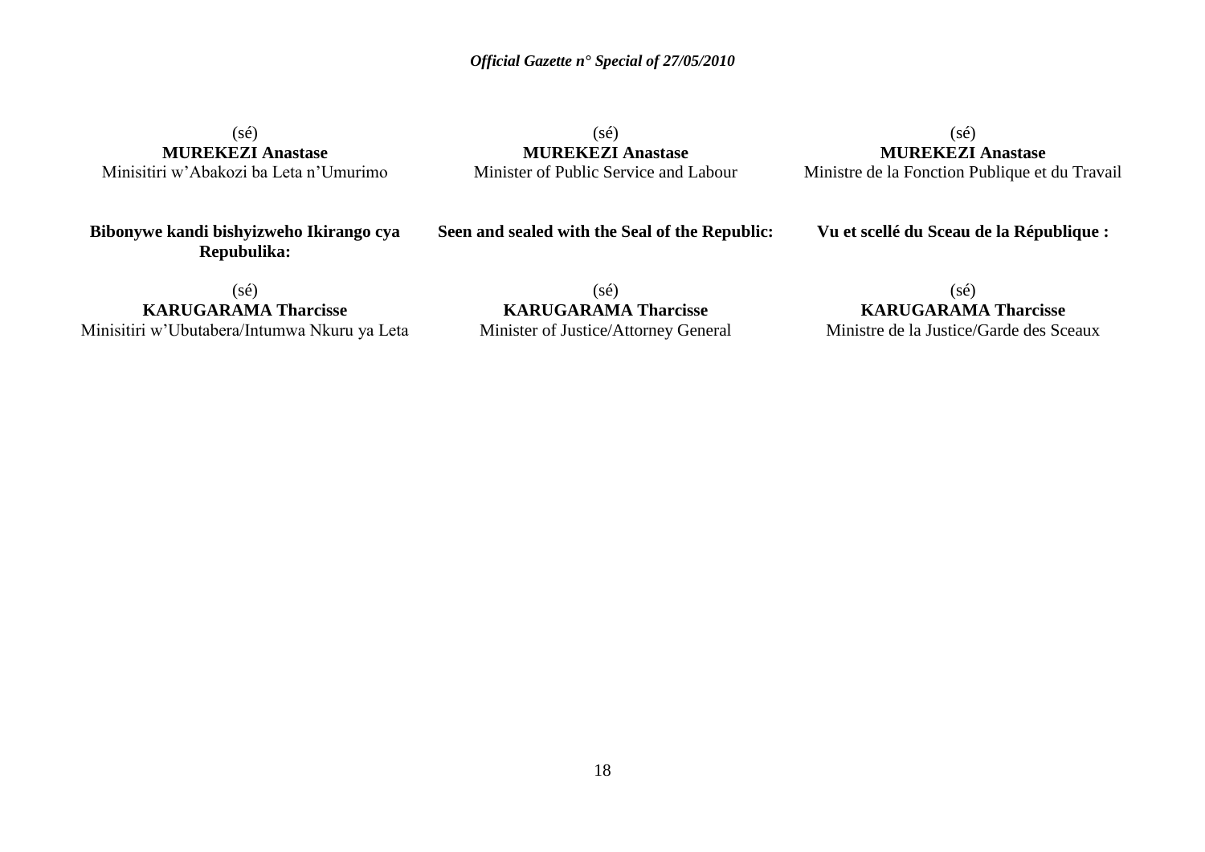(sé)
**MUREKEZI Anastase**
Minisitiri w'Abakozi ba Leta n'Umurimo

(sé)
**MUREKEZI Anastase**
Minister of Public Service and Labour

(sé)
**MUREKEZI Anastase**
Ministre de la Fonction Publique et du Travail

**Bibonywe kandi bishyizweho Ikirango cya Repubulika:**

**Seen and sealed with the Seal of the Republic:**

**Vu et scellé du Sceau de la République :**

(sé)
**KARUGARAMA Tharcisse**
Minisitiri w'Ubutabera/Intumwa Nkuru ya Leta

(sé)
**KARUGARAMA Tharcisse**
Minister of Justice/Attorney General

(sé)
**KARUGARAMA Tharcisse**
Ministre de la Justice/Garde des Sceaux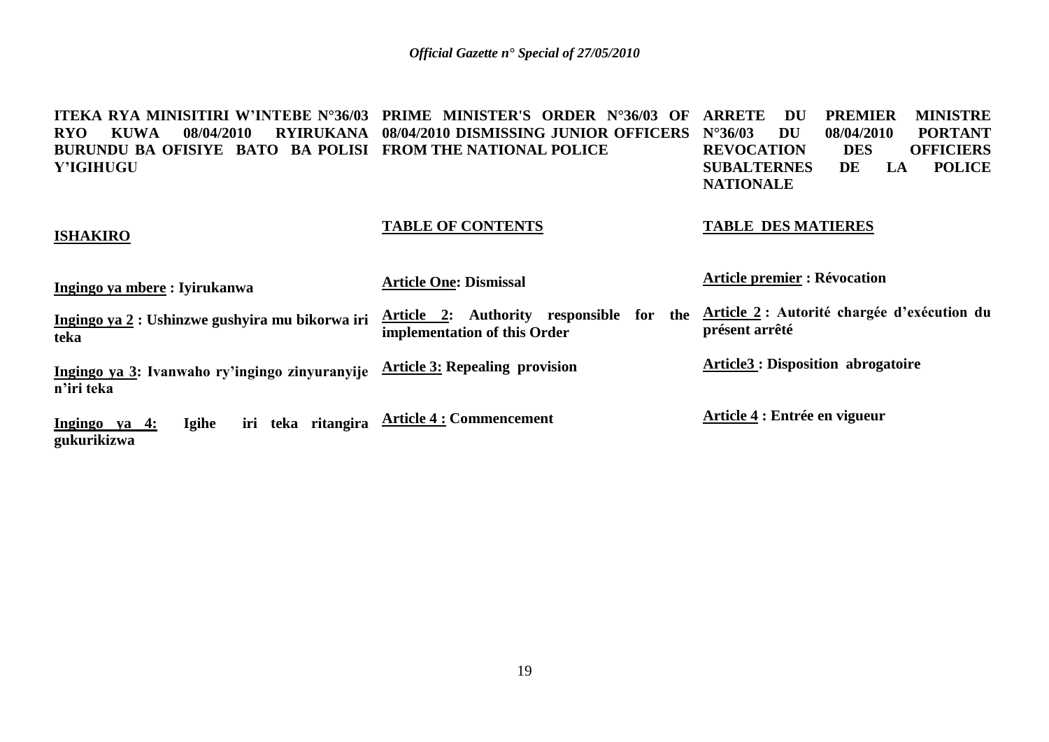**ITEKA RYA MINISITIRI W'INTEBE N°36/03 RYO KUWA 08/04/2010 RYIRUKANA BURUNDU BA OFISIYE BATO BA POLISI Y'IGIHUGU**

**ISHAKIRO**

**Ingingo ya mbere : Iyirukanwa**

**Ingingo ya 2 : Ushinzwe gushyira mu bikorwa iri teka**

**Ingingo ya 3: Ivanwaho ry'ingingo zinyuranyije n'iri teka**

**Ingingo ya 4: Igihe iri teka ritangira gukurikizwa**

**PRIME MINISTER'S ORDER N°36/03 OF 08/04/2010 DISMISSING JUNIOR OFFICERS FROM THE NATIONAL POLICE**

**TABLE OF CONTENTS**

**Article One: Dismissal**

**Article 2: Authority responsible for the implementation of this Order**

**Article 3: Repealing provision**

**Article 4 : Commencement**

**ARRETE DU PREMIER MINISTRE N°36/03 DU 08/04/2010 PORTANT REVOCATION DES OFFICIERS SUBALTERNES DE LA POLICE NATIONALE**

**TABLE DES MATIERES**

**Article premier : Révocation**

**Article 2 : Autorité chargée d'exécution du présent arrêté**

**Article3 : Disposition abrogatoire**

**Article 4 : Entrée en vigueur**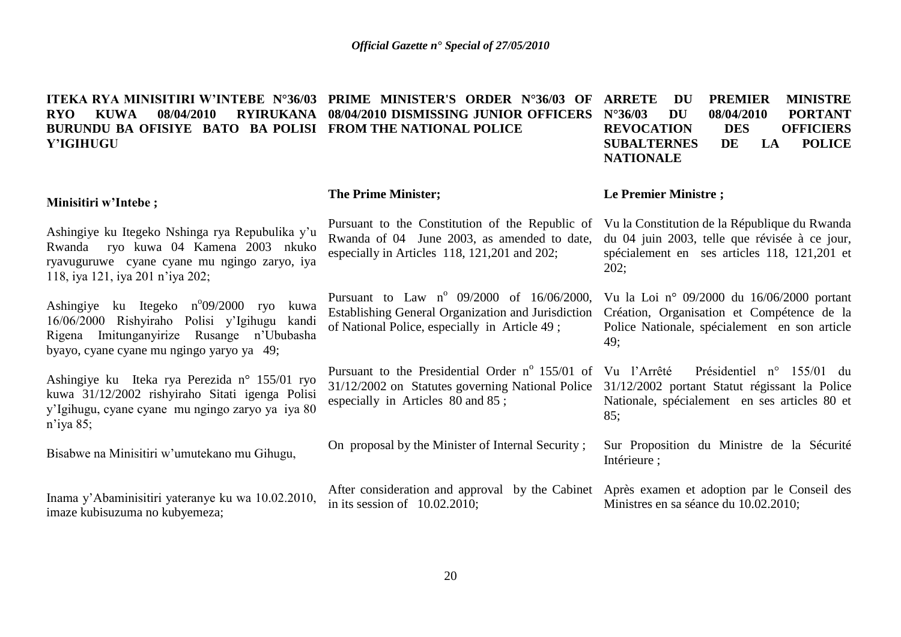**ITEKA RYA MINISITIRI W'INTEBE N°36/03 RYO KUWA 08/04/2010 RYIRUKANA BURUNDU BA OFISIYE BATO BA POLISI Y'IGIHUGU**

**Minisitiri w'Intebe ;**

Ashingiye ku Itegeko Nshinga rya Repubulika y'u Rwanda ryo kuwa 04 Kamena 2003 nkuko ryavuguruwe cyane cyane mu ngingo zaryo, iya 118, iya 121, iya 201 n'iya 202;

Ashingiye ku Itegeko n°09/2000 ryo kuwa 16/06/2000 Rishyiraho Polisi y'Igihugu kandi Rigena Imitunganyirize Rusange n'Ububasha byayo, cyane cyane mu ngingo yaryo ya 49;

Ashingiye ku Iteka rya Perezida n° 155/01 ryo kuwa 31/12/2002 rishyiraho Sitati igenga Polisi y'Igihugu, cyane cyane mu ngingo zaryo ya iya 80 n'iya 85;

Bisabwe na Minisitiri w'umutekano mu Gihugu,

Inama y'Abaminisitiri yateranye ku wa 10.02.2010, imaze kubisuzuma no kubyemeza;

**PRIME MINISTER'S ORDER N°36/03 OF 08/04/2010 DISMISSING JUNIOR OFFICERS FROM THE NATIONAL POLICE**

**The Prime Minister;**

Pursuant to the Constitution of the Republic of Rwanda of 04 June 2003, as amended to date, especially in Articles 118, 121,201 and 202;

Pursuant to Law n° 09/2000 of 16/06/2000, Establishing General Organization and Jurisdiction of National Police, especially in Article 49 ;

Pursuant to the Presidential Order n° 155/01 of 31/12/2002 on Statutes governing National Police especially in Articles 80 and 85 ;

On proposal by the Minister of Internal Security ;

After consideration and approval by the Cabinet in its session of 10.02.2010;

**ARRETE DU PREMIER MINISTRE N°36/03 DU 08/04/2010 PORTANT REVOCATION DES OFFICIERS SUBALTERNES DE LA POLICE NATIONALE**

**Le Premier Ministre ;**

Vu la Constitution de la République du Rwanda du 04 juin 2003, telle que révisée à ce jour, spécialement en ses articles 118, 121,201 et 202;

Vu la Loi n° 09/2000 du 16/06/2000 portant Création, Organisation et Compétence de la Police Nationale, spécialement en son article 49;

Vu l'Arrêté Présidentiel n° 155/01 du 31/12/2002 portant Statut régissant la Police Nationale, spécialement en ses articles 80 et 85;

Sur Proposition du Ministre de la Sécurité Intérieure ;

Après examen et adoption par le Conseil des Ministres en sa séance du 10.02.2010;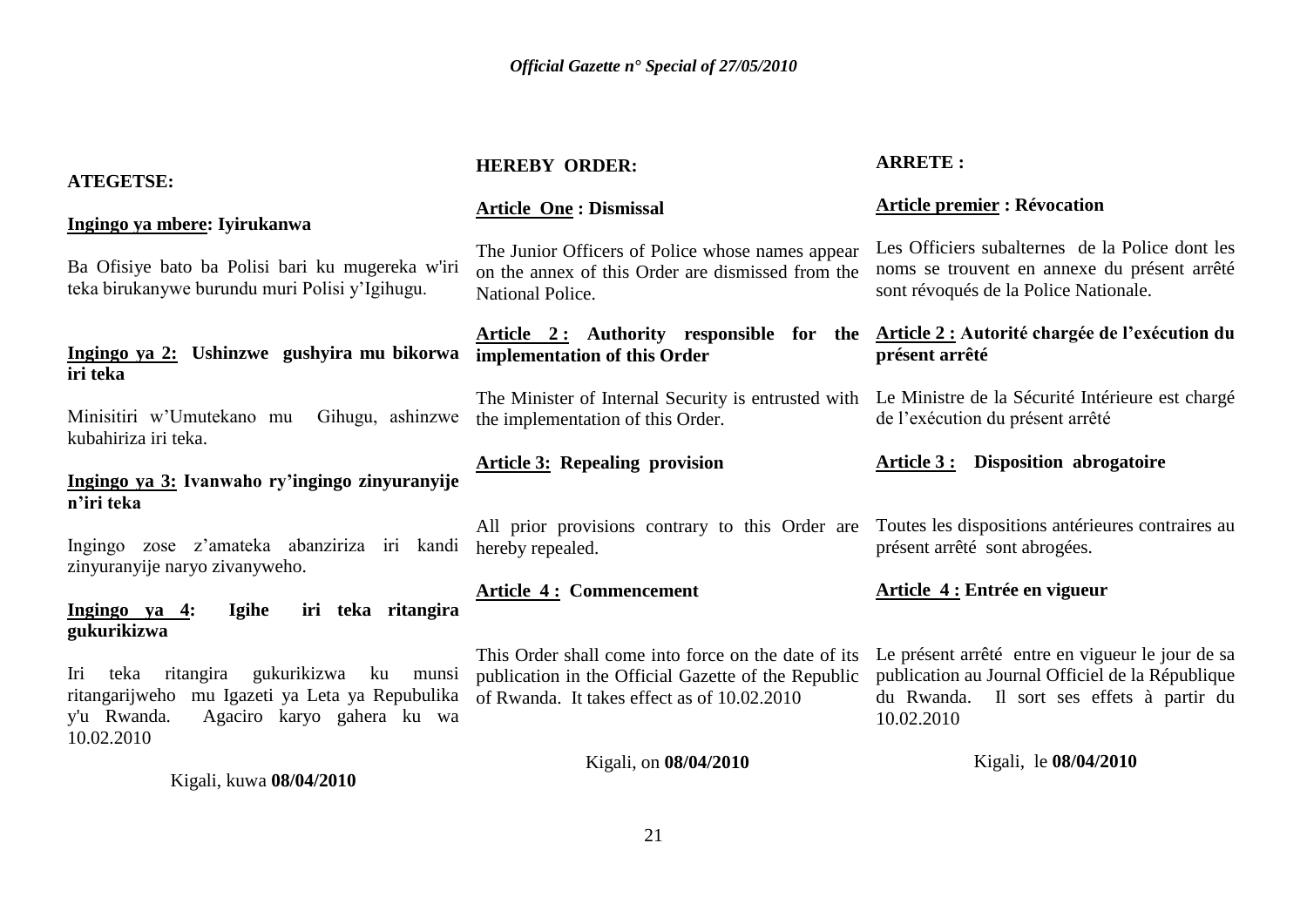**ATEGETSE:**

**Ingingo ya mbere: Iyirukanwa**

Ba Ofisiye bato ba Polisi bari ku mugereka w'iri teka birukanywe burundu muri Polisi y'Igihugu.

**Ingingo ya 2: Ushinzwe gushyira mu bikorwa iri teka**

Minisitiri w'Umutekano mu Gihugu, ashinzwe kubahiriza iri teka.

**Ingingo ya 3: Ivanwaho ry'ingingo zinyuranyije n'iri teka**

Ingingo zose z'amateka abanziriza iri kandi zinyuranyije naryo zivanyweho.

**Ingingo ya 4: Igihe iri teka ritangira gukurikizwa**

Iri teka ritangira gukurikizwa ku munsi ritangarijweho mu Igazeti ya Leta ya Repubulika y'u Rwanda. Agaciro karyo gahera ku wa 10.02.2010

Kigali, kuwa **08/04/2010**

**HEREBY ORDER:**

**Article One : Dismissal**

The Junior Officers of Police whose names appear on the annex of this Order are dismissed from the National Police.

**Article 2 : Authority responsible for the implementation of this Order**

The Minister of Internal Security is entrusted with the implementation of this Order.

**Article 3: Repealing provision**

All prior provisions contrary to this Order are hereby repealed.

**Article 4 : Commencement**

This Order shall come into force on the date of its publication in the Official Gazette of the Republic of Rwanda. It takes effect as of 10.02.2010

Kigali, on **08/04/2010**

**ARRETE :**

**Article premier : Révocation**

Les Officiers subalternes de la Police dont les noms se trouvent en annexe du présent arrêté sont révoqués de la Police Nationale.

**Article 2 : Autorité chargée de l'exécution du présent arrêté**

Le Ministre de la Sécurité Intérieure est chargé de l'exécution du présent arrêté

**Article 3 : Disposition abrogatoire**

Toutes les dispositions antérieures contraires au présent arrêté sont abrogées.

**Article 4 : Entrée en vigueur**

Le présent arrêté entre en vigueur le jour de sa publication au Journal Officiel de la République du Rwanda. Il sort ses effets à partir du 10.02.2010

Kigali, le **08/04/2010**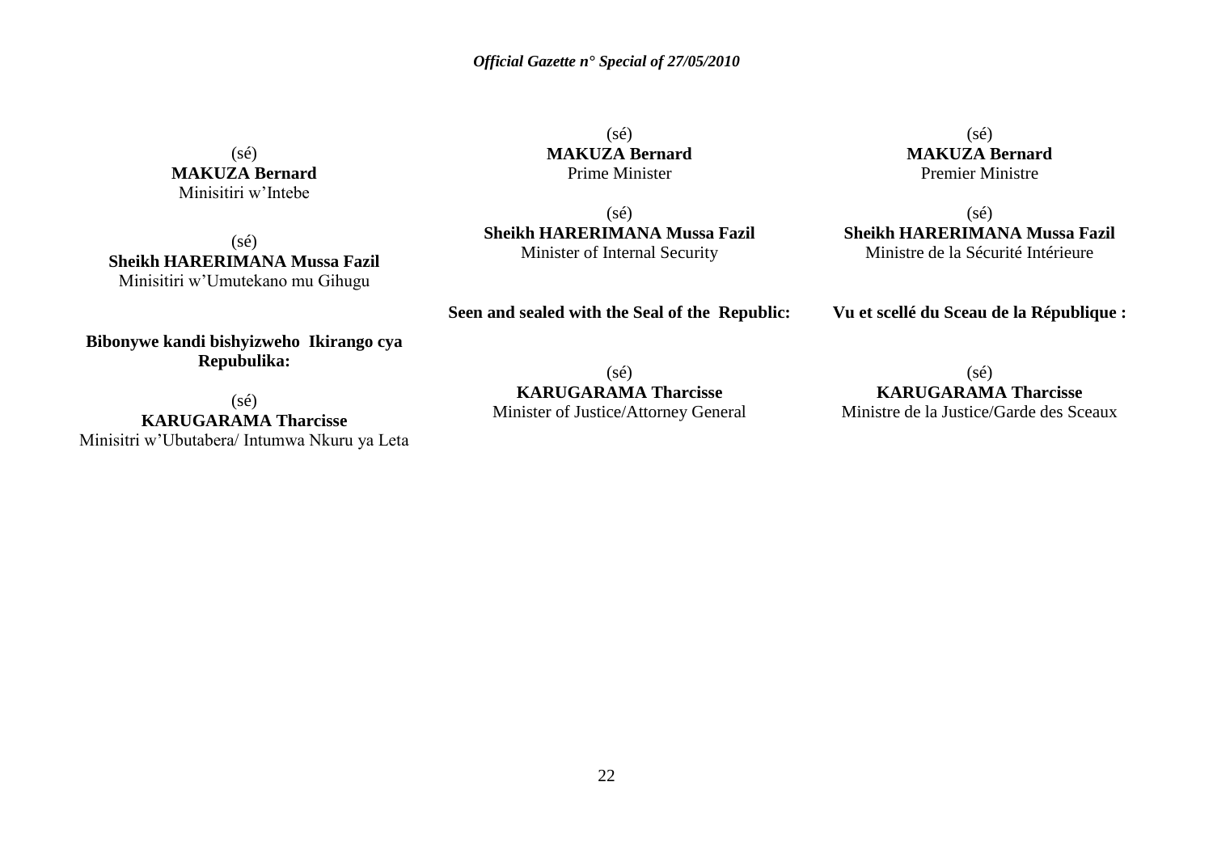(sé)
**MAKUZA Bernard**
Minisitiri w'Intebe

(sé)
**Sheikh HARERIMANA Mussa Fazil**
Minisitiri w'Umutekano mu Gihugu

**Bibonywe kandi bishyizweho Ikirango cya Repubulika:**

(sé)
**KARUGARAMA Tharcisse**
Minisitri w'Ubutabera/ Intumwa Nkuru ya Leta

(sé)
**MAKUZA Bernard**
Prime Minister

(sé)
**Sheikh HARERIMANA Mussa Fazil**
Minister of Internal Security

**Seen and sealed with the Seal of the Republic:**

(sé)
**KARUGARAMA Tharcisse**
Minister of Justice/Attorney General

(sé)
**MAKUZA Bernard**
Premier Ministre

(sé)
**Sheikh HARERIMANA Mussa Fazil**
Ministre de la Sécurité Intérieure

**Vu et scellé du Sceau de la République :**

(sé)
**KARUGARAMA Tharcisse**
Ministre de la Justice/Garde des Sceaux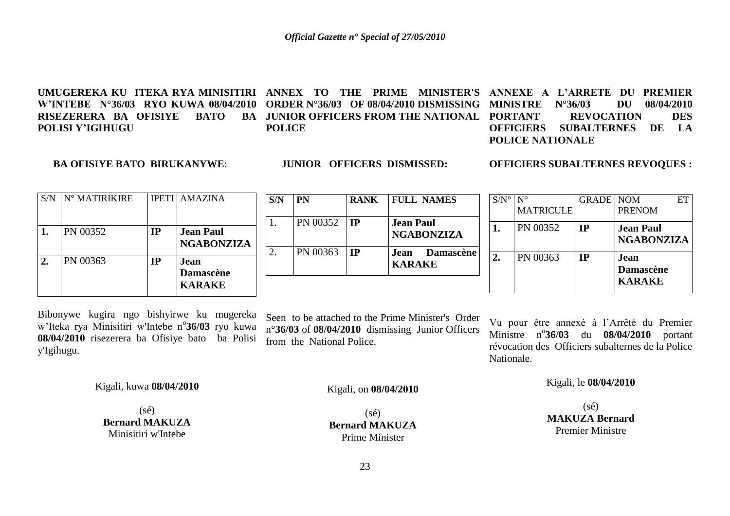**UMUGEREKA KU ITEKA RYA MINISITIRI W'INTEBE N°36/03 RYO KUWA 08/04/2010 RISEZERERA BA OFISIYE BATO BA POLISI Y'IGIHUGU**

**BA OFISIYE BATO BIRUKANYWE**:

| S/N | N° MATIRIKIRE | IPETI | AMAZINA |
|---|---|---|---|
| **1.** | PN 00352 | **IP** | **Jean Paul NGABONZIZA** |
| **2.** | PN 00363 | **IP** | **Jean Damascène KARAKE** |

Bibonywe kugira ngo bishyirwe ku mugereka w'Iteka rya Minisitiri w'Intebe n°**36/03** ryo kuwa **08/04/2010** risezerera ba Ofisiye bato ba Polisi y'Igihugu.

Kigali, kuwa **08/04/2010**

(sé)
**Bernard MAKUZA**
Minisitiri w'Intebe

**ANNEX TO THE PRIME MINISTER'S ORDER N°36/03 OF 08/04/2010 DISMISSING JUNIOR OFFICERS FROM THE NATIONAL POLICE**

**JUNIOR OFFICERS DISMISSED:**

| S/N | PN | RANK | FULL NAMES |
|---|---|---|---|
| 1. | PN 00352 | **IP** | **Jean Paul NGABONZIZA** |
| 2. | PN 00363 | **IP** | **Jean Damascène KARAKE** |

Seen to be attached to the Prime Minister's Order n°**36/03** of **08/04/2010** dismissing Junior Officers from the National Police.

Kigali, on **08/04/2010**

(sé)
**Bernard MAKUZA**
Prime Minister

**ANNEXE A L'ARRETE DU PREMIER MINISTRE N°36/03 DU 08/04/2010 PORTANT REVOCATION DES OFFICIERS SUBALTERNES DE LA POLICE NATIONALE**

**OFFICIERS SUBALTERNES REVOQUES :**

| S/N° | N° MATRICULE | GRADE | NOM ET PRENOM |
|---|---|---|---|
| **1.** | PN 00352 | **IP** | **Jean Paul NGABONZIZA** |
| **2.** | PN 00363 | **IP** | **Jean Damascène KARAKE** |

Vu pour être annexé à l'Arrêté du Premier Ministre n°**36/03** du **08/04/2010** portant révocation des Officiers subalternes de la Police Nationale.

Kigali, le **08/04/2010**

(sé)
**MAKUZA Bernard**
Premier Ministre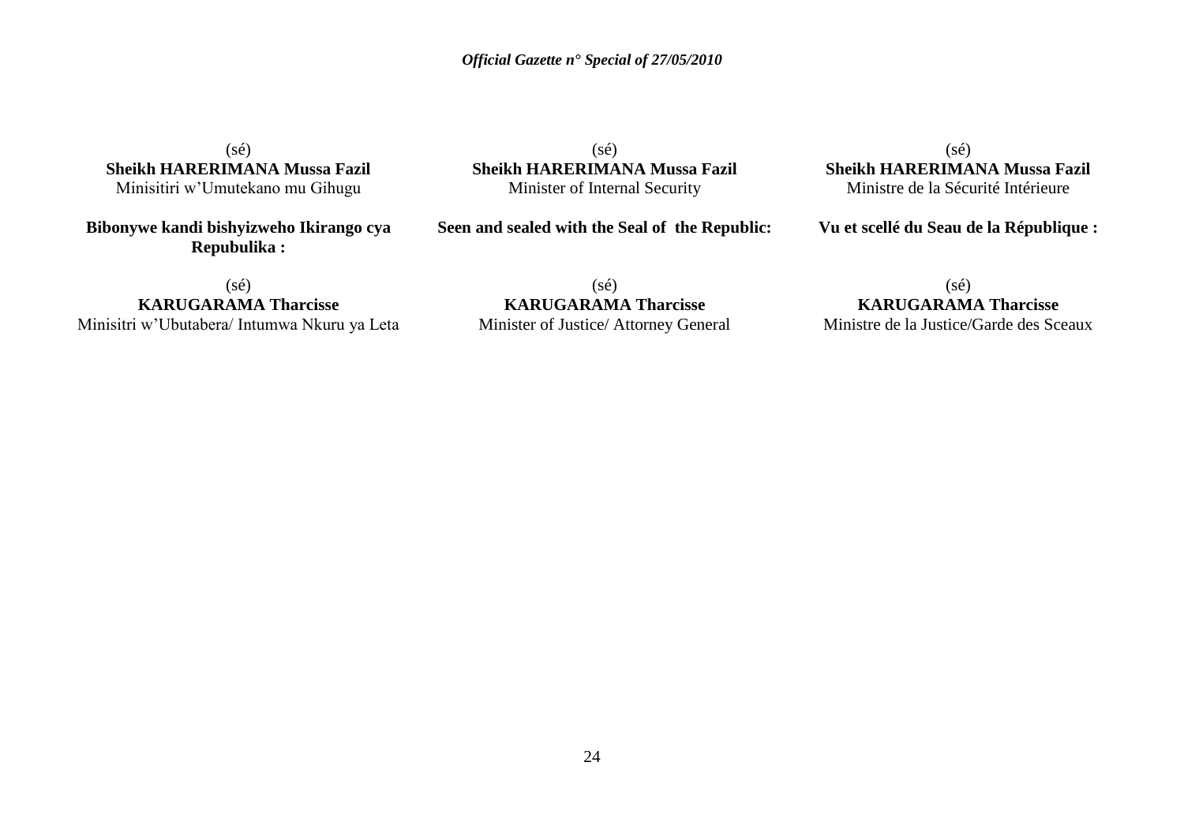(sé)
**Sheikh HARERIMANA Mussa Fazil**
Minisitiri w'Umutekano mu Gihugu

**Bibonywe kandi bishyizweho Ikirango cya Repubulika :**

(sé)
**KARUGARAMA Tharcisse**
Minisitri w'Ubutabera/ Intumwa Nkuru ya Leta

(sé)
**Sheikh HARERIMANA Mussa Fazil**
Minister of Internal Security

**Seen and sealed with the Seal of the Republic:**

(sé)
**KARUGARAMA Tharcisse**
Minister of Justice/ Attorney General

(sé)
**Sheikh HARERIMANA Mussa Fazil**
Ministre de la Sécurité Intérieure

**Vu et scellé du Seau de la République :**

(sé)
**KARUGARAMA Tharcisse**
Ministre de la Justice/Garde des Sceaux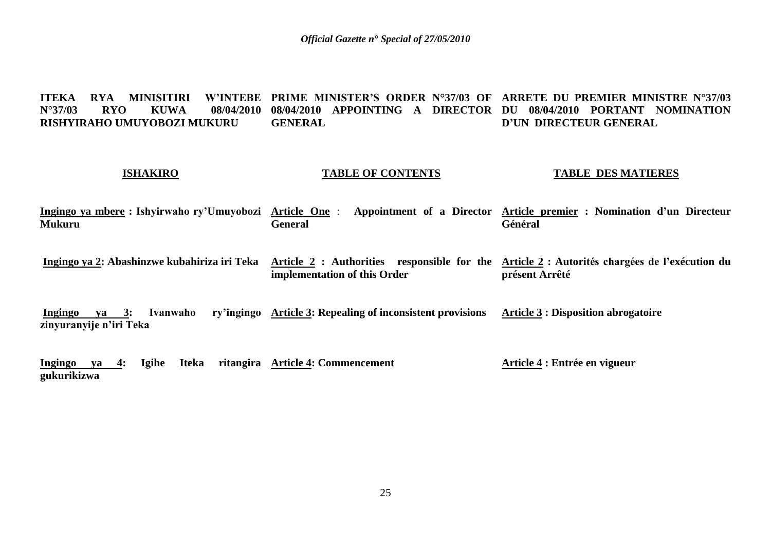**ITEKA RYA MINISITIRI W'INTEBE N°37/03 RYO KUWA 08/04/2010 RISHYIRAHO UMUYOBOZI MUKURU**

**PRIME MINISTER'S ORDER N°37/03 OF 08/04/2010 APPOINTING A DIRECTOR GENERAL**

**ARRETE DU PREMIER MINISTRE N°37/03 DU 08/04/2010 PORTANT NOMINATION D'UN DIRECTEUR GENERAL**

| **ISHAKIRO** | **TABLE OF CONTENTS** | **TABLE DES MATIERES** |
|---|---|---|
| **Ingingo ya mbere : Ishyirwaho ry'Umuyobozi Mukuru** | **Article One : Appointment of a Director General** | **Article premier : Nomination d'un Directeur Général** |
| **Ingingo ya 2: Abashinzwe kubahiriza iri Teka** | **Article 2 : Authorities responsible for the implementation of this Order** | **Article 2 : Autorités chargées de l'exécution du présent Arrêté** |
| **Ingingo ya 3: Ivanwaho ry'ingingo zinyuranyije n'iri Teka** | **Article 3: Repealing of inconsistent provisions** | **Article 3 : Disposition abrogatoire** |
| **Ingingo ya 4: Igihe Iteka ritangira gukurikizwa** | **Article 4: Commencement** | **Article 4 : Entrée en vigueur** |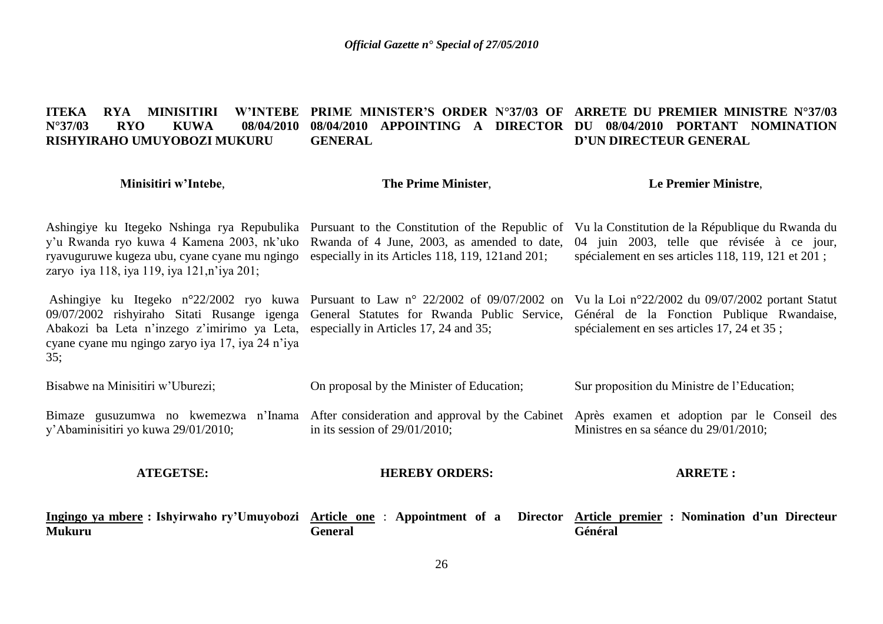**ITEKA RYA MINISITIRI W'INTEBE N°37/03 RYO KUWA 08/04/2010 RISHYIRAHO UMUYOBOZI MUKURU**

**Minisitiri w'Intebe**,

Ashingiye ku Itegeko Nshinga rya Repubulika y'u Rwanda ryo kuwa 4 Kamena 2003, nk'uko ryavuguruwe kugeza ubu, cyane cyane mu ngingo zaryo iya 118, iya 119, iya 121,n'iya 201;

Ashingiye ku Itegeko n°22/2002 ryo kuwa 09/07/2002 rishyiraho Sitati Rusange igenga Abakozi ba Leta n'inzego z'imirimo ya Leta, cyane cyane mu ngingo zaryo iya 17, iya 24 n'iya 35;

Bisabwe na Minisitiri w'Uburezi;

Bimaze gusuzumwa no kwemezwa n'Inama y'Abaminisitiri yo kuwa 29/01/2010;

**ATEGETSE:**

**Ingingo ya mbere : Ishyirwaho ry'Umuyobozi Mukuru**

**PRIME MINISTER'S ORDER N°37/03 OF 08/04/2010 APPOINTING A DIRECTOR GENERAL**

**The Prime Minister**,

Pursuant to the Constitution of the Republic of Rwanda of 4 June, 2003, as amended to date, especially in its Articles 118, 119, 121and 201;

Pursuant to Law n° 22/2002 of 09/07/2002 on General Statutes for Rwanda Public Service, especially in Articles 17, 24 and 35;

On proposal by the Minister of Education;

After consideration and approval by the Cabinet in its session of 29/01/2010;

**HEREBY ORDERS:**

**Article one : Appointment of a Director General**

**ARRETE DU PREMIER MINISTRE N°37/03 DU 08/04/2010 PORTANT NOMINATION D'UN DIRECTEUR GENERAL**

**Le Premier Ministre**,

Vu la Constitution de la République du Rwanda du 04 juin 2003, telle que révisée à ce jour, spécialement en ses articles 118, 119, 121 et 201 ;

Vu la Loi n°22/2002 du 09/07/2002 portant Statut Général de la Fonction Publique Rwandaise, spécialement en ses articles 17, 24 et 35 ;

Sur proposition du Ministre de l'Education;

Après examen et adoption par le Conseil des Ministres en sa séance du 29/01/2010;

**ARRETE :**

**Article premier : Nomination d'un Directeur Général**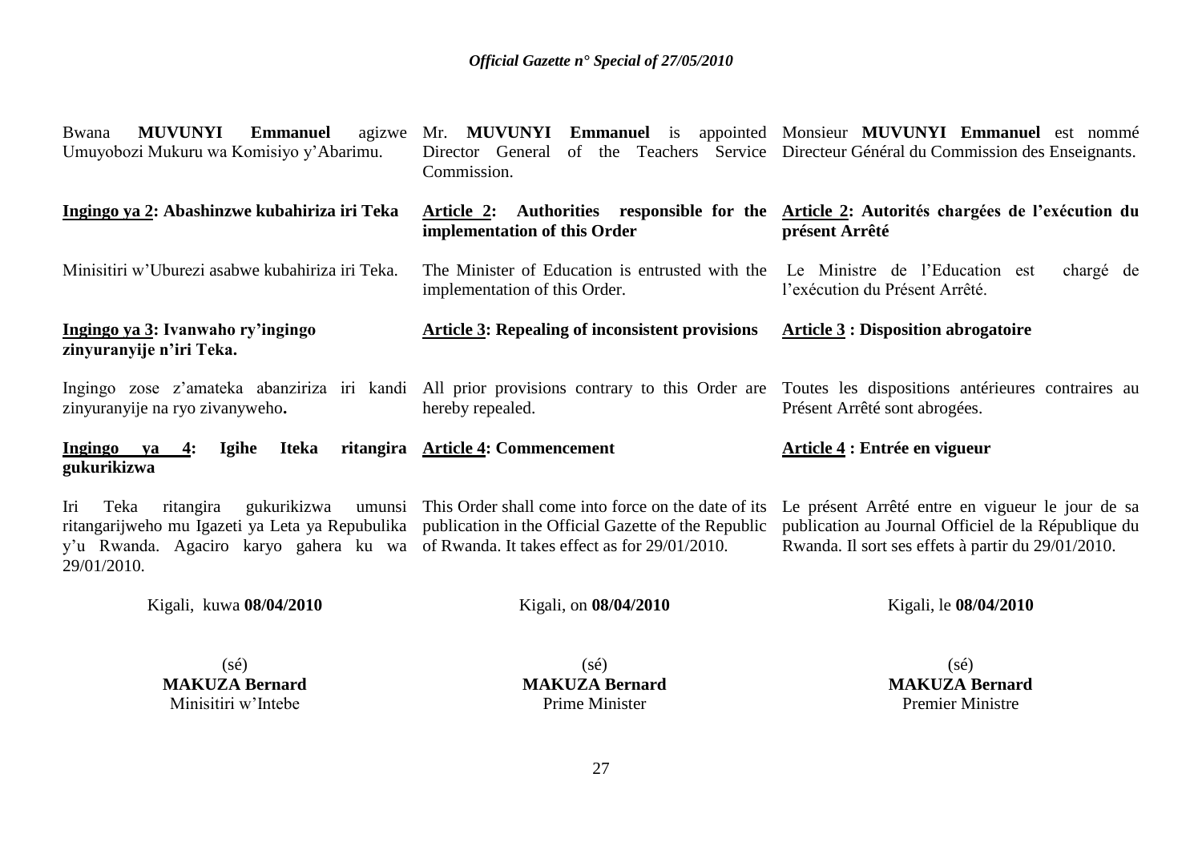Bwana **MUVUNYI Emmanuel** agizwe Umuyobozi Mukuru wa Komisiyo y'Abarimu.

**Ingingo ya 2: Abashinzwe kubahiriza iri Teka**

Minisitiri w'Uburezi asabwe kubahiriza iri Teka.

**Ingingo ya 3: Ivanwaho ry'ingingo zinyuranyije n'iri Teka.**

Ingingo zose z'amateka abanziriza iri kandi zinyuranyije na ryo zivanyweho**.**

**Ingingo ya 4: Igihe Iteka ritangira gukurikizwa**

Iri Teka ritangira gukurikizwa umunsi ritangarijweho mu Igazeti ya Leta ya Repubulika y'u Rwanda. Agaciro karyo gahera ku wa 29/01/2010.

Kigali, kuwa **08/04/2010**

(sé)
**MAKUZA Bernard**
Minisitiri w'Intebe

Mr. **MUVUNYI Emmanuel** is appointed Director General of the Teachers Service Commission.

**Article 2: Authorities responsible for the implementation of this Order**

The Minister of Education is entrusted with the implementation of this Order.

**Article 3: Repealing of inconsistent provisions**

All prior provisions contrary to this Order are hereby repealed.

**Article 4: Commencement**

This Order shall come into force on the date of its publication in the Official Gazette of the Republic of Rwanda. It takes effect as for 29/01/2010.

Kigali, on **08/04/2010**

(sé)
**MAKUZA Bernard**
Prime Minister

Monsieur **MUVUNYI Emmanuel** est nommé Directeur Général du Commission des Enseignants.

**Article 2: Autorités chargées de l'exécution du présent Arrêté**

Le Ministre de l'Education est chargé de l'exécution du Présent Arrêté.

**Article 3 : Disposition abrogatoire**

Toutes les dispositions antérieures contraires au Présent Arrêté sont abrogées.

**Article 4 : Entrée en vigueur**

Le présent Arrêté entre en vigueur le jour de sa publication au Journal Officiel de la République du Rwanda. Il sort ses effets à partir du 29/01/2010.

Kigali, le **08/04/2010**

(sé)
**MAKUZA Bernard**
Premier Ministre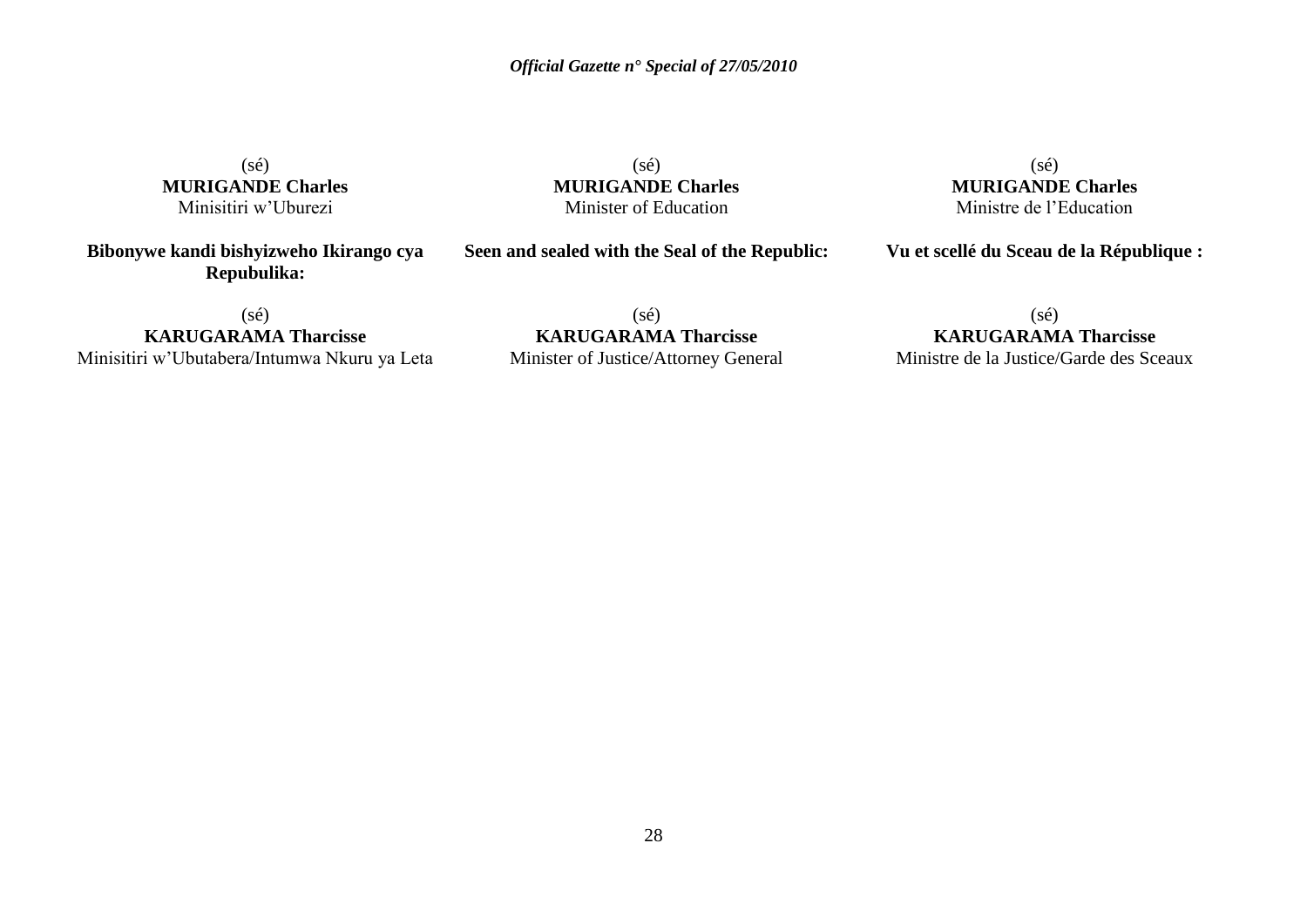(sé)
**MURIGANDE Charles**
Minisitiri w'Uburezi

(sé)
**MURIGANDE Charles**
Minister of Education

(sé)
**MURIGANDE Charles**
Ministre de l'Education

**Bibonywe kandi bishyizweho Ikirango cya Repubulika:**

(sé)
**KARUGARAMA Tharcisse**
Minisitiri w'Ubutabera/Intumwa Nkuru ya Leta

**Seen and sealed with the Seal of the Republic:**

(sé)
**KARUGARAMA Tharcisse**
Minister of Justice/Attorney General

**Vu et scellé du Sceau de la République :**

(sé)
**KARUGARAMA Tharcisse**
Ministre de la Justice/Garde des Sceaux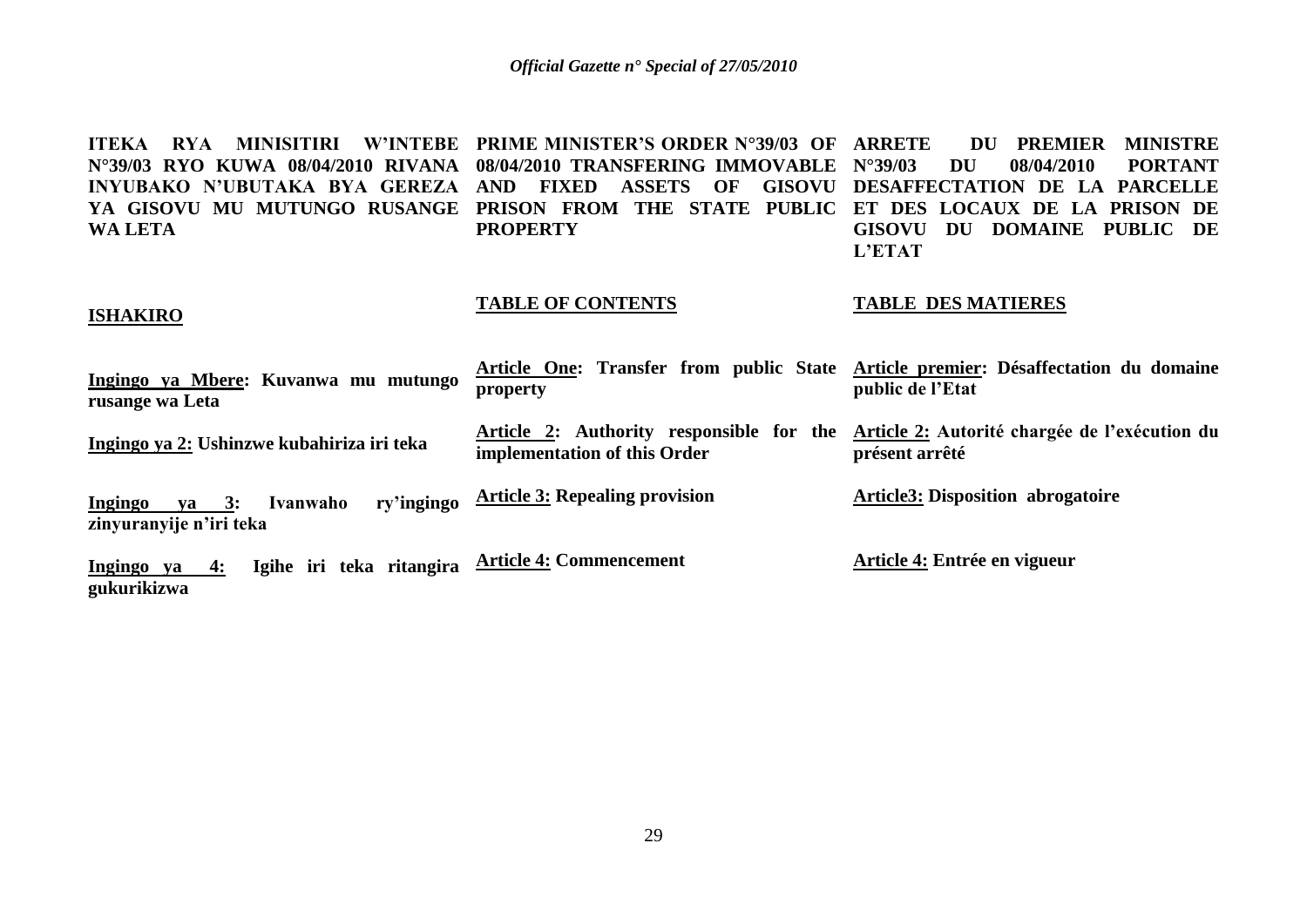**ITEKA RYA MINISITIRI W'INTEBE N°39/03 RYO KUWA 08/04/2010 RIVANA INYUBAKO N'UBUTAKA BYA GEREZA YA GISOVU MU MUTUNGO RUSANGE WA LETA**

**ISHAKIRO**

**Ingingo ya Mbere: Kuvanwa mu mutungo rusange wa Leta**

**Ingingo ya 2: Ushinzwe kubahiriza iri teka**

**Ingingo ya 3: Ivanwaho ry'ingingo zinyuranyije n'iri teka**

**Ingingo ya 4: Igihe iri teka ritangira gukurikizwa**

**PRIME MINISTER'S ORDER N°39/03 OF 08/04/2010 TRANSFERING IMMOVABLE AND FIXED ASSETS OF GISOVU PRISON FROM THE STATE PUBLIC PROPERTY**

**TABLE OF CONTENTS**

**Article One: Transfer from public State property**

**Article 2: Authority responsible for the implementation of this Order**

**Article 3: Repealing provision**

**Article 4: Commencement**

**ARRETE DU PREMIER MINISTRE N°39/03 DU 08/04/2010 PORTANT DESAFFECTATION DE LA PARCELLE ET DES LOCAUX DE LA PRISON DE GISOVU DU DOMAINE PUBLIC DE L'ETAT**

**TABLE DES MATIERES**

**Article premier: Désaffectation du domaine public de l'Etat**

**Article 2: Autorité chargée de l'exécution du présent arrêté**

**Article3: Disposition abrogatoire**

**Article 4: Entrée en vigueur**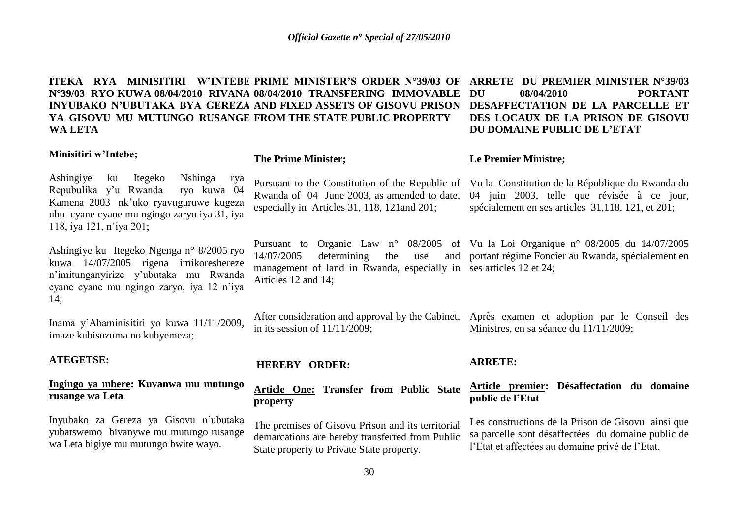**ITEKA RYA MINISITIRI W'INTEBE N°39/03 RYO KUWA 08/04/2010 RIVANA INYUBAKO N'UBUTAKA BYA GEREZA YA GISOVU MU MUTUNGO RUSANGE WA LETA**

**Minisitiri w'Intebe;**

Ashingiye ku Itegeko Nshinga rya Repubulika y'u Rwanda ryo kuwa 04 Kamena 2003 nk'uko ryavuguruwe kugeza ubu cyane cyane mu ngingo zaryo iya 31, iya 118, iya 121, n'iya 201;

Ashingiye ku Itegeko Ngenga n° 8/2005 ryo kuwa 14/07/2005 rigena imikoreshereze n'imitunganyirize y'ubutaka mu Rwanda cyane cyane mu ngingo zaryo, iya 12 n'iya 14;

Inama y'Abaminisitiri yo kuwa 11/11/2009, imaze kubisuzuma no kubyemeza;

**ATEGETSE:**

**<u>Ingingo ya mbere</u>: Kuvanwa mu mutungo rusange wa Leta**

Inyubako za Gereza ya Gisovu n'ubutaka yubatswemo bivanywe mu mutungo rusange wa Leta bigiye mu mutungo bwite wayo.

**PRIME MINISTER'S ORDER N°39/03 OF 08/04/2010 TRANSFERING IMMOVABLE AND FIXED ASSETS OF GISOVU PRISON FROM THE STATE PUBLIC PROPERTY**

**The Prime Minister;**

Pursuant to the Constitution of the Republic of Rwanda of 04 June 2003, as amended to date, especially in Articles 31, 118, 121and 201;

Pursuant to Organic Law n° 08/2005 of 14/07/2005 determining the use and management of land in Rwanda, especially in Articles 12 and 14;

After consideration and approval by the Cabinet, in its session of 11/11/2009;

**HEREBY ORDER:**

**<u>Article One:</u> Transfer from Public State property**

The premises of Gisovu Prison and its territorial demarcations are hereby transferred from Public State property to Private State property.

**ARRETE DU PREMIER MINISTER N°39/03 DU 08/04/2010 PORTANT DESAFFECTATION DE LA PARCELLE ET DES LOCAUX DE LA PRISON DE GISOVU DU DOMAINE PUBLIC DE L'ETAT**

**Le Premier Ministre;**

Vu la Constitution de la République du Rwanda du 04 juin 2003, telle que révisée à ce jour, spécialement en ses articles 31,118, 121, et 201;

Vu la Loi Organique n° 08/2005 du 14/07/2005 portant régime Foncier au Rwanda, spécialement en ses articles 12 et 24;

Après examen et adoption par le Conseil des Ministres, en sa séance du 11/11/2009;

**ARRETE:**

**<u>Article premier</u>: Désaffectation du domaine public de l'Etat**

Les constructions de la Prison de Gisovu ainsi que sa parcelle sont désaffectées du domaine public de l'Etat et affectées au domaine privé de l'Etat.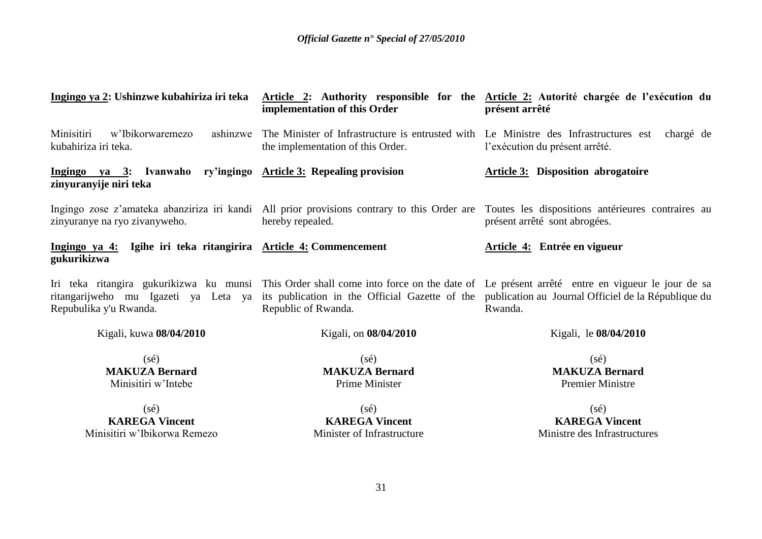**Ingingo ya 2: Ushinzwe kubahiriza iri teka**

Minisitiri w'Ibikorwaremezo ashinzwe kubahiriza iri teka.

**Ingingo ya 3: Ivanwaho ry'ingingo zinyuranyije niri teka**

Ingingo zose z'amateka abanziriza iri kandi zinyuranye na ryo zivanyweho.

**Ingingo ya 4: Igihe iri teka ritangirira gukurikizwa**

Iri teka ritangira gukurikizwa ku munsi ritangarijweho mu Igazeti ya Leta ya Repubulika y'u Rwanda.

Kigali, kuwa **08/04/2010**

(sé)
**MAKUZA Bernard**
Minisitiri w'Intebe

(sé)
**KAREGA Vincent**
Minisitiri w'Ibikorwa Remezo

**Article 2: Authority responsible for the implementation of this Order**

The Minister of Infrastructure is entrusted with the implementation of this Order.

**Article 3: Repealing provision**

All prior provisions contrary to this Order are hereby repealed.

**Article 4: Commencement**

This Order shall come into force on the date of its publication in the Official Gazette of the Republic of Rwanda.

Kigali, on **08/04/2010**

(sé)
**MAKUZA Bernard**
Prime Minister

(sé)
**KAREGA Vincent**
Minister of Infrastructure

**Article 2: Autorité chargée de l'exécution du présent arrêté**

Le Ministre des Infrastructures est chargé de l'exécution du présent arrêté.

**Article 3: Disposition abrogatoire**

Toutes les dispositions antérieures contraires au présent arrêté sont abrogées.

**Article 4: Entrée en vigueur**

Le présent arrêté entre en vigueur le jour de sa publication au Journal Officiel de la République du Rwanda.

Kigali, le **08/04/2010**

(sé)
**MAKUZA Bernard**
Premier Ministre

(sé)
**KAREGA Vincent**
Ministre des Infrastructures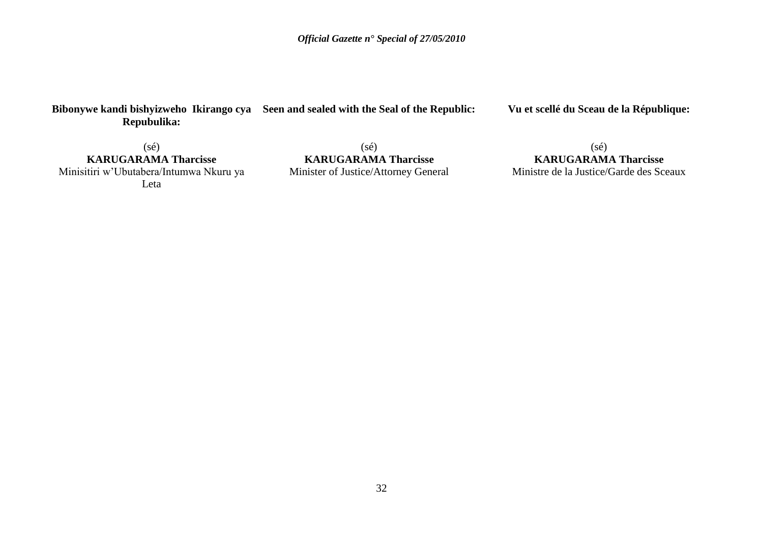**Bibonywe kandi bishyizweho Ikirango cya Repubulika:**

(sé)
**KARUGARAMA Tharcisse**
Minisitiri w'Ubutabera/Intumwa Nkuru ya Leta

**Seen and sealed with the Seal of the Republic:**

(sé)
**KARUGARAMA Tharcisse**
Minister of Justice/Attorney General

**Vu et scellé du Sceau de la République:**

(sé)
**KARUGARAMA Tharcisse**
Ministre de la Justice/Garde des Sceaux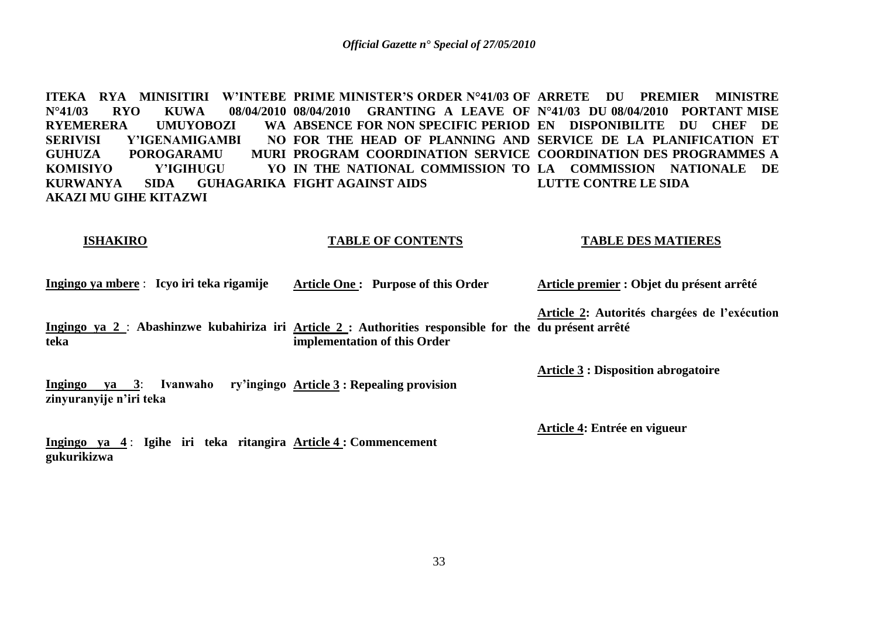**ITEKA RYA MINISITIRI W'INTEBE N°41/03 RYO KUWA 08/04/2010 RYEMERERA UMUYOBOZI WA SERIVISI Y'IGENAMIGAMBI NO GUHUZA POROGARAMU MURI KOMISIYO Y'IGIHUGU YO KURWANYA SIDA GUHAGARIKA AKAZI MU GIHE KITAZWI**

**ISHAKIRO**

**Ingingo ya mbere** : **Icyo iri teka rigamije**

**Ingingo ya 2** : **Abashinzwe kubahiriza iri teka**

**Ingingo ya 3**: **Ivanwaho ry'ingingo zinyuranyije n'iri teka**

**Ingingo ya 4** : **Igihe iri teka ritangira gukurikizwa**

**PRIME MINISTER'S ORDER N°41/03 OF 08/04/2010 GRANTING A LEAVE OF ABSENCE FOR NON SPECIFIC PERIOD FOR THE HEAD OF PLANNING AND PROGRAM COORDINATION SERVICE IN THE NATIONAL COMMISSION TO FIGHT AGAINST AIDS**

**TABLE OF CONTENTS**

**Article One : Purpose of this Order**

**Article 2 : Authorities responsible for the implementation of this Order**

**Article 3 : Repealing provision**

**Article 4 : Commencement**

**ARRETE DU PREMIER MINISTRE N°41/03 DU 08/04/2010 PORTANT MISE EN DISPONIBILITE DU CHEF DE SERVICE DE LA PLANIFICATION ET COORDINATION DES PROGRAMMES A LA COMMISSION NATIONALE DE LUTTE CONTRE LE SIDA**

**TABLE DES MATIERES**

**Article premier : Objet du présent arrêté**

**Article 2: Autorités chargées de l'exécution du présent arrêté**

**Article 3 : Disposition abrogatoire**

**Article 4: Entrée en vigueur**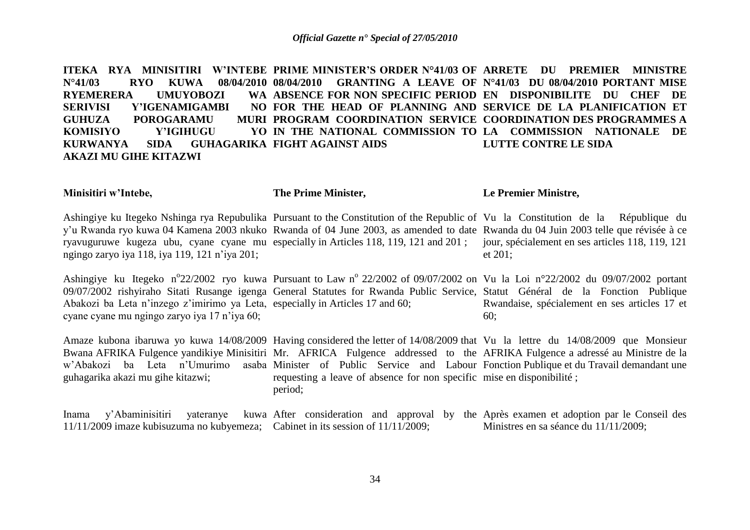**ITEKA RYA MINISITIRI W'INTEBE N°41/03 RYO KUWA 08/04/2010 RYEMERERA UMUYOBOZI WA SERIVISI Y'IGENAMIGAMBI NO GUHUZA POROGARAMU MURI KOMISIYO Y'IGIHUGU YO KURWANYA SIDA GUHAGARIKA AKAZI MU GIHE KITAZWI**

**Minisitiri w'Intebe,**

Ashingiye ku Itegeko Nshinga rya Repubulika y'u Rwanda ryo kuwa 04 Kamena 2003 nkuko ryavuguruwe kugeza ubu, cyane cyane mu ngingo zaryo iya 118, iya 119, 121 n'iya 201;

Ashingiye ku Itegeko n°22/2002 ryo kuwa 09/07/2002 rishyiraho Sitati Rusange igenga Abakozi ba Leta n'inzego z'imirimo ya Leta, cyane cyane mu ngingo zaryo iya 17 n'iya 60;

Amaze kubona ibaruwa yo kuwa 14/08/2009 Bwana AFRIKA Fulgence yandikiye Minisitiri w'Abakozi ba Leta n'Umurimo asaba guhagarika akazi mu gihe kitazwi;

Inama y'Abaminisitiri yateranye kuwa 11/11/2009 imaze kubisuzuma no kubyemeza;

**PRIME MINISTER'S ORDER N°41/03 OF 08/04/2010 GRANTING A LEAVE OF ABSENCE FOR NON SPECIFIC PERIOD FOR THE HEAD OF PLANNING AND PROGRAM COORDINATION SERVICE IN THE NATIONAL COMMISSION TO FIGHT AGAINST AIDS**

**The Prime Minister,**

Pursuant to the Constitution of the Republic of Rwanda of 04 June 2003, as amended to date especially in Articles 118, 119, 121 and 201 ;

Pursuant to Law n° 22/2002 of 09/07/2002 on General Statutes for Rwanda Public Service, especially in Articles 17 and 60;

Having considered the letter of 14/08/2009 that Mr. AFRICA Fulgence addressed to the Minister of Public Service and Labour requesting a leave of absence for non specific period;

After consideration and approval by the Cabinet in its session of 11/11/2009;

**ARRETE DU PREMIER MINISTRE N°41/03 DU 08/04/2010 PORTANT MISE EN DISPONIBILITE DU CHEF DE SERVICE DE LA PLANIFICATION ET COORDINATION DES PROGRAMMES A LA COMMISSION NATIONALE DE LUTTE CONTRE LE SIDA**

**Le Premier Ministre,**

Vu la Constitution de la République du Rwanda du 04 Juin 2003 telle que révisée à ce jour, spécialement en ses articles 118, 119, 121 et 201;

Vu la Loi n°22/2002 du 09/07/2002 portant Statut Général de la Fonction Publique Rwandaise, spécialement en ses articles 17 et 60;

Vu la lettre du 14/08/2009 que Monsieur AFRIKA Fulgence a adressé au Ministre de la Fonction Publique et du Travail demandant une mise en disponibilité ;

Après examen et adoption par le Conseil des Ministres en sa séance du 11/11/2009;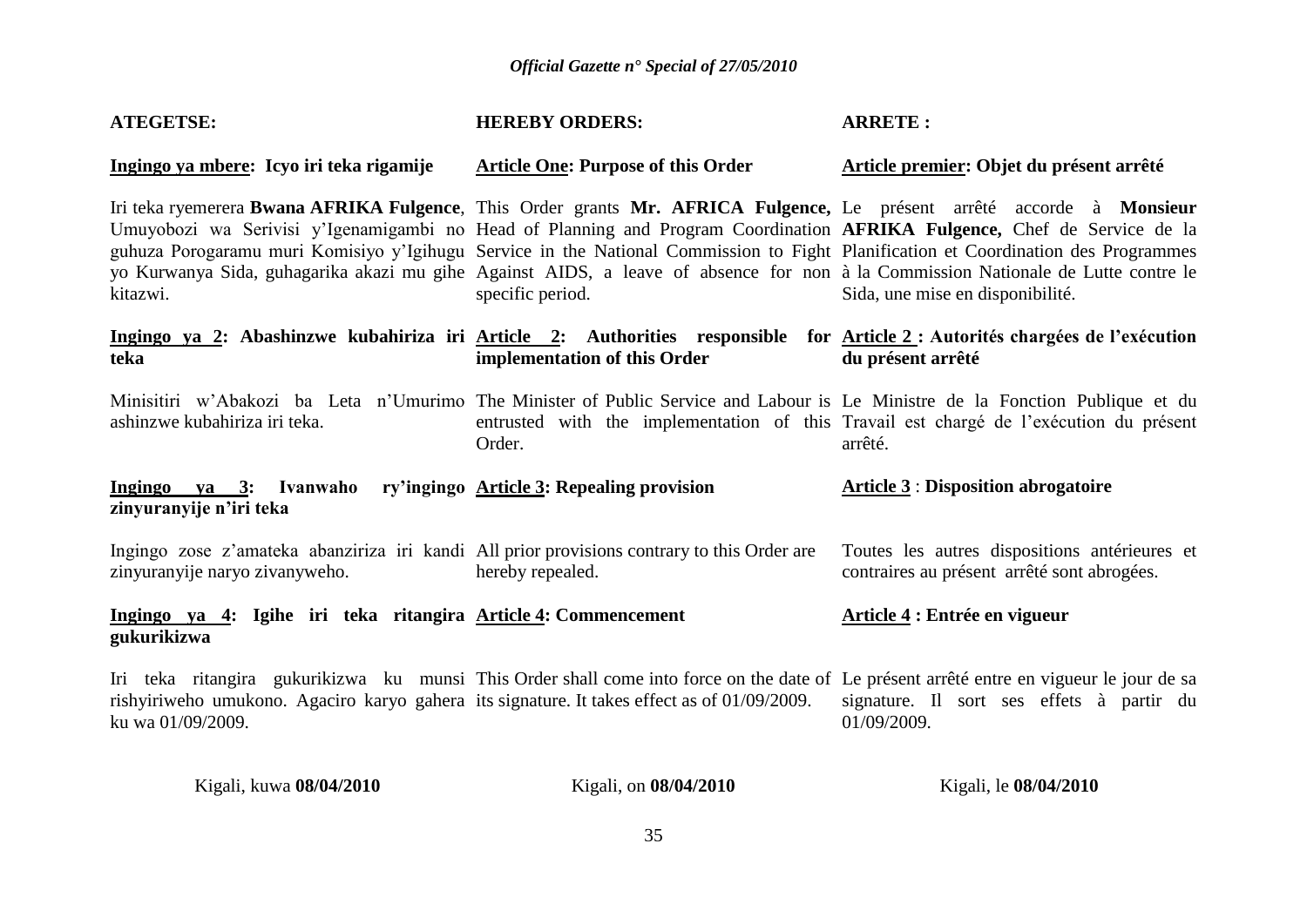**ATEGETSE:**

**Ingingo ya mbere: Icyo iri teka rigamije**

Iri teka ryemerera **Bwana AFRIKA Fulgence**, Umuyobozi wa Serivisi y'Igenamigambi no guhuza Porogaramu muri Komisiyo y'Igihugu yo Kurwanya Sida, guhagarika akazi mu gihe kitazwi.

**Ingingo ya 2: Abashinzwe kubahiriza iri teka**

Minisitiri w'Abakozi ba Leta n'Umurimo ashinzwe kubahiriza iri teka.

**Ingingo ya 3: Ivanwaho ry'ingingo zinyuranyije n'iri teka**

Ingingo zose z'amateka abanziriza iri kandi zinyuranyije naryo zivanyweho.

**Ingingo ya 4: Igihe iri teka ritangira gukurikizwa**

Iri teka ritangira gukurikizwa ku munsi rishyiriweho umukono. Agaciro karyo gahera ku wa 01/09/2009.

Kigali, kuwa **08/04/2010**

**HEREBY ORDERS:**

**Article One: Purpose of this Order**

This Order grants **Mr. AFRICA Fulgence,** Head of Planning and Program Coordination Service in the National Commission to Fight Against AIDS, a leave of absence for non specific period.

**Article 2: Authorities responsible for implementation of this Order**

The Minister of Public Service and Labour is entrusted with the implementation of this Order.

**Article 3: Repealing provision**

All prior provisions contrary to this Order are hereby repealed.

**Article 4: Commencement**

This Order shall come into force on the date of its signature. It takes effect as of 01/09/2009.

Kigali, on **08/04/2010**

**ARRETE :**

**Article premier: Objet du présent arrêté**

Le présent arrêté accorde à **Monsieur AFRIKA Fulgence,** Chef de Service de la Planification et Coordination des Programmes à la Commission Nationale de Lutte contre le Sida, une mise en disponibilité.

**Article 2 : Autorités chargées de l'exécution du présent arrêté**

Le Ministre de la Fonction Publique et du Travail est chargé de l'exécution du présent arrêté.

**Article 3** : **Disposition abrogatoire**

Toutes les autres dispositions antérieures et contraires au présent arrêté sont abrogées.

**Article 4 : Entrée en vigueur**

Le présent arrêté entre en vigueur le jour de sa signature. Il sort ses effets à partir du 01/09/2009.

Kigali, le **08/04/2010**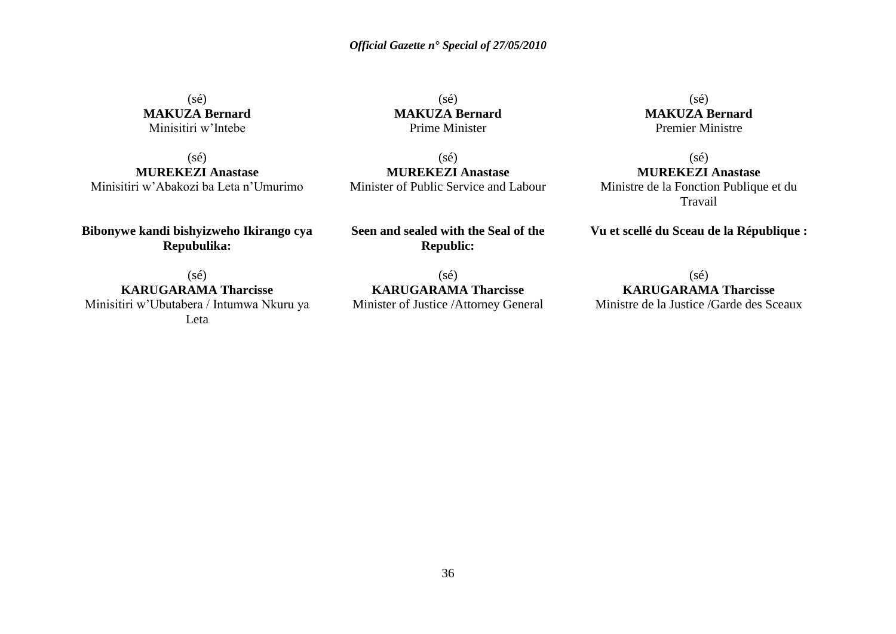(sé)
**MAKUZA Bernard**
Minisitiri w'Intebe

(sé)
**MUREKEZI Anastase**
Minisitiri w'Abakozi ba Leta n'Umurimo

**Bibonywe kandi bishyizweho Ikirango cya Repubulika:**

(sé)
**KARUGARAMA Tharcisse**
Minisitiri w'Ubutabera / Intumwa Nkuru ya Leta

(sé)
**MAKUZA Bernard**
Prime Minister

(sé)
**MUREKEZI Anastase**
Minister of Public Service and Labour

**Seen and sealed with the Seal of the Republic:**

(sé)
**KARUGARAMA Tharcisse**
Minister of Justice /Attorney General

(sé)
**MAKUZA Bernard**
Premier Ministre

(sé)
**MUREKEZI Anastase**
Ministre de la Fonction Publique et du Travail

**Vu et scellé du Sceau de la République :**

(sé)
**KARUGARAMA Tharcisse**
Ministre de la Justice /Garde des Sceaux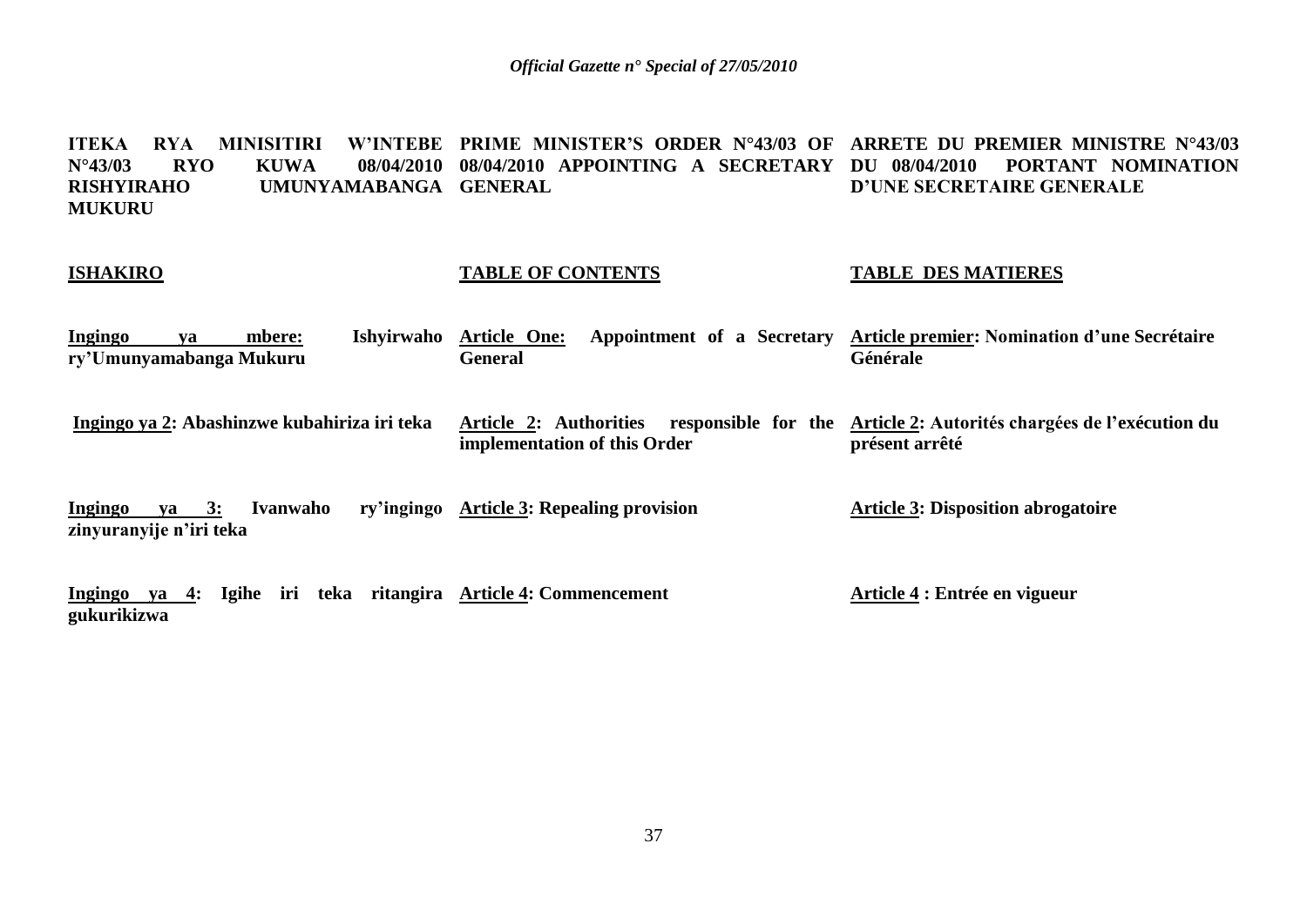**ITEKA RYA MINISITIRI W'INTEBE N°43/03 RYO KUWA 08/04/2010 RISHYIRAHO UMUNYAMABANGA MUKURU**

**ISHAKIRO**

**Ingingo ya mbere: Ishyirwaho ry'Umunyamabanga Mukuru**

**Ingingo ya 2: Abashinzwe kubahiriza iri teka**

**Ingingo ya 3: Ivanwaho ry'ingingo zinyuranyije n'iri teka**

**Ingingo ya 4: Igihe iri teka ritangira gukurikizwa**

**PRIME MINISTER'S ORDER N°43/03 OF 08/04/2010 APPOINTING A SECRETARY GENERAL**

**TABLE OF CONTENTS**

**Article One: Appointment of a Secretary General**

**Article 2: Authorities responsible for the implementation of this Order**

**Article 3: Repealing provision**

**Article 4: Commencement**

**ARRETE DU PREMIER MINISTRE N°43/03 DU 08/04/2010 PORTANT NOMINATION D'UNE SECRETAIRE GENERALE**

**TABLE DES MATIERES**

**Article premier: Nomination d'une Secrétaire Générale**

**Article 2: Autorités chargées de l'exécution du présent arrêté**

**Article 3: Disposition abrogatoire**

**Article 4 : Entrée en vigueur**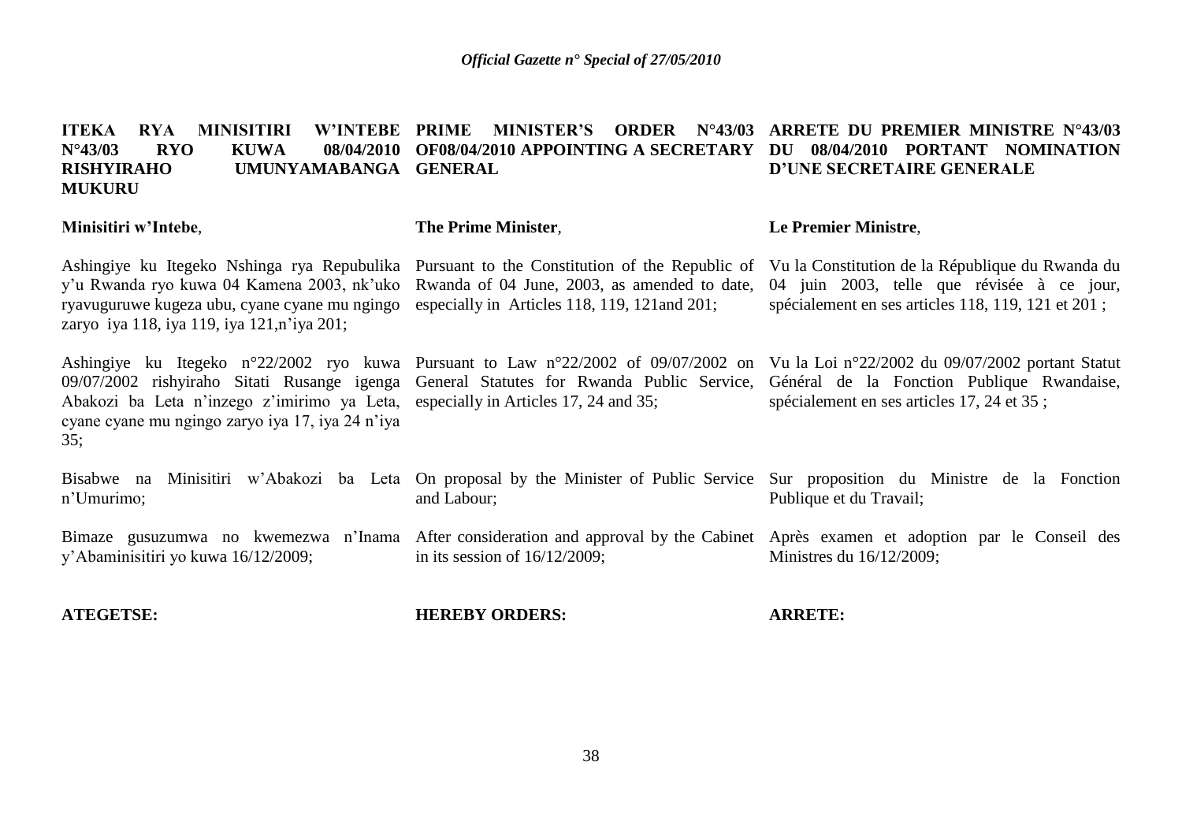**ITEKA RYA MINISITIRI W'INTEBE N°43/03 RYO KUWA 08/04/2010 RISHYIRAHO UMUNYAMABANGA MUKURU**

**Minisitiri w'Intebe**,

Ashingiye ku Itegeko Nshinga rya Repubulika y'u Rwanda ryo kuwa 04 Kamena 2003, nk'uko ryavuguruwe kugeza ubu, cyane cyane mu ngingo zaryo iya 118, iya 119, iya 121,n'iya 201;

Ashingiye ku Itegeko n°22/2002 ryo kuwa 09/07/2002 rishyiraho Sitati Rusange igenga Abakozi ba Leta n'inzego z'imirimo ya Leta, cyane cyane mu ngingo zaryo iya 17, iya 24 n'iya 35;

Bisabwe na Minisitiri w'Abakozi ba Leta n'Umurimo;

Bimaze gusuzumwa no kwemezwa n'Inama y'Abaminisitiri yo kuwa 16/12/2009;

**ATEGETSE:**

**PRIME MINISTER'S ORDER N°43/03 OF08/04/2010 APPOINTING A SECRETARY GENERAL**

**The Prime Minister**,

Pursuant to the Constitution of the Republic of Rwanda of 04 June, 2003, as amended to date, especially in Articles 118, 119, 121and 201;

Pursuant to Law n°22/2002 of 09/07/2002 on General Statutes for Rwanda Public Service, especially in Articles 17, 24 and 35;

On proposal by the Minister of Public Service and Labour;

After consideration and approval by the Cabinet in its session of 16/12/2009;

**HEREBY ORDERS:**

**ARRETE DU PREMIER MINISTRE N°43/03 DU 08/04/2010 PORTANT NOMINATION D'UNE SECRETAIRE GENERALE**

**Le Premier Ministre**,

Vu la Constitution de la République du Rwanda du 04 juin 2003, telle que révisée à ce jour, spécialement en ses articles 118, 119, 121 et 201 ;

Vu la Loi n°22/2002 du 09/07/2002 portant Statut Général de la Fonction Publique Rwandaise, spécialement en ses articles 17, 24 et 35 ;

Sur proposition du Ministre de la Fonction Publique et du Travail;

Après examen et adoption par le Conseil des Ministres du 16/12/2009;

**ARRETE:**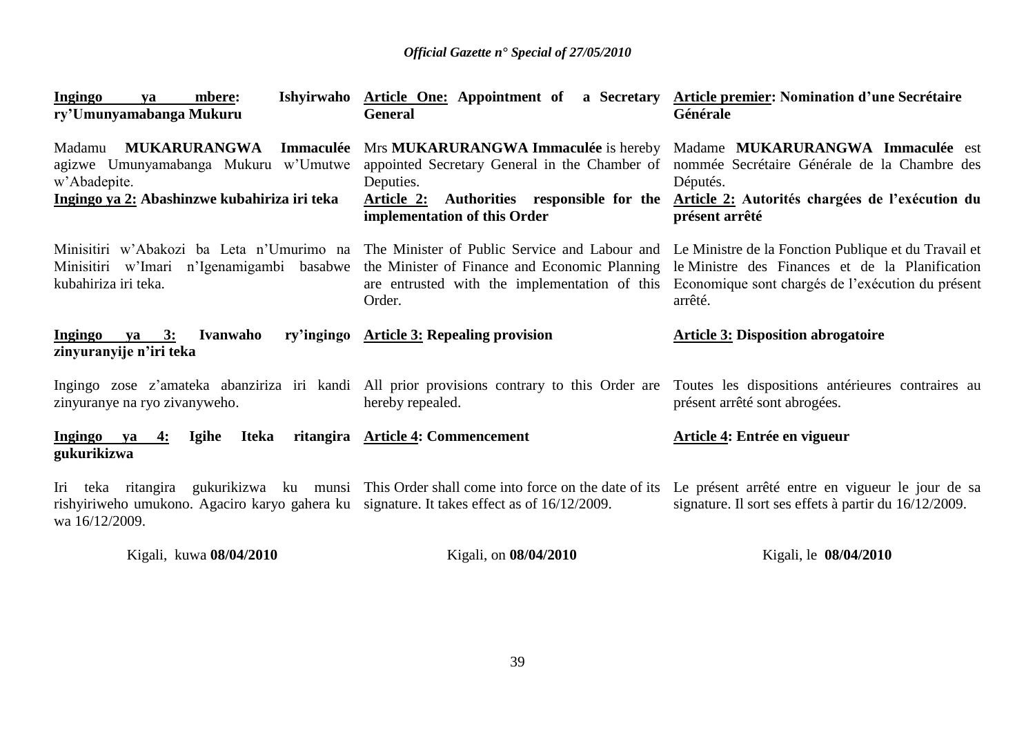**<u>Ingingo ya mbere</u>: Ishyirwaho ry'Umunyamabanga Mukuru**

Madamu **MUKARURANGWA Immaculée** agizwe Umunyamabanga Mukuru w'Umutwe w'Abadepite.

**<u>Ingingo ya 2:</u> Abashinzwe kubahiriza iri teka**

Minisitiri w'Abakozi ba Leta n'Umurimo na Minisitiri w'Imari n'Igenamigambi basabwe kubahiriza iri teka.

**<u>Ingingo ya 3:</u> Ivanwaho ry'ingingo zinyuranyije n'iri teka**

Ingingo zose z'amateka abanziriza iri kandi zinyuranye na ryo zivanyweho.

**<u>Ingingo ya 4:</u> Igihe Iteka ritangira gukurikizwa**

Iri teka ritangira gukurikizwa ku munsi rishyiriweho umukono. Agaciro karyo gahera ku wa 16/12/2009.

Kigali, kuwa **08/04/2010**

**<u>Article One:</u> Appointment of a Secretary General**

Mrs **MUKARURANGWA Immaculée** is hereby appointed Secretary General in the Chamber of Deputies.

**<u>Article 2:</u> Authorities responsible for the implementation of this Order**

The Minister of Public Service and Labour and the Minister of Finance and Economic Planning are entrusted with the implementation of this Order.

**<u>Article 3:</u> Repealing provision**

All prior provisions contrary to this Order are hereby repealed.

**<u>Article 4</u>: Commencement**

This Order shall come into force on the date of its signature. It takes effect as of 16/12/2009.

Kigali, on **08/04/2010**

**<u>Article premier</u>: Nomination d'une Secrétaire Générale**

Madame **MUKARURANGWA Immaculée** est nommée Secrétaire Générale de la Chambre des Députés.

**<u>Article 2:</u> Autorités chargées de l'exécution du présent arrêté**

Le Ministre de la Fonction Publique et du Travail et le Ministre des Finances et de la Planification Economique sont chargés de l'exécution du présent arrêté.

**<u>Article 3:</u> Disposition abrogatoire**

Toutes les dispositions antérieures contraires au présent arrêté sont abrogées.

**<u>Article 4</u>: Entrée en vigueur**

Le présent arrêté entre en vigueur le jour de sa signature. Il sort ses effets à partir du 16/12/2009.

Kigali, le **08/04/2010**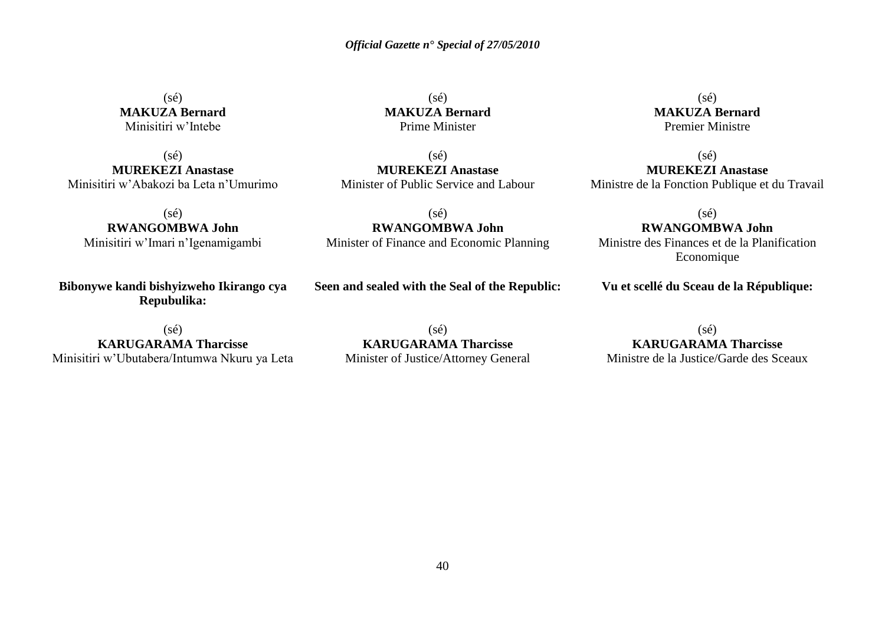(sé)
**MAKUZA Bernard**
Minisitiri w'Intebe

(sé)
**MUREKEZI Anastase**
Minisitiri w'Abakozi ba Leta n'Umurimo

(sé)
**RWANGOMBWA John**
Minisitiri w'Imari n'Igenamigambi

**Bibonywe kandi bishyizweho Ikirango cya Repubulika:**

(sé)
**KARUGARAMA Tharcisse**
Minisitiri w'Ubutabera/Intumwa Nkuru ya Leta

(sé)
**MAKUZA Bernard**
Prime Minister

(sé)
**MUREKEZI Anastase**
Minister of Public Service and Labour

(sé)
**RWANGOMBWA John**
Minister of Finance and Economic Planning

**Seen and sealed with the Seal of the Republic:**

(sé)
**KARUGARAMA Tharcisse**
Minister of Justice/Attorney General

(sé)
**MAKUZA Bernard**
Premier Ministre

(sé)
**MUREKEZI Anastase**
Ministre de la Fonction Publique et du Travail

(sé)
**RWANGOMBWA John**
Ministre des Finances et de la Planification Economique

**Vu et scellé du Sceau de la République:**

(sé)
**KARUGARAMA Tharcisse**
Ministre de la Justice/Garde des Sceaux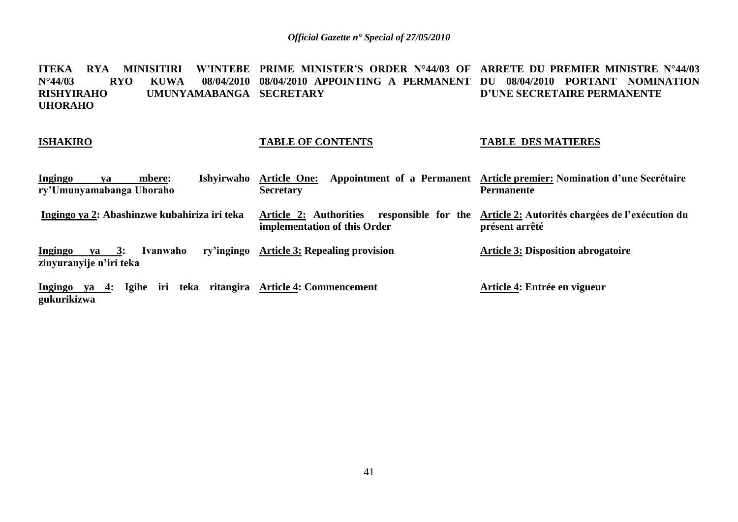**ITEKA RYA MINISITIRI W'INTEBE N°44/03 RYO KUWA 08/04/2010 RISHYIRAHO UMUNYAMABANGA UHORAHO**

**ISHAKIRO**

**Ingingo ya mbere: Ishyirwaho ry'Umunyamabanga Uhoraho**

**Ingingo ya 2: Abashinzwe kubahiriza iri teka**

**Ingingo ya 3: Ivanwaho ry'ingingo zinyuranyije n'iri teka**

**Ingingo ya 4: Igihe iri teka ritangira gukurikizwa**

**PRIME MINISTER'S ORDER N°44/03 OF 08/04/2010 APPOINTING A PERMANENT SECRETARY**

**TABLE OF CONTENTS**

**Article One: Appointment of a Permanent Secretary**

**Article 2: Authorities responsible for the implementation of this Order**

**Article 3: Repealing provision**

**Article 4: Commencement**

**ARRETE DU PREMIER MINISTRE N°44/03 DU 08/04/2010 PORTANT NOMINATION D'UNE SECRETAIRE PERMANENTE**

**TABLE DES MATIERES**

**Article premier: Nomination d'une Secrétaire Permanente**

**Article 2: Autorités chargées de l'exécution du présent arrêté**

**Article 3: Disposition abrogatoire**

**Article 4: Entrée en vigueur**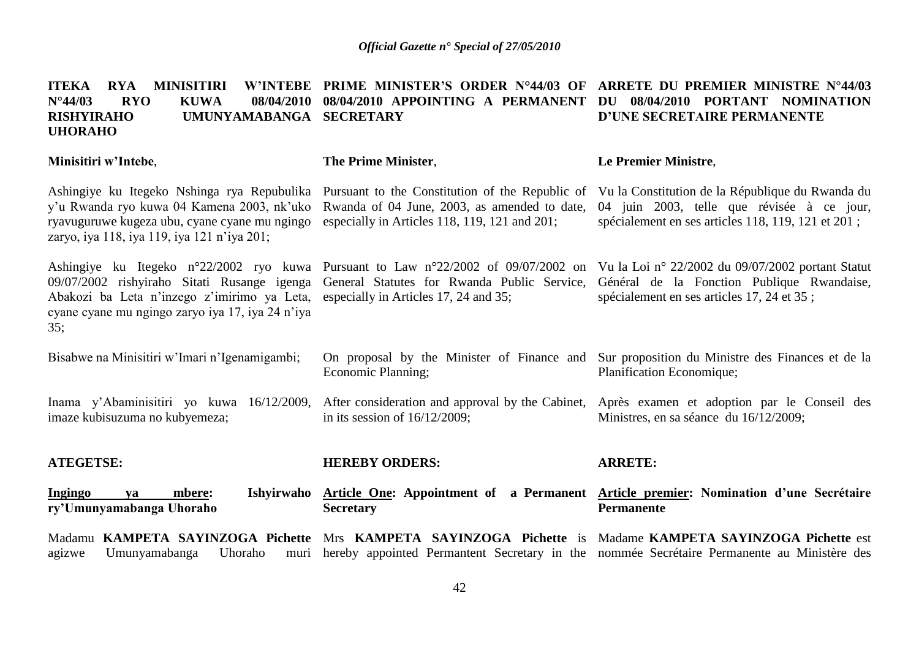**ITEKA RYA MINISITIRI W'INTEBE N°44/03 RYO KUWA 08/04/2010 RISHYIRAHO UMUNYAMABANGA UHORAHO**

**Minisitiri w'Intebe**,

Ashingiye ku Itegeko Nshinga rya Repubulika y'u Rwanda ryo kuwa 04 Kamena 2003, nk'uko ryavuguruwe kugeza ubu, cyane cyane mu ngingo zaryo, iya 118, iya 119, iya 121 n'iya 201;

Ashingiye ku Itegeko n°22/2002 ryo kuwa 09/07/2002 rishyiraho Sitati Rusange igenga Abakozi ba Leta n'inzego z'imirimo ya Leta, cyane cyane mu ngingo zaryo iya 17, iya 24 n'iya 35;

Bisabwe na Minisitiri w'Imari n'Igenamigambi;

Inama y'Abaminisitiri yo kuwa 16/12/2009, imaze kubisuzuma no kubyemeza;

**ATEGETSE:**

**Ingingo ya mbere: Ishyirwaho ry'Umunyamabanga Uhoraho**

Madamu **KAMPETA SAYINZOGA Pichette** agizwe Umunyamabanga Uhoraho muri

**PRIME MINISTER'S ORDER N°44/03 OF 08/04/2010 APPOINTING A PERMANENT SECRETARY**

**The Prime Minister**,

Pursuant to the Constitution of the Republic of Rwanda of 04 June, 2003, as amended to date, especially in Articles 118, 119, 121 and 201;

Pursuant to Law n°22/2002 of 09/07/2002 on General Statutes for Rwanda Public Service, especially in Articles 17, 24 and 35;

On proposal by the Minister of Finance and Economic Planning;

After consideration and approval by the Cabinet, in its session of 16/12/2009;

**HEREBY ORDERS:**

**Article One: Appointment of a Permanent Secretary**

Mrs **KAMPETA SAYINZOGA Pichette** is hereby appointed Permantent Secretary in the

**ARRETE DU PREMIER MINISTRE N°44/03 DU 08/04/2010 PORTANT NOMINATION D'UNE SECRETAIRE PERMANENTE**

**Le Premier Ministre**,

Vu la Constitution de la République du Rwanda du 04 juin 2003, telle que révisée à ce jour, spécialement en ses articles 118, 119, 121 et 201 ;

Vu la Loi n° 22/2002 du 09/07/2002 portant Statut Général de la Fonction Publique Rwandaise, spécialement en ses articles 17, 24 et 35 ;

Sur proposition du Ministre des Finances et de la Planification Economique;

Après examen et adoption par le Conseil des Ministres, en sa séance du 16/12/2009;

**ARRETE:**

**Article premier: Nomination d'une Secrétaire Permanente**

Madame **KAMPETA SAYINZOGA Pichette** est nommée Secrétaire Permanente au Ministère des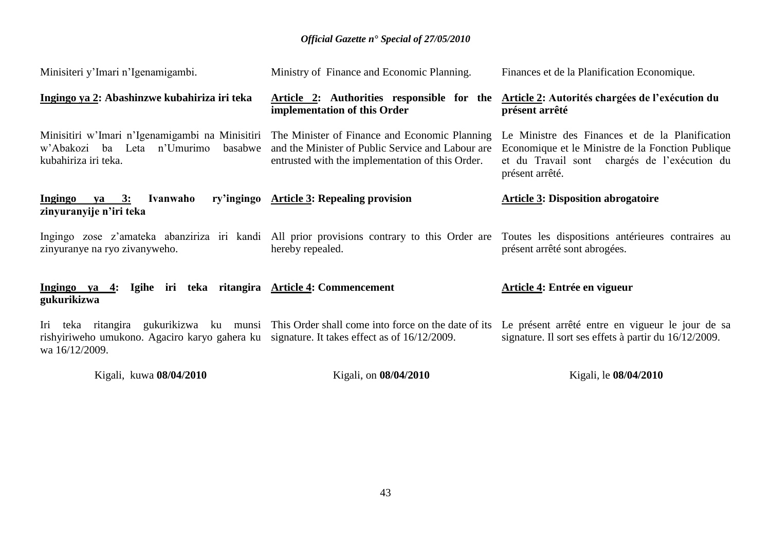Minisiteri y'Imari n'Igenamigambi.

**Ingingo ya 2: Abashinzwe kubahiriza iri teka**

Minisitiri w'Imari n'Igenamigambi na Minisitiri w'Abakozi ba Leta n'Umurimo basabwe kubahiriza iri teka.

**Ingingo ya 3: Ivanwaho ry'ingingo zinyuranyije n'iri teka**

Ingingo zose z'amateka abanziriza iri kandi zinyuranye na ryo zivanyweho.

**Ingingo ya 4: Igihe iri teka ritangira gukurikizwa**

Iri teka ritangira gukurikizwa ku munsi rishyiriweho umukono. Agaciro karyo gahera ku wa 16/12/2009.

Kigali, kuwa **08/04/2010**

Ministry of Finance and Economic Planning.

**Article 2: Authorities responsible for the implementation of this Order**

The Minister of Finance and Economic Planning and the Minister of Public Service and Labour are entrusted with the implementation of this Order.

**Article 3: Repealing provision**

All prior provisions contrary to this Order are hereby repealed.

**Article 4: Commencement**

This Order shall come into force on the date of its signature. It takes effect as of 16/12/2009.

Kigali, on **08/04/2010**

Finances et de la Planification Economique.

**Article 2: Autorités chargées de l'exécution du présent arrêté**

Le Ministre des Finances et de la Planification Economique et le Ministre de la Fonction Publique et du Travail sont chargés de l'exécution du présent arrêté.

**Article 3: Disposition abrogatoire**

Toutes les dispositions antérieures contraires au présent arrêté sont abrogées.

**Article 4: Entrée en vigueur**

Le présent arrêté entre en vigueur le jour de sa signature. Il sort ses effets à partir du 16/12/2009.

Kigali, le **08/04/2010**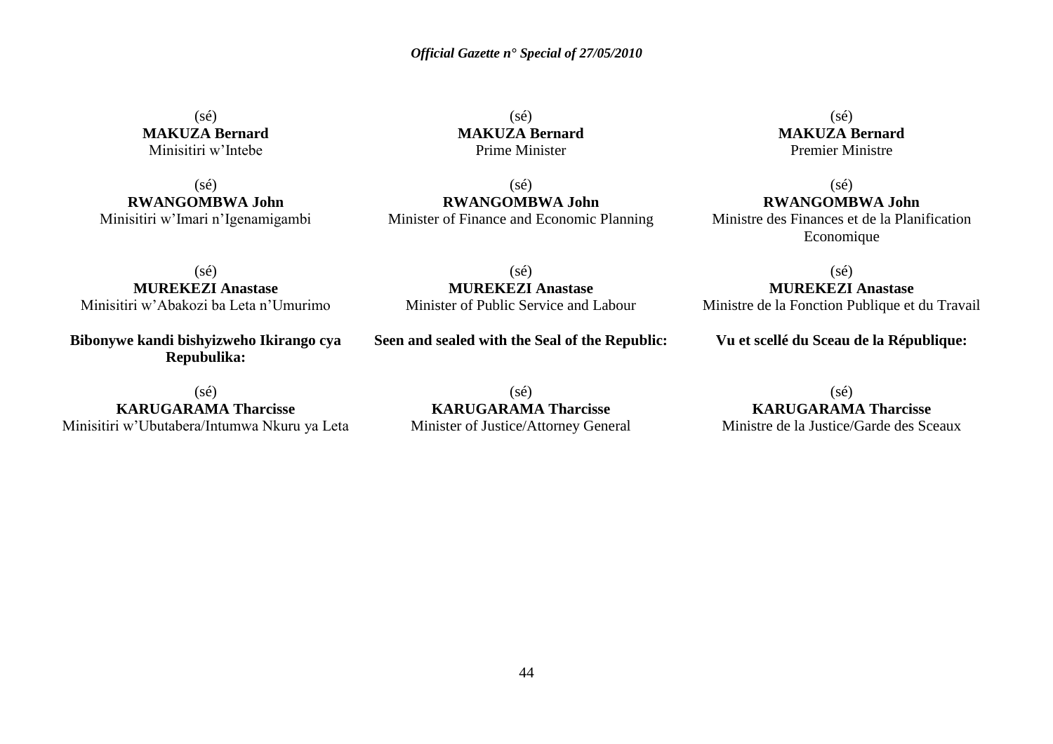(sé)
**MAKUZA Bernard**
Minisitiri w'Intebe

(sé)
**RWANGOMBWA John**
Minisitiri w'Imari n'Igenamigambi

(sé)
**MUREKEZI Anastase**
Minisitiri w'Abakozi ba Leta n'Umurimo

**Bibonywe kandi bishyizweho Ikirango cya Repubulika:**

(sé)
**KARUGARAMA Tharcisse**
Minisitiri w'Ubutabera/Intumwa Nkuru ya Leta

(sé)
**MAKUZA Bernard**
Prime Minister

(sé)
**RWANGOMBWA John**
Minister of Finance and Economic Planning

(sé)
**MUREKEZI Anastase**
Minister of Public Service and Labour

**Seen and sealed with the Seal of the Republic:**

(sé)
**KARUGARAMA Tharcisse**
Minister of Justice/Attorney General

(sé)
**MAKUZA Bernard**
Premier Ministre

(sé)
**RWANGOMBWA John**
Ministre des Finances et de la Planification Economique

(sé)
**MUREKEZI Anastase**
Ministre de la Fonction Publique et du Travail

**Vu et scellé du Sceau de la République:**

(sé)
**KARUGARAMA Tharcisse**
Ministre de la Justice/Garde des Sceaux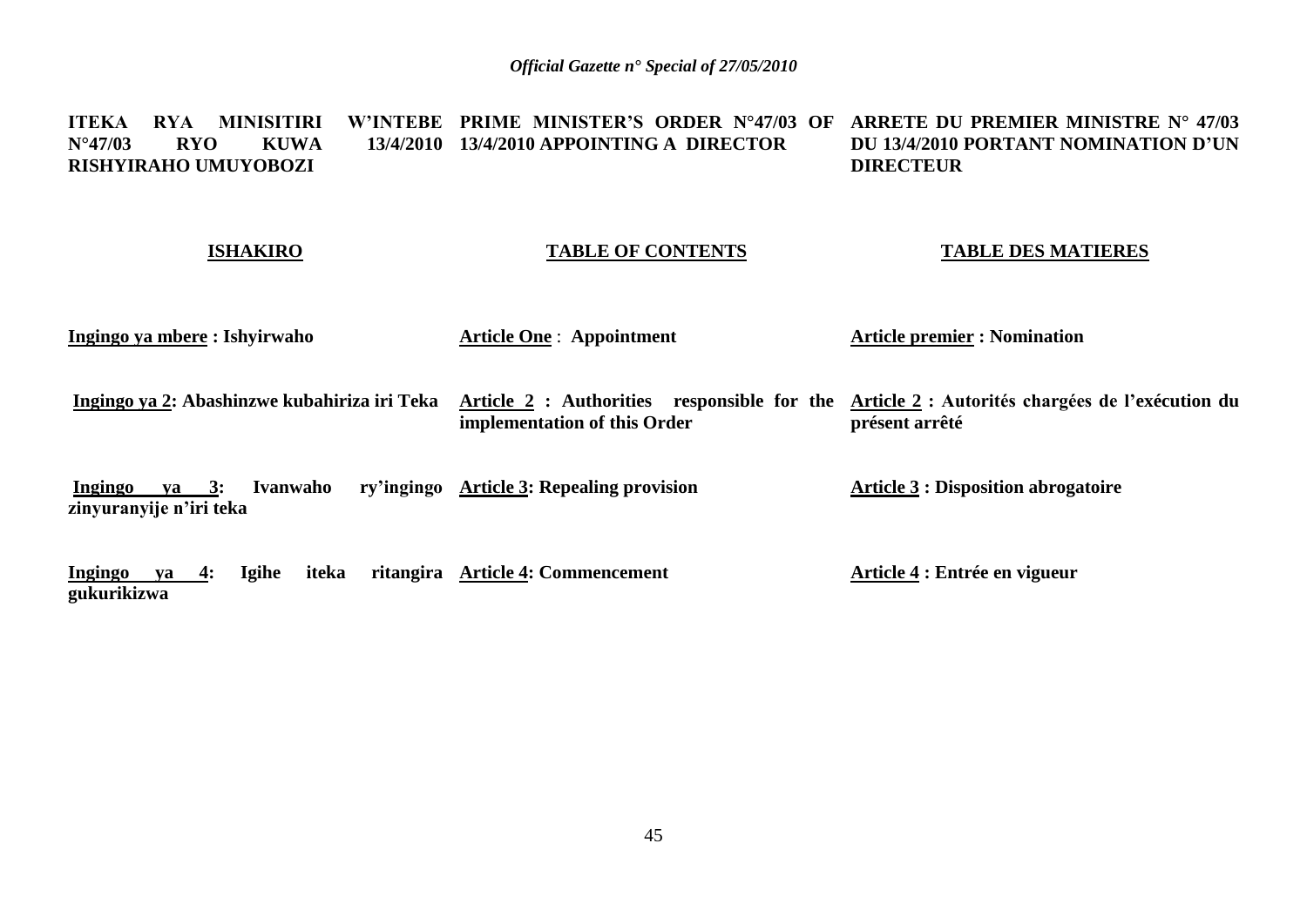**ITEKA RYA MINISITIRI W'INTEBE N°47/03 RYO KUWA 13/4/2010 RISHYIRAHO UMUYOBOZI**

**ISHAKIRO**

**Ingingo ya mbere : Ishyirwaho**

**Ingingo ya 2: Abashinzwe kubahiriza iri Teka**

**Ingingo ya 3: Ivanwaho ry'ingingo zinyuranyije n'iri teka**

**Ingingo ya 4: Igihe iteka ritangira gukurikizwa**

**PRIME MINISTER'S ORDER N°47/03 OF 13/4/2010 APPOINTING A DIRECTOR**

**TABLE OF CONTENTS**

**Article One : Appointment**

**Article 2 : Authorities responsible for the implementation of this Order**

**Article 3: Repealing provision**

**Article 4: Commencement**

**ARRETE DU PREMIER MINISTRE N° 47/03 DU 13/4/2010 PORTANT NOMINATION D'UN DIRECTEUR**

**TABLE DES MATIERES**

**Article premier : Nomination**

**Article 2 : Autorités chargées de l'exécution du présent arrêté**

**Article 3 : Disposition abrogatoire**

**Article 4 : Entrée en vigueur**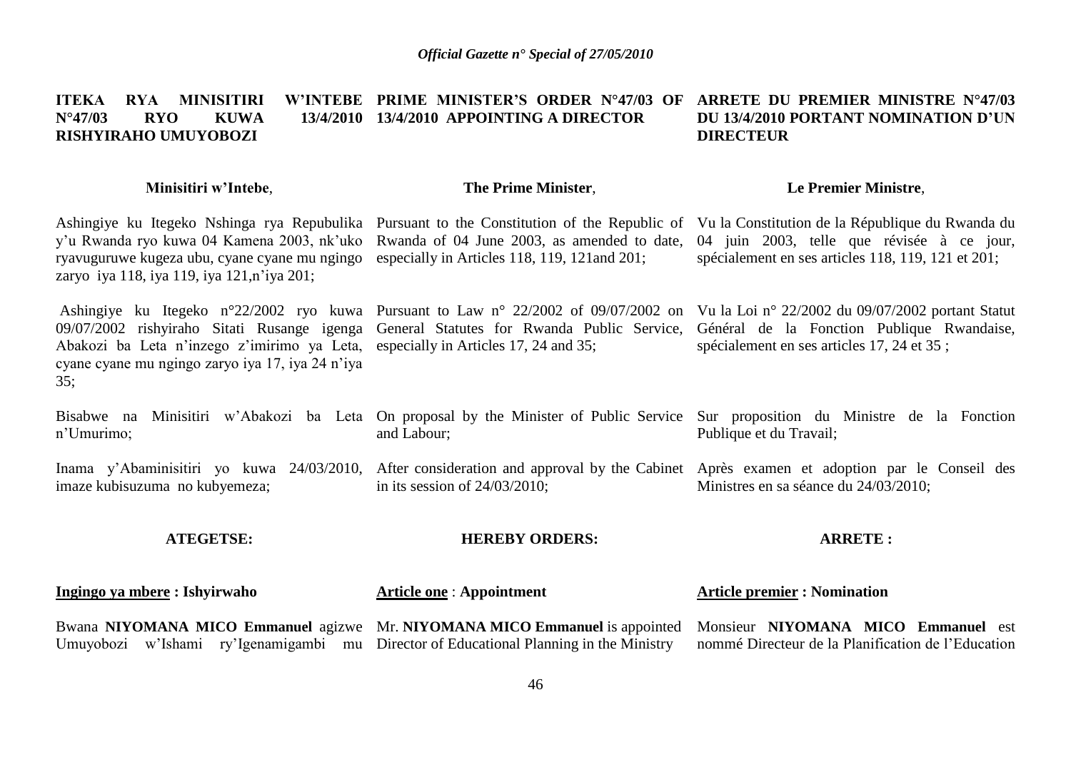**ITEKA RYA MINISITIRI W'INTEBE N°47/03 RYO KUWA 13/4/2010 RISHYIRAHO UMUYOBOZI**

**Minisitiri w'Intebe**,

Ashingiye ku Itegeko Nshinga rya Repubulika y'u Rwanda ryo kuwa 04 Kamena 2003, nk'uko ryavuguruwe kugeza ubu, cyane cyane mu ngingo zaryo iya 118, iya 119, iya 121,n'iya 201;

Ashingiye ku Itegeko n°22/2002 ryo kuwa 09/07/2002 rishyiraho Sitati Rusange igenga Abakozi ba Leta n'inzego z'imirimo ya Leta, cyane cyane mu ngingo zaryo iya 17, iya 24 n'iya 35;

Bisabwe na Minisitiri w'Abakozi ba Leta n'Umurimo;

Inama y'Abaminisitiri yo kuwa 24/03/2010, imaze kubisuzuma no kubyemeza;

**ATEGETSE:**

**Ingingo ya mbere : Ishyirwaho**

Bwana **NIYOMANA MICO Emmanuel** agizwe Umuyobozi w'Ishami ry'Igenamigambi mu

**PRIME MINISTER'S ORDER N°47/03 OF 13/4/2010 APPOINTING A DIRECTOR**

**The Prime Minister**,

Pursuant to the Constitution of the Republic of Rwanda of 04 June 2003, as amended to date, especially in Articles 118, 119, 121and 201;

Pursuant to Law n° 22/2002 of 09/07/2002 on General Statutes for Rwanda Public Service, especially in Articles 17, 24 and 35;

On proposal by the Minister of Public Service and Labour;

After consideration and approval by the Cabinet in its session of 24/03/2010;

**HEREBY ORDERS:**

**Article one** : **Appointment**

Mr. **NIYOMANA MICO Emmanuel** is appointed Director of Educational Planning in the Ministry

**ARRETE DU PREMIER MINISTRE N°47/03 DU 13/4/2010 PORTANT NOMINATION D'UN DIRECTEUR**

**Le Premier Ministre**,

Vu la Constitution de la République du Rwanda du 04 juin 2003, telle que révisée à ce jour, spécialement en ses articles 118, 119, 121 et 201;

Vu la Loi n° 22/2002 du 09/07/2002 portant Statut Général de la Fonction Publique Rwandaise, spécialement en ses articles 17, 24 et 35 ;

Sur proposition du Ministre de la Fonction Publique et du Travail;

Après examen et adoption par le Conseil des Ministres en sa séance du 24/03/2010;

**ARRETE :**

**Article premier : Nomination**

Monsieur **NIYOMANA MICO Emmanuel** est nommé Directeur de la Planification de l'Education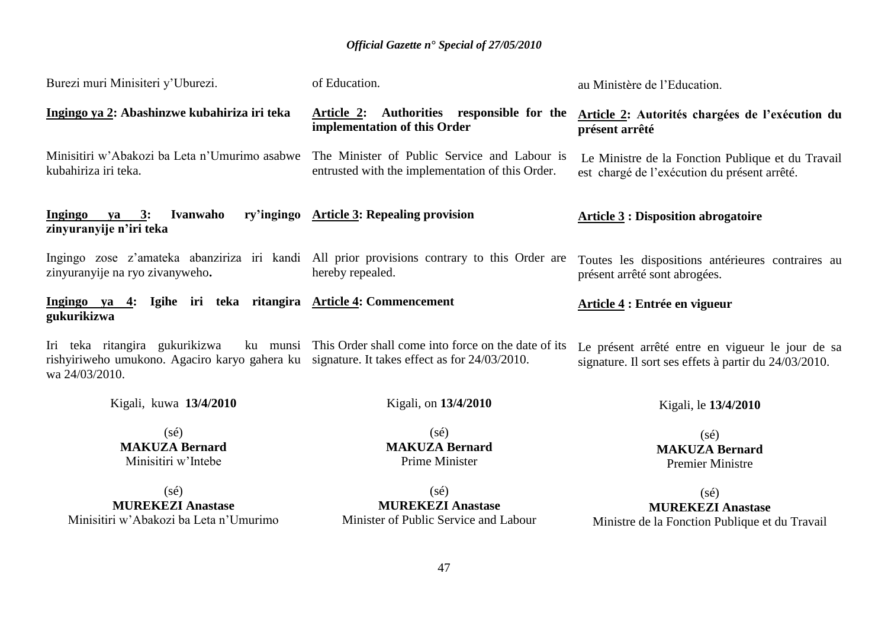Burezi muri Minisiteri y'Uburezi.

**Ingingo ya 2: Abashinzwe kubahiriza iri teka**

Minisitiri w'Abakozi ba Leta n'Umurimo asabwe kubahiriza iri teka.

**Ingingo ya 3: Ivanwaho ry'ingingo zinyuranyije n'iri teka**

Ingingo zose z'amateka abanziriza iri kandi zinyuranyije na ryo zivanyweho**.**

**Ingingo ya 4: Igihe iri teka ritangira gukurikizwa**

Iri teka ritangira gukurikizwa ku munsi rishyiriweho umukono. Agaciro karyo gahera ku wa 24/03/2010.

Kigali, kuwa **13/4/2010**

(sé)
**MAKUZA Bernard**
Minisitiri w'Intebe

(sé)
**MUREKEZI Anastase**
Minisitiri w'Abakozi ba Leta n'Umurimo

of Education.

**Article 2: Authorities responsible for the implementation of this Order**

The Minister of Public Service and Labour is entrusted with the implementation of this Order.

**Article 3: Repealing provision**

All prior provisions contrary to this Order are hereby repealed.

**Article 4: Commencement**

This Order shall come into force on the date of its signature. It takes effect as for 24/03/2010.

Kigali, on **13/4/2010**

(sé)
**MAKUZA Bernard**
Prime Minister

(sé)
**MUREKEZI Anastase**
Minister of Public Service and Labour

au Ministère de l'Education.

**Article 2: Autorités chargées de l'exécution du présent arrêté**

Le Ministre de la Fonction Publique et du Travail est chargé de l'exécution du présent arrêté.

**Article 3 : Disposition abrogatoire**

Toutes les dispositions antérieures contraires au présent arrêté sont abrogées.

**Article 4 : Entrée en vigueur**

Le présent arrêté entre en vigueur le jour de sa signature. Il sort ses effets à partir du 24/03/2010.

Kigali, le **13/4/2010**

(sé)
**MAKUZA Bernard**
Premier Ministre

(sé)
**MUREKEZI Anastase**
Ministre de la Fonction Publique et du Travail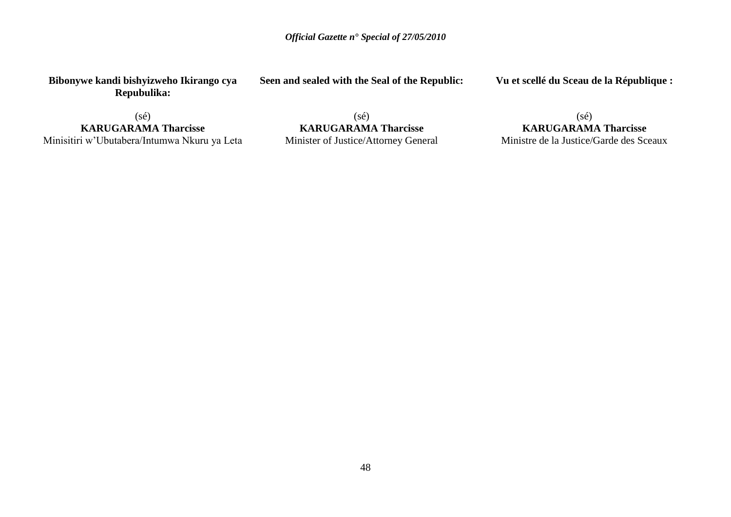**Bibonywe kandi bishyizweho Ikirango cya Repubulika:**

(sé)
**KARUGARAMA Tharcisse**
Minisitiri w'Ubutabera/Intumwa Nkuru ya Leta

**Seen and sealed with the Seal of the Republic:**

(sé)
**KARUGARAMA Tharcisse**
Minister of Justice/Attorney General

**Vu et scellé du Sceau de la République :**

(sé)
**KARUGARAMA Tharcisse**
Ministre de la Justice/Garde des Sceaux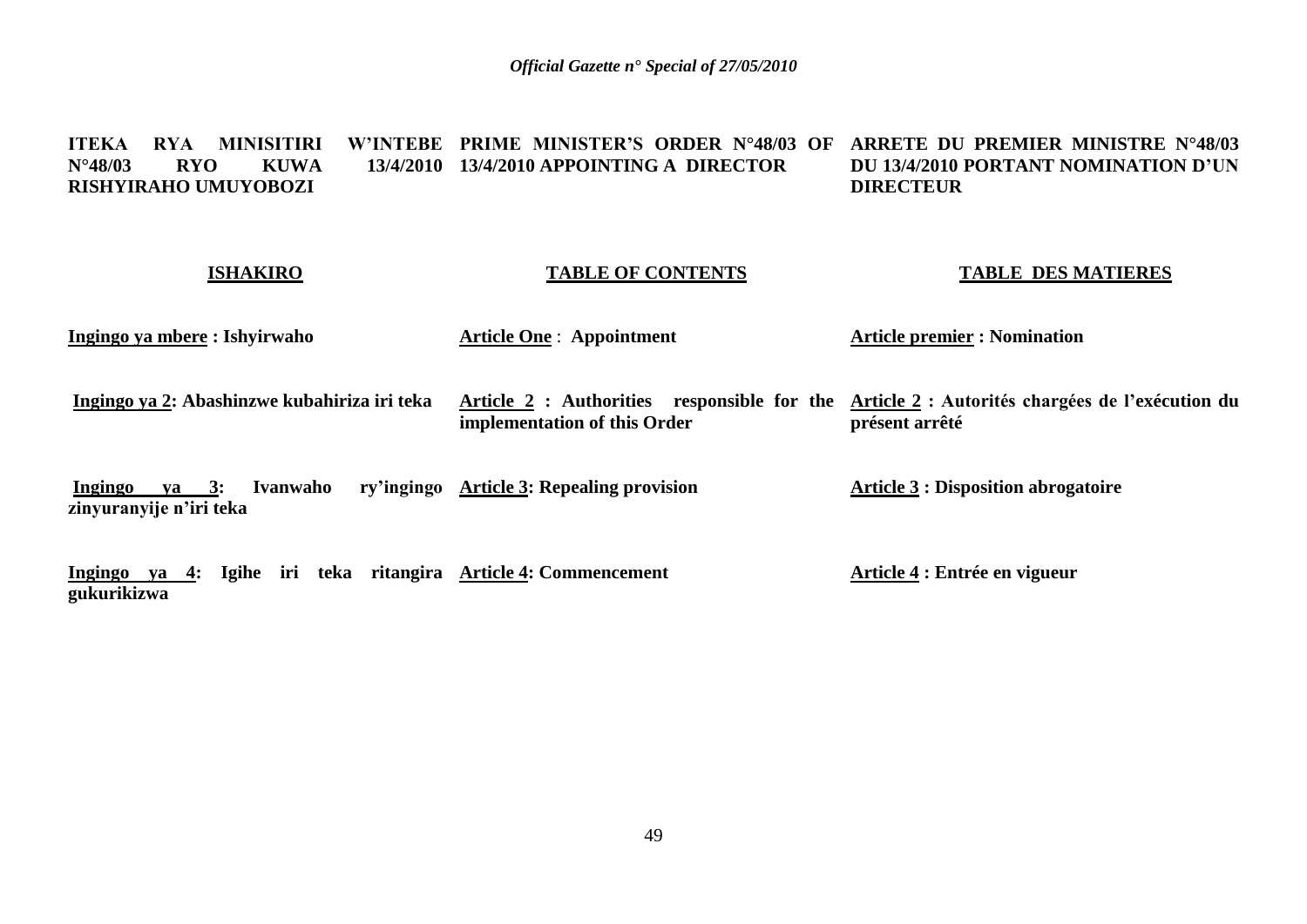**ITEKA RYA MINISITIRI W'INTEBE N°48/03 RYO KUWA 13/4/2010 RISHYIRAHO UMUYOBOZI**

**ISHAKIRO**

**Ingingo ya mbere : Ishyirwaho**

**Ingingo ya 2: Abashinzwe kubahiriza iri teka**

**Ingingo ya 3: Ivanwaho ry'ingingo zinyuranyije n'iri teka**

**Ingingo ya 4: Igihe iri teka ritangira gukurikizwa**

**PRIME MINISTER'S ORDER N°48/03 OF 13/4/2010 APPOINTING A DIRECTOR**

**TABLE OF CONTENTS**

**Article One : Appointment**

**Article 2 : Authorities responsible for the implementation of this Order**

**Article 3: Repealing provision**

**Article 4: Commencement**

**ARRETE DU PREMIER MINISTRE N°48/03 DU 13/4/2010 PORTANT NOMINATION D'UN DIRECTEUR**

**TABLE DES MATIERES**

**Article premier : Nomination**

**Article 2 : Autorités chargées de l'exécution du présent arrêté**

**Article 3 : Disposition abrogatoire**

**Article 4 : Entrée en vigueur**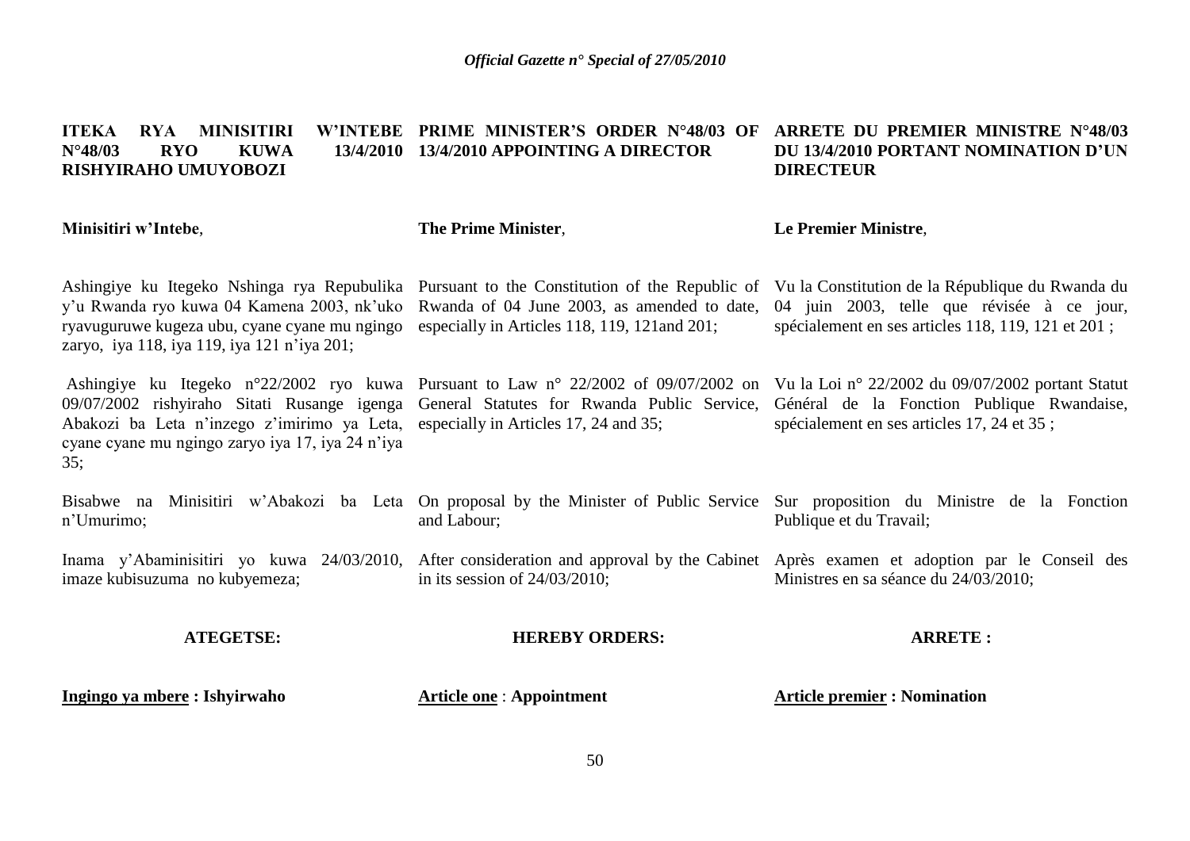**ITEKA RYA MINISITIRI W'INTEBE N°48/03 RYO KUWA 13/4/2010 RISHYIRAHO UMUYOBOZI**

**Minisitiri w'Intebe**,

Ashingiye ku Itegeko Nshinga rya Repubulika y'u Rwanda ryo kuwa 04 Kamena 2003, nk'uko ryavuguruwe kugeza ubu, cyane cyane mu ngingo zaryo, iya 118, iya 119, iya 121 n'iya 201;

Ashingiye ku Itegeko n°22/2002 ryo kuwa 09/07/2002 rishyiraho Sitati Rusange igenga Abakozi ba Leta n'inzego z'imirimo ya Leta, cyane cyane mu ngingo zaryo iya 17, iya 24 n'iya 35;

Bisabwe na Minisitiri w'Abakozi ba Leta n'Umurimo;

Inama y'Abaminisitiri yo kuwa 24/03/2010, imaze kubisuzuma no kubyemeza;

**ATEGETSE:**

**<u>Ingingo ya mbere</u> : Ishyirwaho**

**PRIME MINISTER'S ORDER N°48/03 OF 13/4/2010 APPOINTING A DIRECTOR**

**The Prime Minister**,

Pursuant to the Constitution of the Republic of Rwanda of 04 June 2003, as amended to date, especially in Articles 118, 119, 121and 201;

Pursuant to Law n° 22/2002 of 09/07/2002 on General Statutes for Rwanda Public Service, especially in Articles 17, 24 and 35;

On proposal by the Minister of Public Service and Labour;

After consideration and approval by the Cabinet in its session of 24/03/2010;

**HEREBY ORDERS:**

**<u>Article one</u> : Appointment**

**ARRETE DU PREMIER MINISTRE N°48/03 DU 13/4/2010 PORTANT NOMINATION D'UN DIRECTEUR**

**Le Premier Ministre**,

Vu la Constitution de la République du Rwanda du 04 juin 2003, telle que révisée à ce jour, spécialement en ses articles 118, 119, 121 et 201 ;

Vu la Loi n° 22/2002 du 09/07/2002 portant Statut Général de la Fonction Publique Rwandaise, spécialement en ses articles 17, 24 et 35 ;

Sur proposition du Ministre de la Fonction Publique et du Travail;

Après examen et adoption par le Conseil des Ministres en sa séance du 24/03/2010;

**ARRETE :**

**<u>Article premier</u> : Nomination**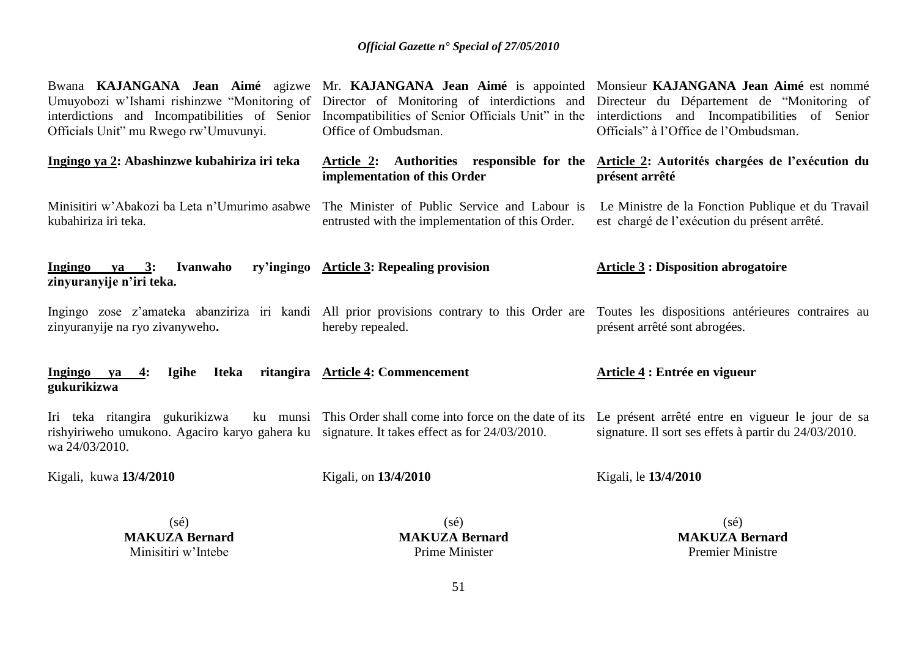Bwana **KAJANGANA Jean Aimé** agizwe Umuyobozi w'Ishami rishinzwe "Monitoring of interdictions and Incompatibilities of Senior Officials Unit" mu Rwego rw'Umuvunyi.

**Ingingo ya 2: Abashinzwe kubahiriza iri teka**

Minisitiri w'Abakozi ba Leta n'Umurimo asabwe kubahiriza iri teka.

**Ingingo ya 3: Ivanwaho ry'ingingo zinyuranyije n'iri teka.**

Ingingo zose z'amateka abanziriza iri kandi zinyuranyije na ryo zivanyweho**.**

**Ingingo ya 4: Igihe Iteka ritangira gukurikizwa**

Iri teka ritangira gukurikizwa ku munsi rishyiriweho umukono. Agaciro karyo gahera ku wa 24/03/2010.

Kigali, kuwa **13/4/2010**

(sé)
**MAKUZA Bernard**
Minisitiri w'Intebe

---

Mr. **KAJANGANA Jean Aimé** is appointed Director of Monitoring of interdictions and Incompatibilities of Senior Officials Unit" in the Office of Ombudsman.

**Article 2: Authorities responsible for the implementation of this Order**

The Minister of Public Service and Labour is entrusted with the implementation of this Order.

**Article 3: Repealing provision**

All prior provisions contrary to this Order are hereby repealed.

**Article 4: Commencement**

This Order shall come into force on the date of its signature. It takes effect as for 24/03/2010.

Kigali, on **13/4/2010**

(sé)
**MAKUZA Bernard**
Prime Minister

---

Monsieur **KAJANGANA Jean Aimé** est nommé Directeur du Département de "Monitoring of interdictions and Incompatibilities of Senior Officials" à l'Office de l'Ombudsman.

**Article 2: Autorités chargées de l'exécution du présent arrêté**

Le Ministre de la Fonction Publique et du Travail est chargé de l'exécution du présent arrêté.

**Article 3 : Disposition abrogatoire**

Toutes les dispositions antérieures contraires au présent arrêté sont abrogées.

**Article 4 : Entrée en vigueur**

Le présent arrêté entre en vigueur le jour de sa signature. Il sort ses effets à partir du 24/03/2010.

Kigali, le **13/4/2010**

(sé)
**MAKUZA Bernard**
Premier Ministre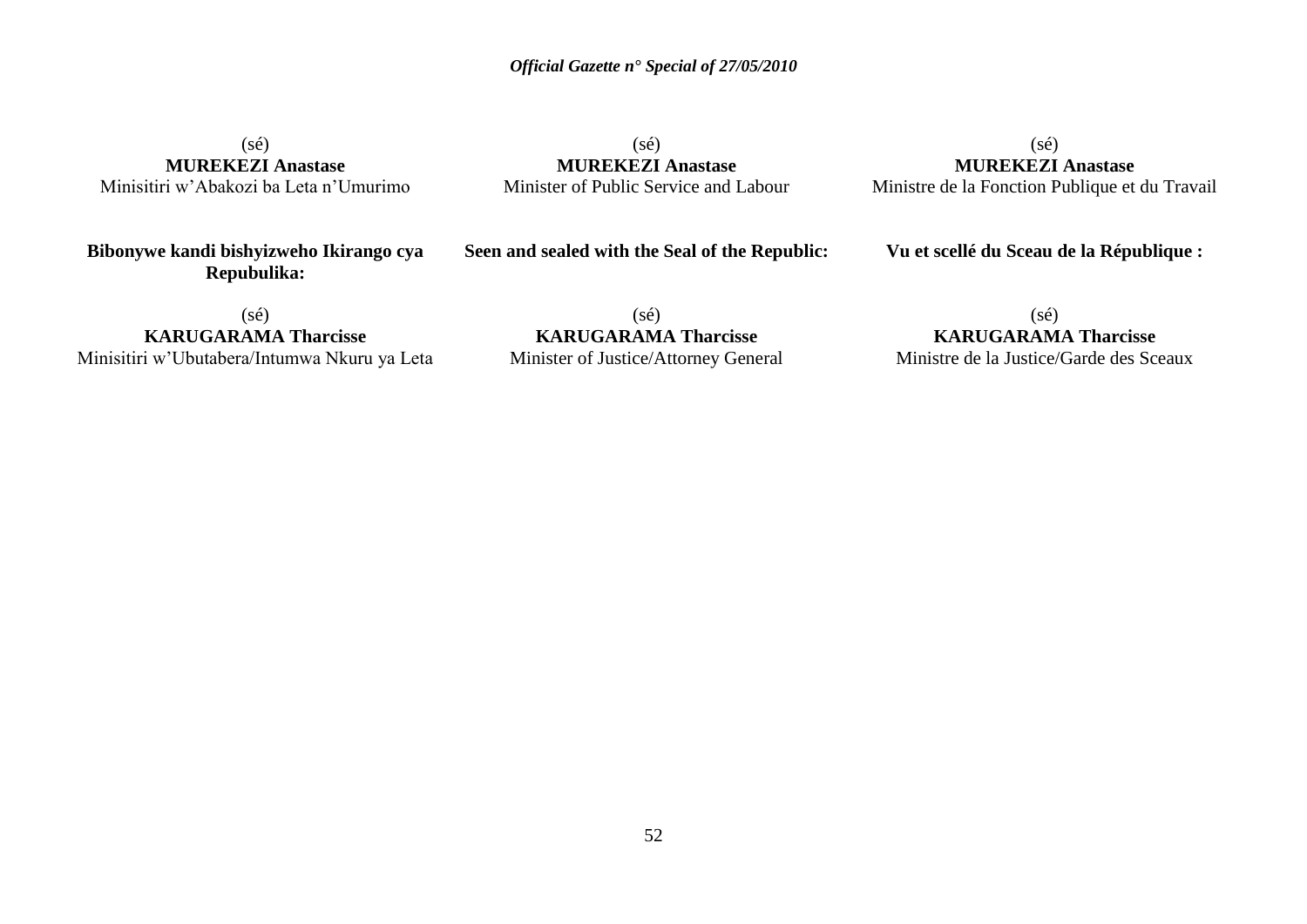(sé)
**MUREKEZI Anastase**
Minisitiri w'Abakozi ba Leta n'Umurimo

**Bibonywe kandi bishyizweho Ikirango cya Repubulika:**

(sé)
**KARUGARAMA Tharcisse**
Minisitiri w'Ubutabera/Intumwa Nkuru ya Leta

(sé)
**MUREKEZI Anastase**
Minister of Public Service and Labour

**Seen and sealed with the Seal of the Republic:**

(sé)
**KARUGARAMA Tharcisse**
Minister of Justice/Attorney General

(sé)
**MUREKEZI Anastase**
Ministre de la Fonction Publique et du Travail

**Vu et scellé du Sceau de la République :**

(sé)
**KARUGARAMA Tharcisse**
Ministre de la Justice/Garde des Sceaux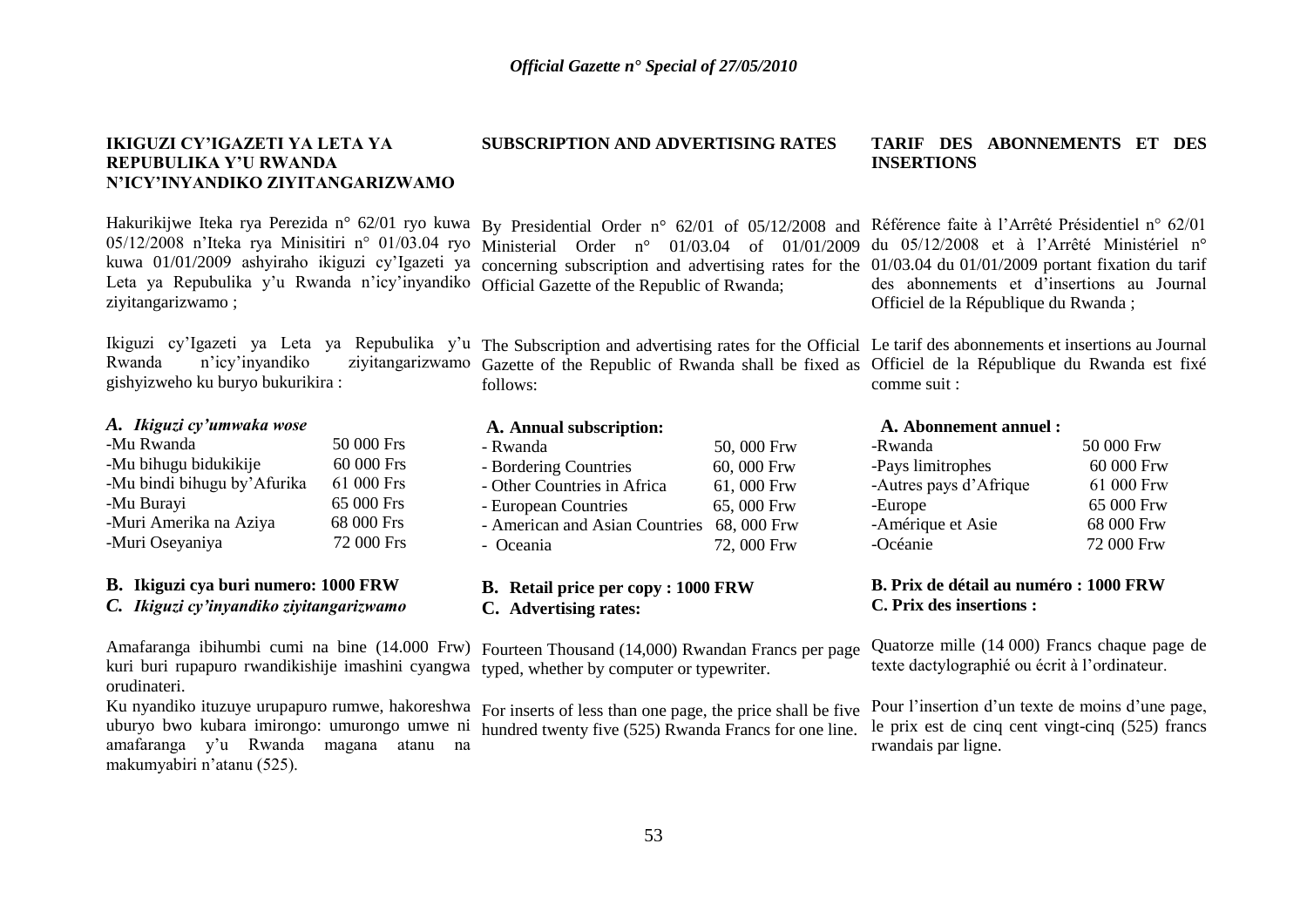## IKIGUZI CY'IGAZETI YA LETA YA REPUBULIKA Y'U RWANDA N'ICY'INYANDIKO ZIYITANGARIZWAMO

Hakurikijwe Iteka rya Perezida n° 62/01 ryo kuwa 05/12/2008 n'Iteka rya Minisitiri n° 01/03.04 ryo kuwa 01/01/2009 ashyiraho ikiguzi cy'Igazeti ya Leta ya Repubulika y'u Rwanda n'icy'inyandiko ziyitangarizwamo ;

Ikiguzi cy'Igazeti ya Leta ya Repubulika y'u Rwanda n'icy'inyandiko ziyitangarizwamo gishyizweho ku buryo bukurikira :

### *A. Ikiguzi cy'umwaka wose*

| | |
|---|---|
| -Mu Rwanda | 50 000 Frs |
| -Mu bihugu bidukikije | 60 000 Frs |
| -Mu bindi bihugu by'Afurika | 61 000 Frs |
| -Mu Burayi | 65 000 Frs |
| -Muri Amerika na Aziya | 68 000 Frs |
| -Muri Oseyaniya | 72 000 Frs |

### B. Ikiguzi cya buri numero: 1000 FRW

### *C. Ikiguzi cy'inyandiko ziyitangarizwamo*

Amafaranga ibihumbi cumi na bine (14.000 Frw) kuri buri rupapuro rwandikishije imashini cyangwa orudinateri.

Ku nyandiko ituzuye urupapuro rumwe, hakoreshwa uburyo bwo kubara imirongo: umurongo umwe ni amafaranga y'u Rwanda magana atanu na makumyabiri n'atanu (525).

## SUBSCRIPTION AND ADVERTISING RATES

By Presidential Order n° 62/01 of 05/12/2008 and Ministerial Order n° 01/03.04 of 01/01/2009 concerning subscription and advertising rates for the Official Gazette of the Republic of Rwanda;

The Subscription and advertising rates for the Official Gazette of the Republic of Rwanda shall be fixed as follows:

### A. Annual subscription:

| | |
|---|---|
| - Rwanda | 50, 000 Frw |
| - Bordering Countries | 60, 000 Frw |
| - Other Countries in Africa | 61, 000 Frw |
| - European Countries | 65, 000 Frw |
| - American and Asian Countries | 68, 000 Frw |
| - Oceania | 72, 000 Frw |

### B. Retail price per copy : 1000 FRW

### C. Advertising rates:

Fourteen Thousand (14,000) Rwandan Francs per page typed, whether by computer or typewriter.

For inserts of less than one page, the price shall be five hundred twenty five (525) Rwanda Francs for one line.

## TARIF DES ABONNEMENTS ET DES INSERTIONS

Référence faite à l'Arrêté Présidentiel n° 62/01 du 05/12/2008 et à l'Arrêté Ministériel n° 01/03.04 du 01/01/2009 portant fixation du tarif des abonnements et d'insertions au Journal Officiel de la République du Rwanda ;

Le tarif des abonnements et insertions au Journal Officiel de la République du Rwanda est fixé comme suit :

### A. Abonnement annuel :

| | |
|---|---|
| -Rwanda | 50 000 Frw |
| -Pays limitrophes | 60 000 Frw |
| -Autres pays d'Afrique | 61 000 Frw |
| -Europe | 65 000 Frw |
| -Amérique et Asie | 68 000 Frw |
| -Océanie | 72 000 Frw |

### B. Prix de détail au numéro : 1000 FRW

### C. Prix des insertions :

Quatorze mille (14 000) Francs chaque page de texte dactylographié ou écrit à l'ordinateur.

Pour l'insertion d'un texte de moins d'une page, le prix est de cinq cent vingt-cinq (525) francs rwandais par ligne.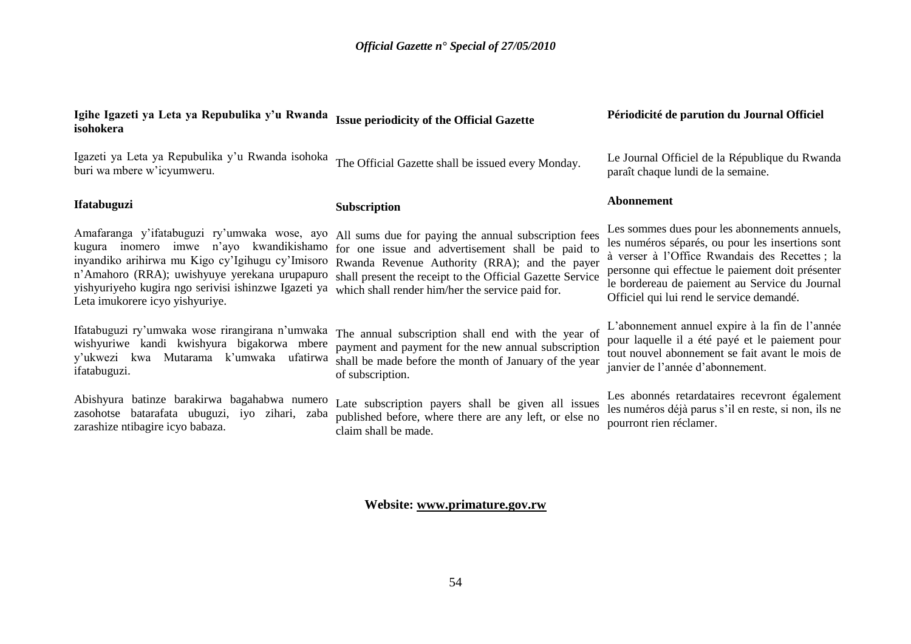**Igihe Igazeti ya Leta ya Repubulika y'u Rwanda isohokera**

Igazeti ya Leta ya Repubulika y'u Rwanda isohoka buri wa mbere w'icyumweru.

**Ifatabuguzi**

Amafaranga y'ifatabuguzi ry'umwaka wose, ayo kugura inomero imwe n'ayo kwandikishamo inyandiko arihirwa mu Kigo cy'Igihugu cy'Imisoro n'Amahoro (RRA); uwishyuye yerekana urupapuro yishyuriyeho kugira ngo serivisi ishinzwe Igazeti ya Leta imukorere icyo yishyuriye.

Ifatabuguzi ry'umwaka wose rirangirana n'umwaka wishyuriwe kandi kwishyura bigakorwa mbere y'ukwezi kwa Mutarama k'umwaka ufatirwa ifatabuguzi.

Abishyura batinze barakirwa bagahabwa numero zasohotse batarafata ubuguzi, iyo zihari, zaba zarashize ntibagire icyo babaza.

**Issue periodicity of the Official Gazette**

The Official Gazette shall be issued every Monday.

**Subscription**

All sums due for paying the annual subscription fees for one issue and advertisement shall be paid to Rwanda Revenue Authority (RRA); and the payer shall present the receipt to the Official Gazette Service which shall render him/her the service paid for.

The annual subscription shall end with the year of payment and payment for the new annual subscription shall be made before the month of January of the year of subscription.

Late subscription payers shall be given all issues published before, where there are any left, or else no claim shall be made.

**Périodicité de parution du Journal Officiel**

Le Journal Officiel de la République du Rwanda paraît chaque lundi de la semaine.

**Abonnement**

Les sommes dues pour les abonnements annuels, les numéros séparés, ou pour les insertions sont à verser à l'Office Rwandais des Recettes ; la personne qui effectue le paiement doit présenter le bordereau de paiement au Service du Journal Officiel qui lui rend le service demandé.

L'abonnement annuel expire à la fin de l'année pour laquelle il a été payé et le paiement pour tout nouvel abonnement se fait avant le mois de janvier de l'année d'abonnement.

Les abonnés retardataires recevront également les numéros déjà parus s'il en reste, si non, ils ne pourront rien réclamer.

**Website: www.primature.gov.rw**